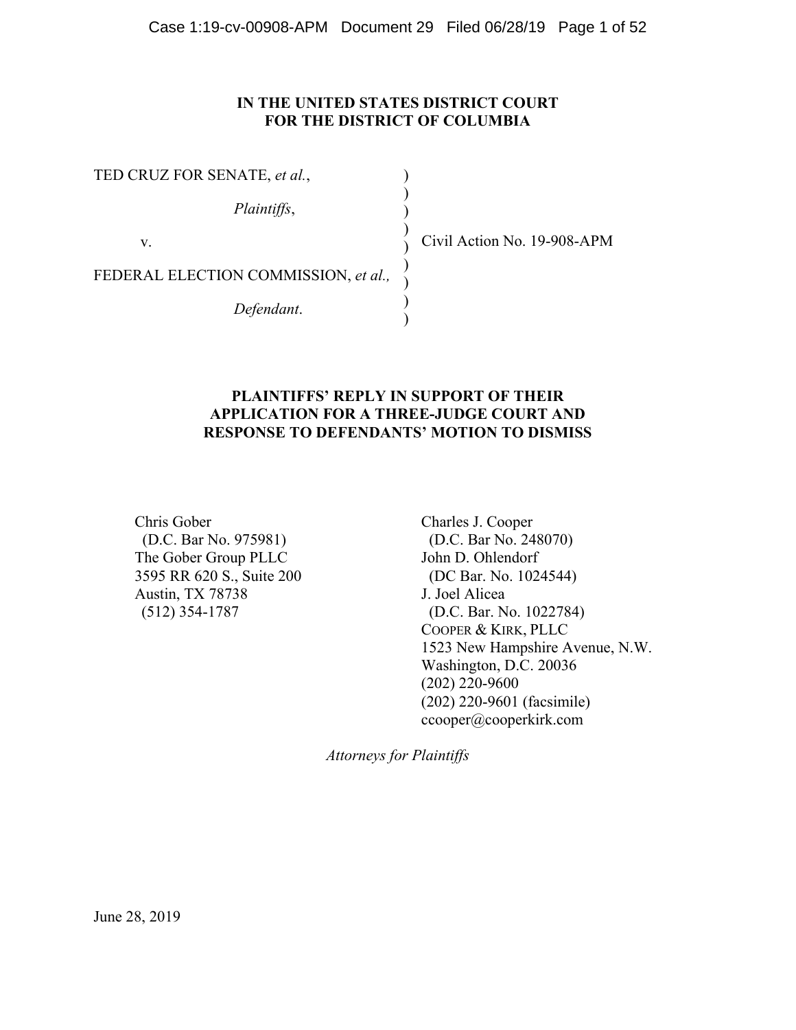# IN THE UNITED STATES DISTRICT COURT
# FOR THE DISTRICT OF COLUMBIA

| | | |
|---|---|---|
| TED CRUZ FOR SENATE, *et al.*, | ) | |
| *Plaintiffs*, | ) | |
| v. | ) | Civil Action No. 19-908-APM |
| FEDERAL ELECTION COMMISSION, *et al.,* | ) | |
| *Defendant*. | ) | |

## PLAINTIFFS' REPLY IN SUPPORT OF THEIR APPLICATION FOR A THREE-JUDGE COURT AND RESPONSE TO DEFENDANTS' MOTION TO DISMISS

Chris Gober
(D.C. Bar No. 975981)
The Gober Group PLLC
3595 RR 620 S., Suite 200
Austin, TX 78738
(512) 354-1787

Charles J. Cooper
(D.C. Bar No. 248070)
John D. Ohlendorf
(DC Bar. No. 1024544)
J. Joel Alicea
(D.C. Bar. No. 1022784)
COOPER & KIRK, PLLC
1523 New Hampshire Avenue, N.W.
Washington, D.C. 20036
(202) 220-9600
(202) 220-9601 (facsimile)
ccooper@cooperkirk.com

*Attorneys for Plaintiffs*

June 28, 2019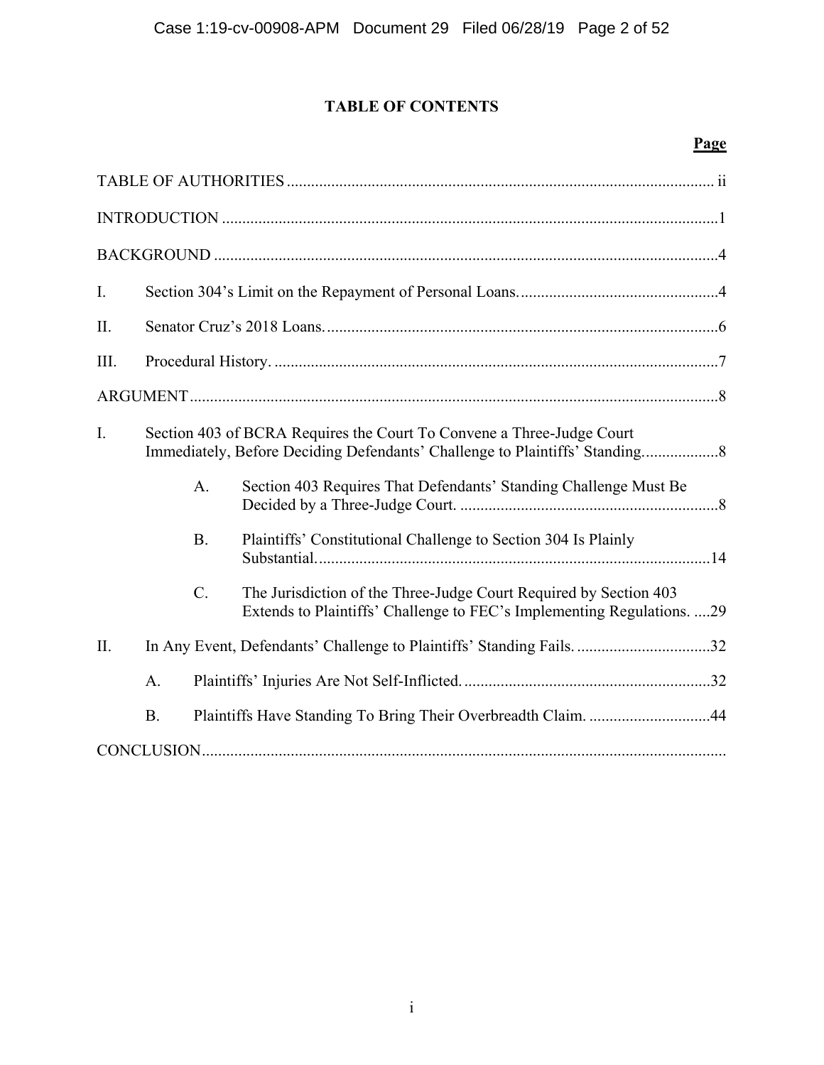# TABLE OF CONTENTS

| | Page |
|---|---|
| TABLE OF AUTHORITIES | ii |
| INTRODUCTION | 1 |
| BACKGROUND | 4 |
| I. Section 304's Limit on the Repayment of Personal Loans. | 4 |
| II. Senator Cruz's 2018 Loans. | 6 |
| III. Procedural History. | 7 |
| ARGUMENT | 8 |
| I. Section 403 of BCRA Requires the Court To Convene a Three-Judge Court Immediately, Before Deciding Defendants' Challenge to Plaintiffs' Standing. | 8 |
| A. Section 403 Requires That Defendants' Standing Challenge Must Be Decided by a Three-Judge Court. | 8 |
| B. Plaintiffs' Constitutional Challenge to Section 304 Is Plainly Substantial. | 14 |
| C. The Jurisdiction of the Three-Judge Court Required by Section 403 Extends to Plaintiffs' Challenge to FEC's Implementing Regulations. | 29 |
| II. In Any Event, Defendants' Challenge to Plaintiffs' Standing Fails. | 32 |
| A. Plaintiffs' Injuries Are Not Self-Inflicted. | 32 |
| B. Plaintiffs Have Standing To Bring Their Overbreadth Claim. | 44 |
| CONCLUSION | |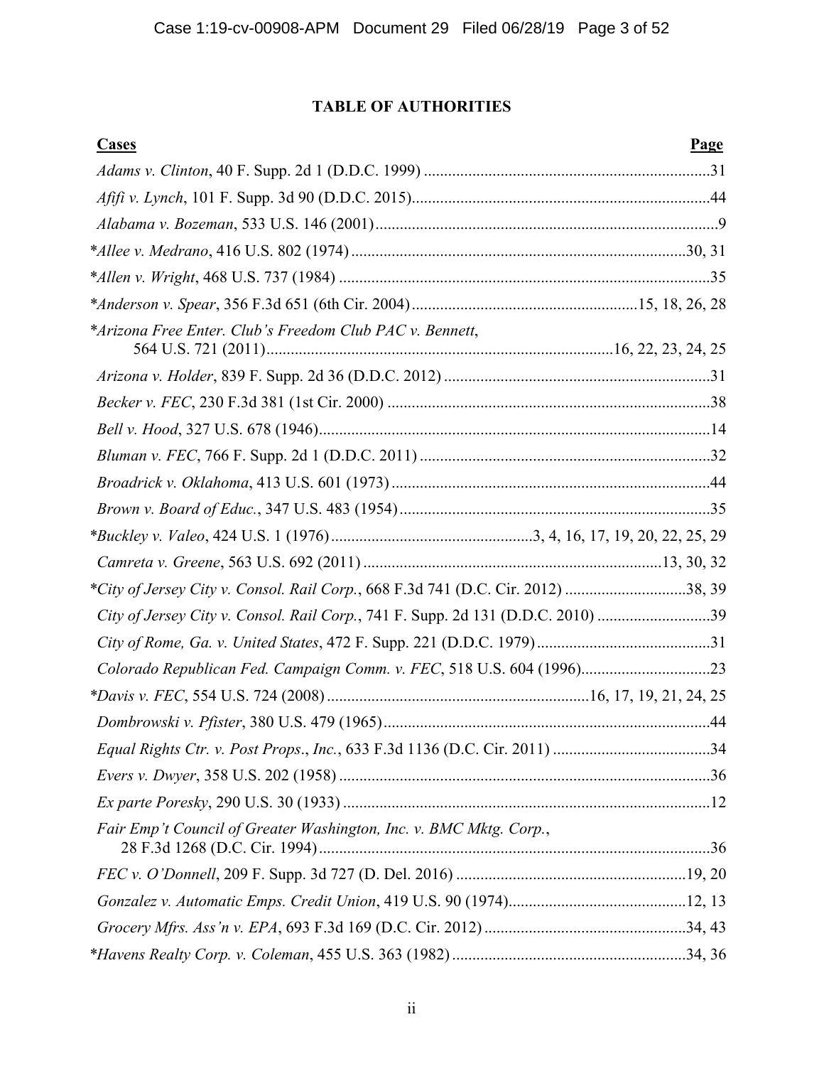## TABLE OF AUTHORITIES

| Cases | Page |
|---|---|
| *Adams v. Clinton*, 40 F. Supp. 2d 1 (D.D.C. 1999) | 31 |
| *Afifi v. Lynch*, 101 F. Supp. 3d 90 (D.D.C. 2015) | 44 |
| *Alabama v. Bozeman*, 533 U.S. 146 (2001) | 9 |
| \**Allee v. Medrano*, 416 U.S. 802 (1974) | 30, 31 |
| \**Allen v. Wright*, 468 U.S. 737 (1984) | 35 |
| \**Anderson v. Spear*, 356 F.3d 651 (6th Cir. 2004) | 15, 18, 26, 28 |
| \**Arizona Free Enter. Club's Freedom Club PAC v. Bennett*, 564 U.S. 721 (2011) | 16, 22, 23, 24, 25 |
| *Arizona v. Holder*, 839 F. Supp. 2d 36 (D.D.C. 2012) | 31 |
| *Becker v. FEC*, 230 F.3d 381 (1st Cir. 2000) | 38 |
| *Bell v. Hood*, 327 U.S. 678 (1946) | 14 |
| *Bluman v. FEC*, 766 F. Supp. 2d 1 (D.D.C. 2011) | 32 |
| *Broadrick v. Oklahoma*, 413 U.S. 601 (1973) | 44 |
| *Brown v. Board of Educ.*, 347 U.S. 483 (1954) | 35 |
| \**Buckley v. Valeo*, 424 U.S. 1 (1976) | 3, 4, 16, 17, 19, 20, 22, 25, 29 |
| *Camreta v. Greene*, 563 U.S. 692 (2011) | 13, 30, 32 |
| \**City of Jersey City v. Consol. Rail Corp.*, 668 F.3d 741 (D.C. Cir. 2012) | 38, 39 |
| *City of Jersey City v. Consol. Rail Corp.*, 741 F. Supp. 2d 131 (D.D.C. 2010) | 39 |
| *City of Rome, Ga. v. United States*, 472 F. Supp. 221 (D.D.C. 1979) | 31 |
| *Colorado Republican Fed. Campaign Comm. v. FEC*, 518 U.S. 604 (1996) | 23 |
| \**Davis v. FEC*, 554 U.S. 724 (2008) | 16, 17, 19, 21, 24, 25 |
| *Dombrowski v. Pfister*, 380 U.S. 479 (1965) | 44 |
| *Equal Rights Ctr. v. Post Props., Inc.*, 633 F.3d 1136 (D.C. Cir. 2011) | 34 |
| *Evers v. Dwyer*, 358 U.S. 202 (1958) | 36 |
| *Ex parte Poresky*, 290 U.S. 30 (1933) | 12 |
| *Fair Emp't Council of Greater Washington, Inc. v. BMC Mktg. Corp.*, 28 F.3d 1268 (D.C. Cir. 1994) | 36 |
| *FEC v. O'Donnell*, 209 F. Supp. 3d 727 (D. Del. 2016) | 19, 20 |
| *Gonzalez v. Automatic Emps. Credit Union*, 419 U.S. 90 (1974) | 12, 13 |
| *Grocery Mfrs. Ass'n v. EPA*, 693 F.3d 169 (D.C. Cir. 2012) | 34, 43 |
| \**Havens Realty Corp. v. Coleman*, 455 U.S. 363 (1982) | 34, 36 |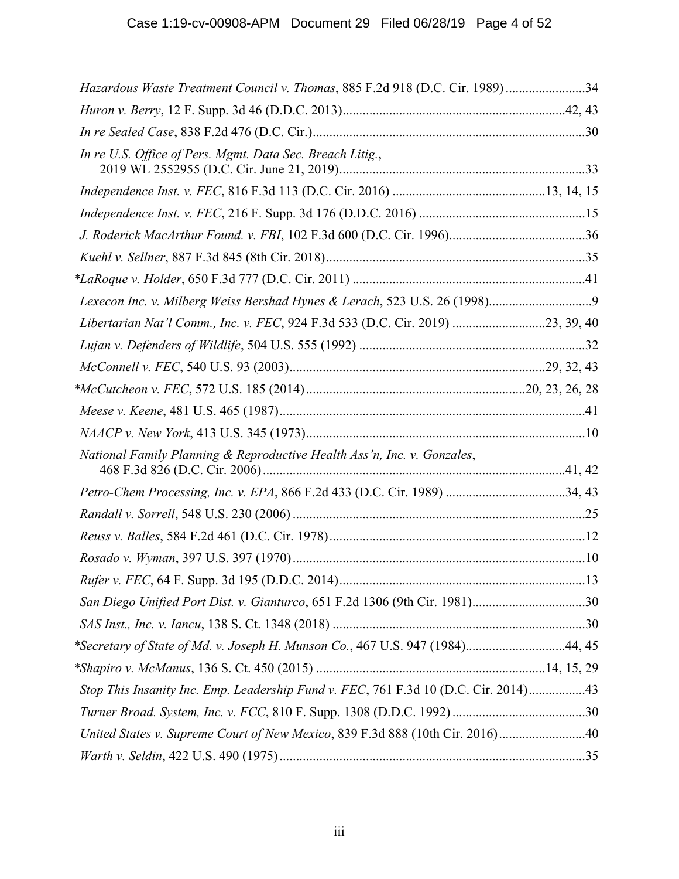*Hazardous Waste Treatment Council v. Thomas*, 885 F.2d 918 (D.C. Cir. 1989) ........................34

*Huron v. Berry*, 12 F. Supp. 3d 46 (D.D.C. 2013)..................................................................42, 43

*In re Sealed Case*, 838 F.2d 476 (D.C. Cir.)..................................................................................30

*In re U.S. Office of Pers. Mgmt. Data Sec. Breach Litig.*,
2019 WL 2552955 (D.C. Cir. June 21, 2019).........................................................................33

*Independence Inst. v. FEC*, 816 F.3d 113 (D.C. Cir. 2016) .............................................13, 14, 15

*Independence Inst. v. FEC*, 216 F. Supp. 3d 176 (D.D.C. 2016) ..................................................15

*J. Roderick MacArthur Found. v. FBI*, 102 F.3d 600 (D.C. Cir. 1996).........................................36

*Kuehl v. Sellner*, 887 F.3d 845 (8th Cir. 2018)..............................................................................35

*\*LaRoque v. Holder*, 650 F.3d 777 (D.C. Cir. 2011) .....................................................................41

*Lexecon Inc. v. Milberg Weiss Bershad Hynes & Lerach*, 523 U.S. 26 (1998)...............................9

*Libertarian Nat'l Comm., Inc. v. FEC*, 924 F.3d 533 (D.C. Cir. 2019) ...........................23, 39, 40

*Lujan v. Defenders of Wildlife*, 504 U.S. 555 (1992) ....................................................................32

*McConnell v. FEC*, 540 U.S. 93 (2003)............................................................................29, 32, 43

*\*McCutcheon v. FEC*, 572 U.S. 185 (2014)..................................................................20, 23, 26, 28

*Meese v. Keene*, 481 U.S. 465 (1987)............................................................................................41

*NAACP v. New York*, 413 U.S. 345 (1973)...................................................................................10

*National Family Planning & Reproductive Health Ass'n, Inc. v. Gonzales*,
468 F.3d 826 (D.C. Cir. 2006)..........................................................................................41, 42

*Petro-Chem Processing, Inc. v. EPA*, 866 F.2d 433 (D.C. Cir. 1989) ....................................34, 43

*Randall v. Sorrell*, 548 U.S. 230 (2006) ........................................................................................25

*Reuss v. Balles*, 584 F.2d 461 (D.C. Cir. 1978).............................................................................12

*Rosado v. Wyman*, 397 U.S. 397 (1970) ........................................................................................10

*Rufer v. FEC*, 64 F. Supp. 3d 195 (D.D.C. 2014)..........................................................................13

*San Diego Unified Port Dist. v. Gianturco*, 651 F.2d 1306 (9th Cir. 1981)..................................30

*SAS Inst., Inc. v. Iancu*, 138 S. Ct. 1348 (2018) ............................................................................30

*\*Secretary of State of Md. v. Joseph H. Munson Co.*, 467 U.S. 947 (1984)..............................44, 45

*\*Shapiro v. McManus*, 136 S. Ct. 450 (2015) ....................................................................14, 15, 29

*Stop This Insanity Inc. Emp. Leadership Fund v. FEC*, 761 F.3d 10 (D.C. Cir. 2014).................43

*Turner Broad. System, Inc. v. FCC*, 810 F. Supp. 1308 (D.D.C. 1992) ........................................30

*United States v. Supreme Court of New Mexico*, 839 F.3d 888 (10th Cir. 2016)..........................40

*Warth v. Seldin*, 422 U.S. 490 (1975) ............................................................................................35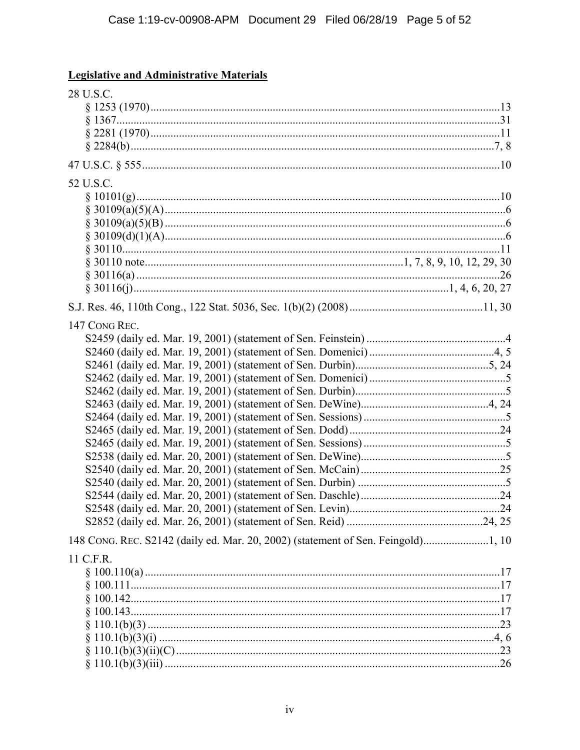**Legislative and Administrative Materials**

28 U.S.C.
- § 1253 (1970) ........................................................................ 13
- § 1367 ........................................................................ 31
- § 2281 (1970) ........................................................................ 11
- § 2284(b) ........................................................................ 7, 8

47 U.S.C. § 555 ........................................................................ 10

52 U.S.C.
- § 10101(g) ........................................................................ 10
- § 30109(a)(5)(A) ........................................................................ 6
- § 30109(a)(5)(B) ........................................................................ 6
- § 30109(d)(1)(A) ........................................................................ 6
- § 30110 ........................................................................ 11
- § 30110 note ........................................................................ 1, 7, 8, 9, 10, 12, 29, 30
- § 30116(a) ........................................................................ 26
- § 30116(j) ........................................................................ 1, 4, 6, 20, 27

S.J. Res. 46, 110th Cong., 122 Stat. 5036, Sec. 1(b)(2) (2008) ........................................................................ 11, 30

147 CONG REC.
- S2459 (daily ed. Mar. 19, 2001) (statement of Sen. Feinstein) ........................................................................ 4
- S2460 (daily ed. Mar. 19, 2001) (statement of Sen. Domenici) ........................................................................ 4, 5
- S2461 (daily ed. Mar. 19, 2001) (statement of Sen. Durbin) ........................................................................ 5, 24
- S2462 (daily ed. Mar. 19, 2001) (statement of Sen. Domenici) ........................................................................ 5
- S2462 (daily ed. Mar. 19, 2001) (statement of Sen. Durbin) ........................................................................ 5
- S2463 (daily ed. Mar. 19, 2001) (statement of Sen. DeWine) ........................................................................ 4, 24
- S2464 (daily ed. Mar. 19, 2001) (statement of Sen. Sessions) ........................................................................ 5
- S2465 (daily ed. Mar. 19, 2001) (statement of Sen. Dodd) ........................................................................ 24
- S2465 (daily ed. Mar. 19, 2001) (statement of Sen. Sessions) ........................................................................ 5
- S2538 (daily ed. Mar. 20, 2001) (statement of Sen. DeWine) ........................................................................ 5
- S2540 (daily ed. Mar. 20, 2001) (statement of Sen. McCain) ........................................................................ 25
- S2540 (daily ed. Mar. 20, 2001) (statement of Sen. Durbin) ........................................................................ 5
- S2544 (daily ed. Mar. 20, 2001) (statement of Sen. Daschle) ........................................................................ 24
- S2548 (daily ed. Mar. 20, 2001) (statement of Sen. Levin) ........................................................................ 24
- S2852 (daily ed. Mar. 26, 2001) (statement of Sen. Reid) ........................................................................ 24, 25

148 CONG. REC. S2142 (daily ed. Mar. 20, 2002) (statement of Sen. Feingold) ........................................................................ 1, 10

11 C.F.R.
- § 100.110(a) ........................................................................ 17
- § 100.111 ........................................................................ 17
- § 100.142 ........................................................................ 17
- § 100.143 ........................................................................ 17
- § 110.1(b)(3) ........................................................................ 23
- § 110.1(b)(3)(i) ........................................................................ 4, 6
- § 110.1(b)(3)(ii)(C) ........................................................................ 23
- § 110.1(b)(3)(iii) ........................................................................ 26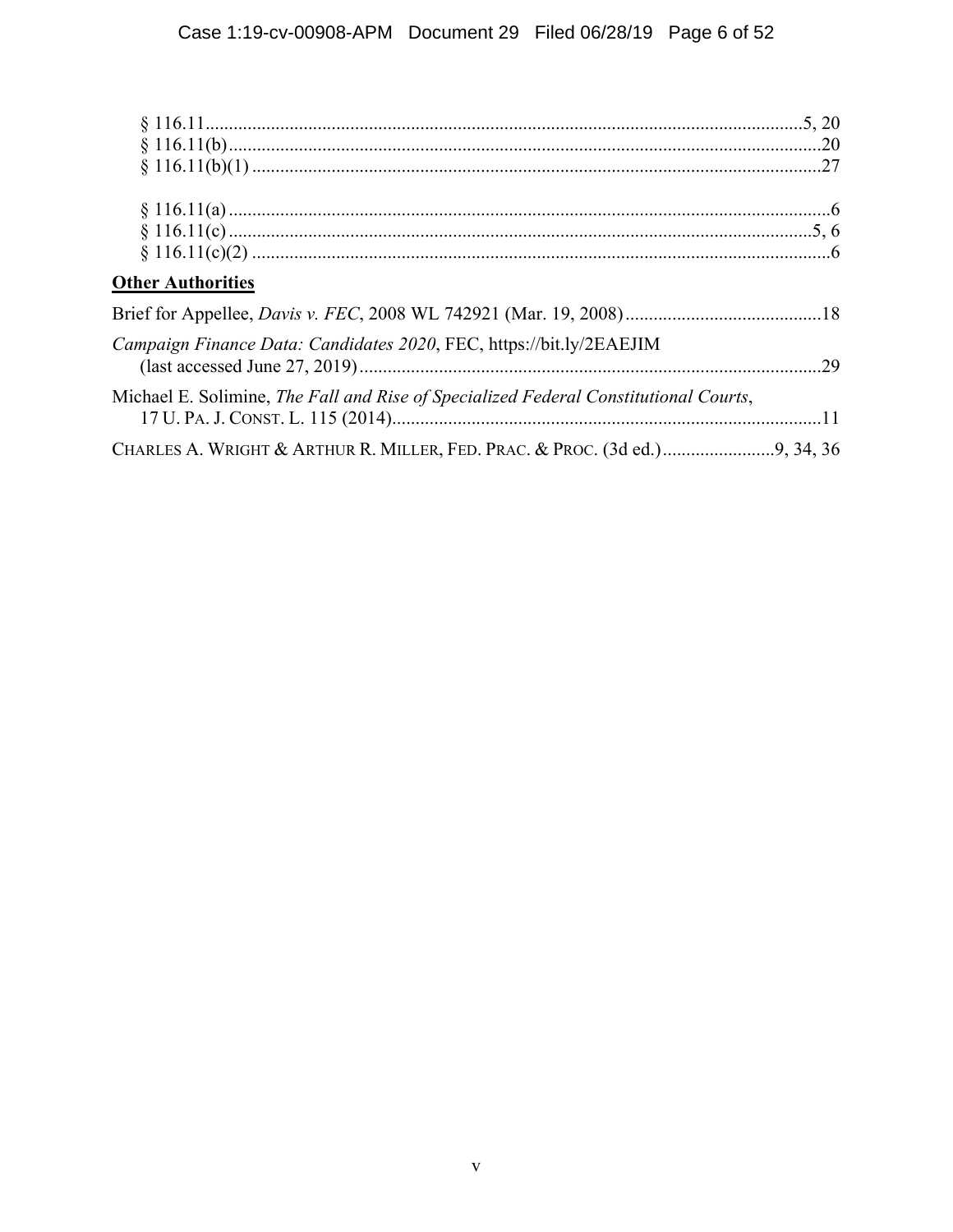§ 116.11 ............................................................................................................................5, 20
§ 116.11(b) ..............................................................................................................................20
§ 116.11(b)(1) ..........................................................................................................................27

§ 116.11(a) ................................................................................................................................6
§ 116.11(c) ............................................................................................................................5, 6
§ 116.11(c)(2) ............................................................................................................................6

**Other Authorities**

Brief for Appellee, *Davis v. FEC*, 2008 WL 742921 (Mar. 19, 2008) ..........................................18

*Campaign Finance Data: Candidates 2020*, FEC, https://bit.ly/2EAEJIM (last accessed June 27, 2019) ..................................................................................................29

Michael E. Solimine, *The Fall and Rise of Specialized Federal Constitutional Courts*, 17 U. PA. J. CONST. L. 115 (2014)............................................................................................11

CHARLES A. WRIGHT & ARTHUR R. MILLER, FED. PRAC. & PROC. (3d ed.) ........................9, 34, 36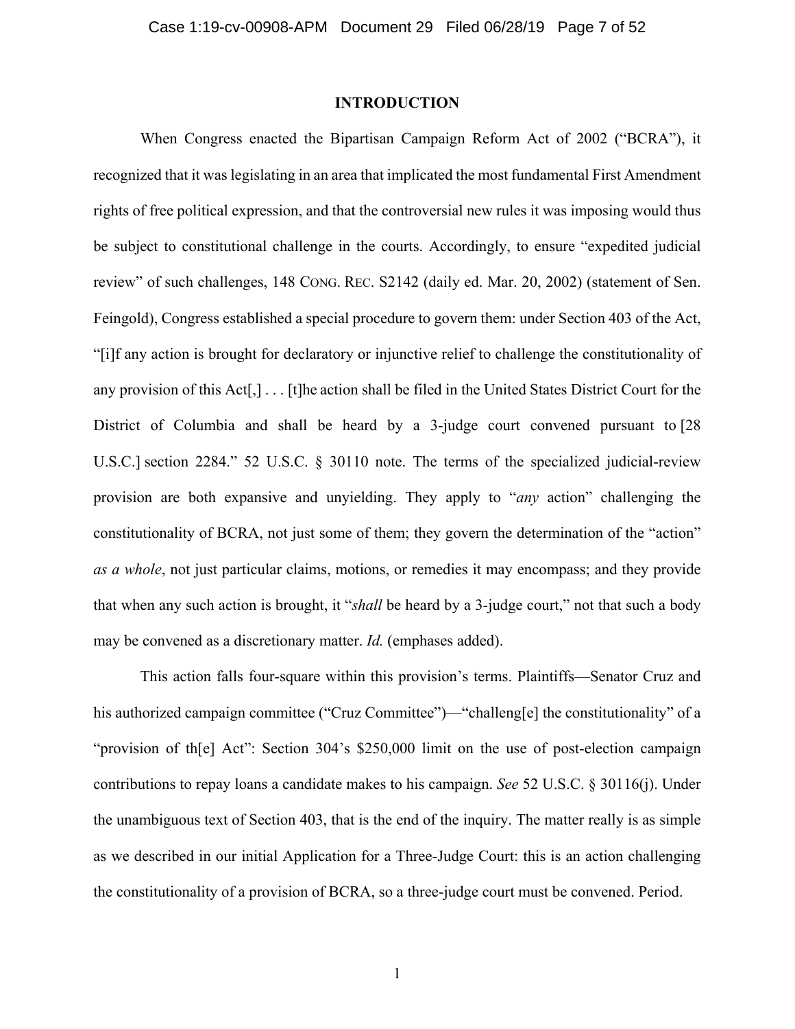## INTRODUCTION

When Congress enacted the Bipartisan Campaign Reform Act of 2002 ("BCRA"), it recognized that it was legislating in an area that implicated the most fundamental First Amendment rights of free political expression, and that the controversial new rules it was imposing would thus be subject to constitutional challenge in the courts. Accordingly, to ensure "expedited judicial review" of such challenges, 148 CONG. REC. S2142 (daily ed. Mar. 20, 2002) (statement of Sen. Feingold), Congress established a special procedure to govern them: under Section 403 of the Act, "[i]f any action is brought for declaratory or injunctive relief to challenge the constitutionality of any provision of this Act[,] . . . [t]he action shall be filed in the United States District Court for the District of Columbia and shall be heard by a 3-judge court convened pursuant to [28 U.S.C.] section 2284." 52 U.S.C. § 30110 note. The terms of the specialized judicial-review provision are both expansive and unyielding. They apply to "*any* action" challenging the constitutionality of BCRA, not just some of them; they govern the determination of the "action" *as a whole*, not just particular claims, motions, or remedies it may encompass; and they provide that when any such action is brought, it "*shall* be heard by a 3-judge court," not that such a body may be convened as a discretionary matter. *Id.* (emphases added).

This action falls four-square within this provision's terms. Plaintiffs—Senator Cruz and his authorized campaign committee ("Cruz Committee")—"challeng[e] the constitutionality" of a "provision of th[e] Act": Section 304's $250,000 limit on the use of post-election campaign contributions to repay loans a candidate makes to his campaign. *See* 52 U.S.C. § 30116(j). Under the unambiguous text of Section 403, that is the end of the inquiry. The matter really is as simple as we described in our initial Application for a Three-Judge Court: this is an action challenging the constitutionality of a provision of BCRA, so a three-judge court must be convened. Period.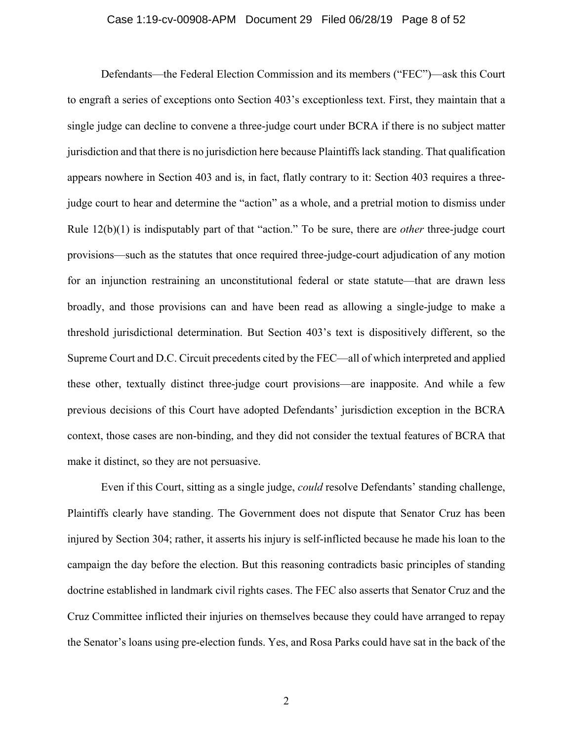Defendants—the Federal Election Commission and its members ("FEC")—ask this Court to engraft a series of exceptions onto Section 403's exceptionless text. First, they maintain that a single judge can decline to convene a three-judge court under BCRA if there is no subject matter jurisdiction and that there is no jurisdiction here because Plaintiffs lack standing. That qualification appears nowhere in Section 403 and is, in fact, flatly contrary to it: Section 403 requires a three-judge court to hear and determine the "action" as a whole, and a pretrial motion to dismiss under Rule 12(b)(1) is indisputably part of that "action." To be sure, there are *other* three-judge court provisions—such as the statutes that once required three-judge-court adjudication of any motion for an injunction restraining an unconstitutional federal or state statute—that are drawn less broadly, and those provisions can and have been read as allowing a single-judge to make a threshold jurisdictional determination. But Section 403's text is dispositively different, so the Supreme Court and D.C. Circuit precedents cited by the FEC—all of which interpreted and applied these other, textually distinct three-judge court provisions—are inapposite. And while a few previous decisions of this Court have adopted Defendants' jurisdiction exception in the BCRA context, those cases are non-binding, and they did not consider the textual features of BCRA that make it distinct, so they are not persuasive.

Even if this Court, sitting as a single judge, *could* resolve Defendants' standing challenge, Plaintiffs clearly have standing. The Government does not dispute that Senator Cruz has been injured by Section 304; rather, it asserts his injury is self-inflicted because he made his loan to the campaign the day before the election. But this reasoning contradicts basic principles of standing doctrine established in landmark civil rights cases. The FEC also asserts that Senator Cruz and the Cruz Committee inflicted their injuries on themselves because they could have arranged to repay the Senator's loans using pre-election funds. Yes, and Rosa Parks could have sat in the back of the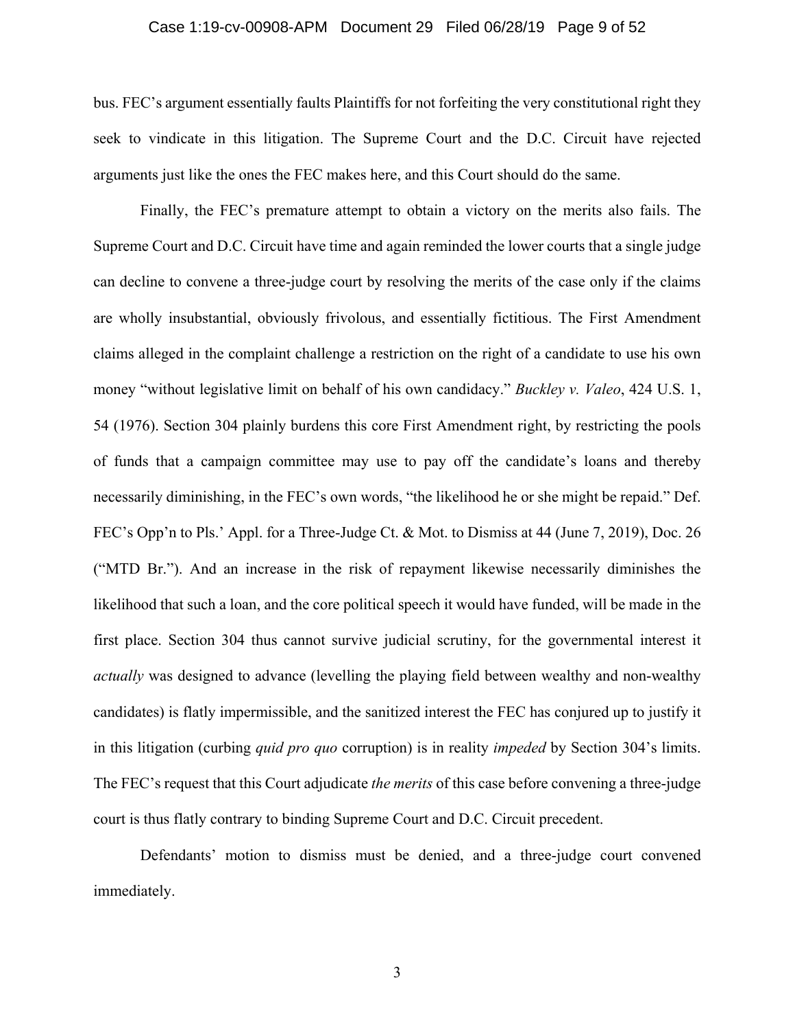bus. FEC's argument essentially faults Plaintiffs for not forfeiting the very constitutional right they seek to vindicate in this litigation. The Supreme Court and the D.C. Circuit have rejected arguments just like the ones the FEC makes here, and this Court should do the same.

Finally, the FEC's premature attempt to obtain a victory on the merits also fails. The Supreme Court and D.C. Circuit have time and again reminded the lower courts that a single judge can decline to convene a three-judge court by resolving the merits of the case only if the claims are wholly insubstantial, obviously frivolous, and essentially fictitious. The First Amendment claims alleged in the complaint challenge a restriction on the right of a candidate to use his own money "without legislative limit on behalf of his own candidacy." *Buckley v. Valeo*, 424 U.S. 1, 54 (1976). Section 304 plainly burdens this core First Amendment right, by restricting the pools of funds that a campaign committee may use to pay off the candidate's loans and thereby necessarily diminishing, in the FEC's own words, "the likelihood he or she might be repaid." Def. FEC's Opp'n to Pls.' Appl. for a Three-Judge Ct. & Mot. to Dismiss at 44 (June 7, 2019), Doc. 26 ("MTD Br."). And an increase in the risk of repayment likewise necessarily diminishes the likelihood that such a loan, and the core political speech it would have funded, will be made in the first place. Section 304 thus cannot survive judicial scrutiny, for the governmental interest it *actually* was designed to advance (levelling the playing field between wealthy and non-wealthy candidates) is flatly impermissible, and the sanitized interest the FEC has conjured up to justify it in this litigation (curbing *quid pro quo* corruption) is in reality *impeded* by Section 304's limits. The FEC's request that this Court adjudicate *the merits* of this case before convening a three-judge court is thus flatly contrary to binding Supreme Court and D.C. Circuit precedent.

Defendants' motion to dismiss must be denied, and a three-judge court convened immediately.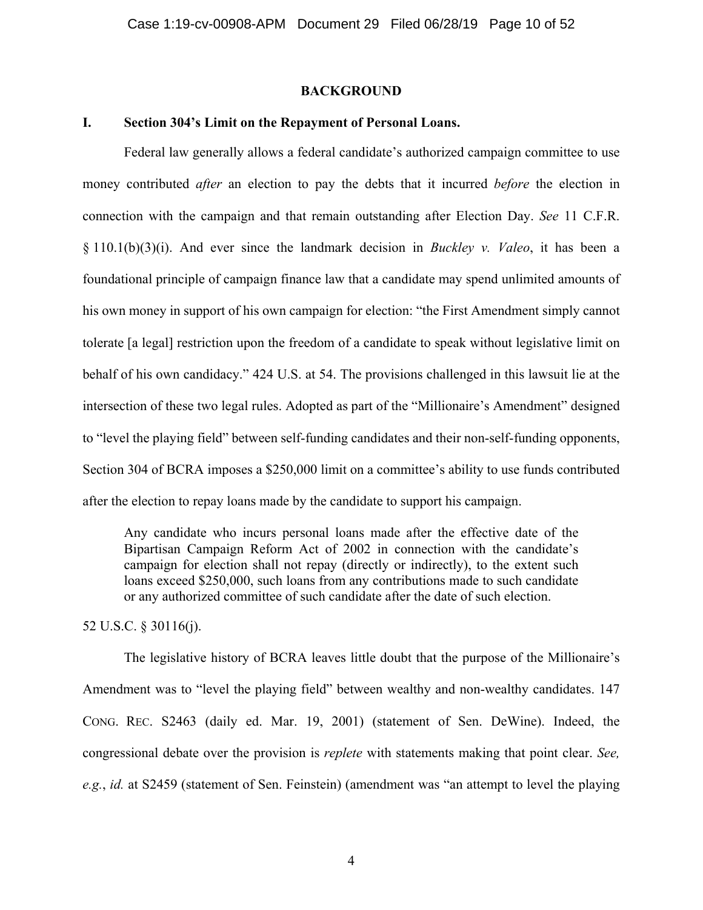## BACKGROUND

### I. Section 304's Limit on the Repayment of Personal Loans.

Federal law generally allows a federal candidate's authorized campaign committee to use money contributed *after* an election to pay the debts that it incurred *before* the election in connection with the campaign and that remain outstanding after Election Day. *See* 11 C.F.R. § 110.1(b)(3)(i). And ever since the landmark decision in *Buckley v. Valeo*, it has been a foundational principle of campaign finance law that a candidate may spend unlimited amounts of his own money in support of his own campaign for election: "the First Amendment simply cannot tolerate [a legal] restriction upon the freedom of a candidate to speak without legislative limit on behalf of his own candidacy." 424 U.S. at 54. The provisions challenged in this lawsuit lie at the intersection of these two legal rules. Adopted as part of the "Millionaire's Amendment" designed to "level the playing field" between self-funding candidates and their non-self-funding opponents, Section 304 of BCRA imposes a $250,000 limit on a committee's ability to use funds contributed after the election to repay loans made by the candidate to support his campaign.

> Any candidate who incurs personal loans made after the effective date of the Bipartisan Campaign Reform Act of 2002 in connection with the candidate's campaign for election shall not repay (directly or indirectly), to the extent such loans exceed $250,000, such loans from any contributions made to such candidate or any authorized committee of such candidate after the date of such election.

52 U.S.C. § 30116(j).

The legislative history of BCRA leaves little doubt that the purpose of the Millionaire's Amendment was to "level the playing field" between wealthy and non-wealthy candidates. 147 CONG. REC. S2463 (daily ed. Mar. 19, 2001) (statement of Sen. DeWine). Indeed, the congressional debate over the provision is *replete* with statements making that point clear. *See, e.g.*, *id.* at S2459 (statement of Sen. Feinstein) (amendment was "an attempt to level the playing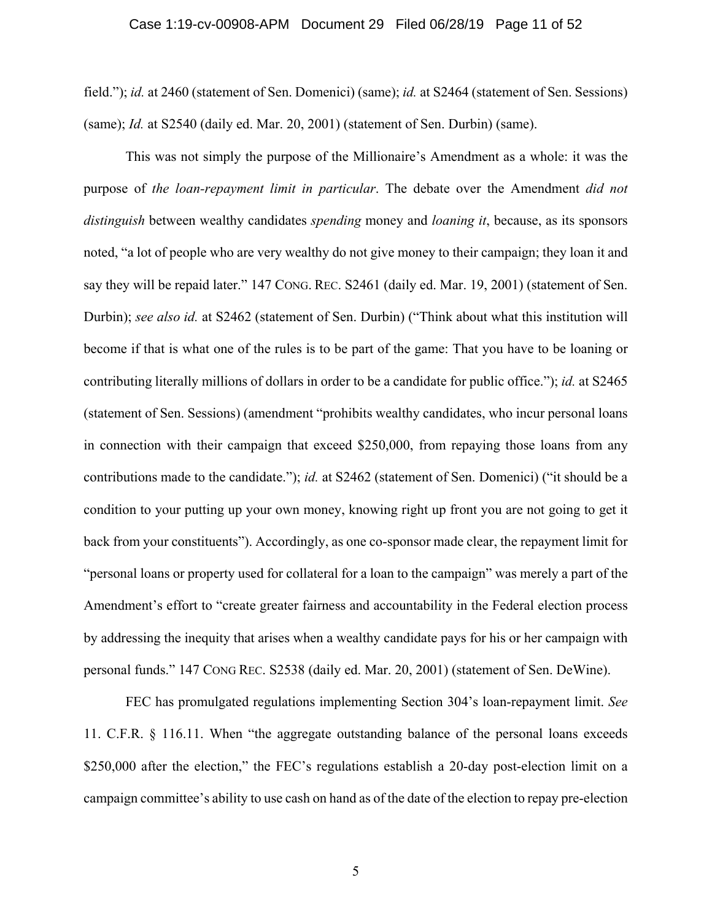field."); *id.* at 2460 (statement of Sen. Domenici) (same); *id.* at S2464 (statement of Sen. Sessions) (same); *Id.* at S2540 (daily ed. Mar. 20, 2001) (statement of Sen. Durbin) (same).

This was not simply the purpose of the Millionaire's Amendment as a whole: it was the purpose of *the loan-repayment limit in particular*. The debate over the Amendment *did not distinguish* between wealthy candidates *spending* money and *loaning it*, because, as its sponsors noted, "a lot of people who are very wealthy do not give money to their campaign; they loan it and say they will be repaid later." 147 CONG. REC. S2461 (daily ed. Mar. 19, 2001) (statement of Sen. Durbin); *see also id.* at S2462 (statement of Sen. Durbin) ("Think about what this institution will become if that is what one of the rules is to be part of the game: That you have to be loaning or contributing literally millions of dollars in order to be a candidate for public office."); *id.* at S2465 (statement of Sen. Sessions) (amendment "prohibits wealthy candidates, who incur personal loans in connection with their campaign that exceed $250,000, from repaying those loans from any contributions made to the candidate."); *id.* at S2462 (statement of Sen. Domenici) ("it should be a condition to your putting up your own money, knowing right up front you are not going to get it back from your constituents"). Accordingly, as one co-sponsor made clear, the repayment limit for "personal loans or property used for collateral for a loan to the campaign" was merely a part of the Amendment's effort to "create greater fairness and accountability in the Federal election process by addressing the inequity that arises when a wealthy candidate pays for his or her campaign with personal funds." 147 CONG REC. S2538 (daily ed. Mar. 20, 2001) (statement of Sen. DeWine).

FEC has promulgated regulations implementing Section 304's loan-repayment limit. *See* 11. C.F.R. § 116.11. When "the aggregate outstanding balance of the personal loans exceeds $250,000 after the election," the FEC's regulations establish a 20-day post-election limit on a campaign committee's ability to use cash on hand as of the date of the election to repay pre-election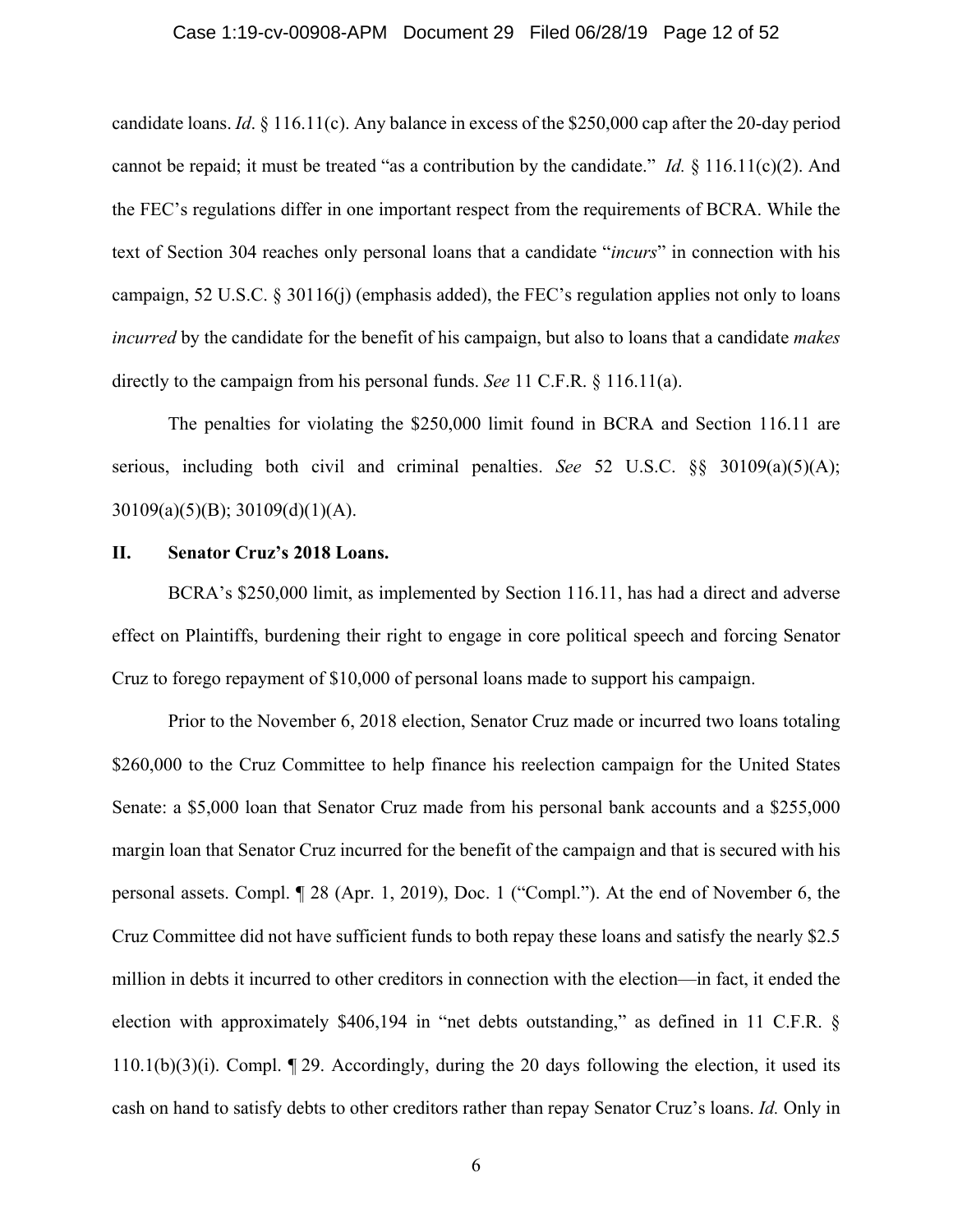candidate loans. *Id*. § 116.11(c). Any balance in excess of the $250,000 cap after the 20-day period cannot be repaid; it must be treated "as a contribution by the candidate." *Id.* § 116.11(c)(2). And the FEC's regulations differ in one important respect from the requirements of BCRA. While the text of Section 304 reaches only personal loans that a candidate "*incurs*" in connection with his campaign, 52 U.S.C. § 30116(j) (emphasis added), the FEC's regulation applies not only to loans *incurred* by the candidate for the benefit of his campaign, but also to loans that a candidate *makes* directly to the campaign from his personal funds. *See* 11 C.F.R. § 116.11(a).

The penalties for violating the $250,000 limit found in BCRA and Section 116.11 are serious, including both civil and criminal penalties. *See* 52 U.S.C. §§ 30109(a)(5)(A); 30109(a)(5)(B); 30109(d)(1)(A).

## II. Senator Cruz's 2018 Loans.

BCRA's $250,000 limit, as implemented by Section 116.11, has had a direct and adverse effect on Plaintiffs, burdening their right to engage in core political speech and forcing Senator Cruz to forego repayment of $10,000 of personal loans made to support his campaign.

Prior to the November 6, 2018 election, Senator Cruz made or incurred two loans totaling $260,000 to the Cruz Committee to help finance his reelection campaign for the United States Senate: a $5,000 loan that Senator Cruz made from his personal bank accounts and a $255,000 margin loan that Senator Cruz incurred for the benefit of the campaign and that is secured with his personal assets. Compl. ¶ 28 (Apr. 1, 2019), Doc. 1 ("Compl."). At the end of November 6, the Cruz Committee did not have sufficient funds to both repay these loans and satisfy the nearly $2.5 million in debts it incurred to other creditors in connection with the election—in fact, it ended the election with approximately $406,194 in "net debts outstanding," as defined in 11 C.F.R. § 110.1(b)(3)(i). Compl. ¶ 29. Accordingly, during the 20 days following the election, it used its cash on hand to satisfy debts to other creditors rather than repay Senator Cruz's loans. *Id.* Only in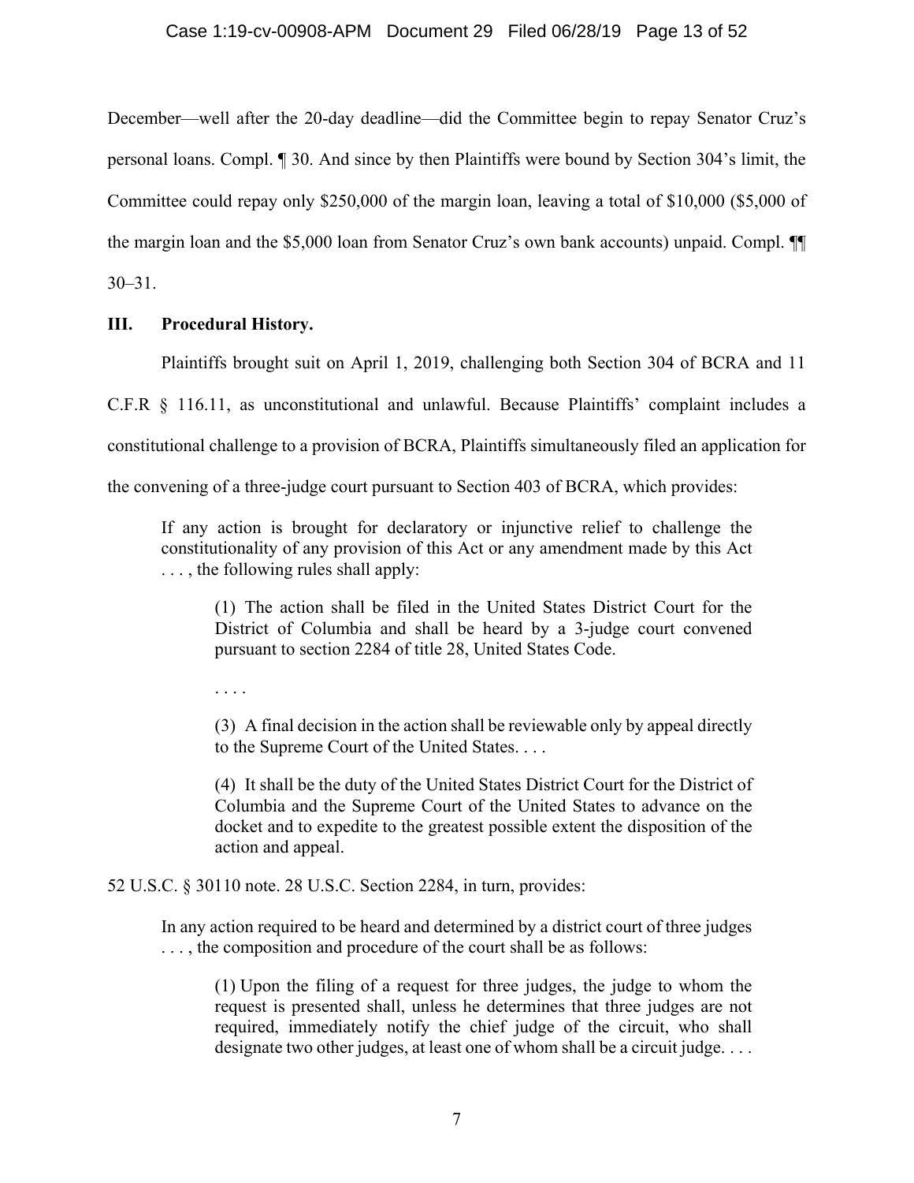December—well after the 20-day deadline—did the Committee begin to repay Senator Cruz's personal loans. Compl. ¶ 30. And since by then Plaintiffs were bound by Section 304's limit, the Committee could repay only $250,000 of the margin loan, leaving a total of $10,000 ($5,000 of the margin loan and the $5,000 loan from Senator Cruz's own bank accounts) unpaid. Compl. ¶¶ 30–31.

## III. Procedural History.

Plaintiffs brought suit on April 1, 2019, challenging both Section 304 of BCRA and 11 C.F.R § 116.11, as unconstitutional and unlawful. Because Plaintiffs' complaint includes a constitutional challenge to a provision of BCRA, Plaintiffs simultaneously filed an application for the convening of a three-judge court pursuant to Section 403 of BCRA, which provides:

> If any action is brought for declaratory or injunctive relief to challenge the constitutionality of any provision of this Act or any amendment made by this Act . . . , the following rules shall apply:
>
> > (1) The action shall be filed in the United States District Court for the District of Columbia and shall be heard by a 3-judge court convened pursuant to section 2284 of title 28, United States Code.
> >
> > . . . .
> >
> > (3) A final decision in the action shall be reviewable only by appeal directly to the Supreme Court of the United States. . . .
> >
> > (4) It shall be the duty of the United States District Court for the District of Columbia and the Supreme Court of the United States to advance on the docket and to expedite to the greatest possible extent the disposition of the action and appeal.

52 U.S.C. § 30110 note. 28 U.S.C. Section 2284, in turn, provides:

> In any action required to be heard and determined by a district court of three judges . . . , the composition and procedure of the court shall be as follows:
>
> > (1) Upon the filing of a request for three judges, the judge to whom the request is presented shall, unless he determines that three judges are not required, immediately notify the chief judge of the circuit, who shall designate two other judges, at least one of whom shall be a circuit judge. . . .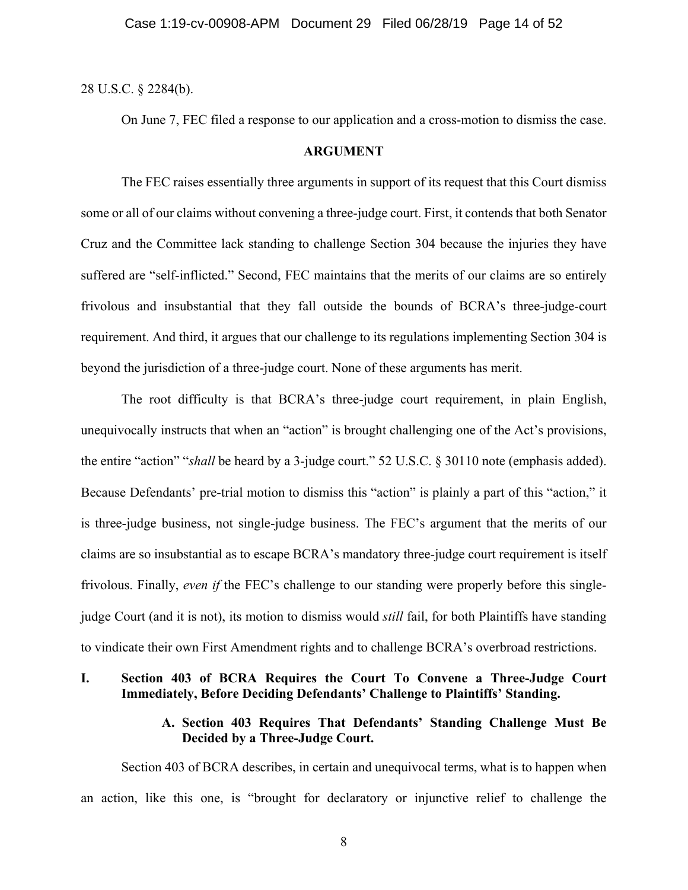28 U.S.C. § 2284(b).

On June 7, FEC filed a response to our application and a cross-motion to dismiss the case.

## ARGUMENT

The FEC raises essentially three arguments in support of its request that this Court dismiss some or all of our claims without convening a three-judge court. First, it contends that both Senator Cruz and the Committee lack standing to challenge Section 304 because the injuries they have suffered are "self-inflicted." Second, FEC maintains that the merits of our claims are so entirely frivolous and insubstantial that they fall outside the bounds of BCRA's three-judge-court requirement. And third, it argues that our challenge to its regulations implementing Section 304 is beyond the jurisdiction of a three-judge court. None of these arguments has merit.

The root difficulty is that BCRA's three-judge court requirement, in plain English, unequivocally instructs that when an "action" is brought challenging one of the Act's provisions, the entire "action" "*shall* be heard by a 3-judge court." 52 U.S.C. § 30110 note (emphasis added). Because Defendants' pre-trial motion to dismiss this "action" is plainly a part of this "action," it is three-judge business, not single-judge business. The FEC's argument that the merits of our claims are so insubstantial as to escape BCRA's mandatory three-judge court requirement is itself frivolous. Finally, *even if* the FEC's challenge to our standing were properly before this single-judge Court (and it is not), its motion to dismiss would *still* fail, for both Plaintiffs have standing to vindicate their own First Amendment rights and to challenge BCRA's overbroad restrictions.

### I. Section 403 of BCRA Requires the Court To Convene a Three-Judge Court Immediately, Before Deciding Defendants' Challenge to Plaintiffs' Standing.

#### A. Section 403 Requires That Defendants' Standing Challenge Must Be Decided by a Three-Judge Court.

Section 403 of BCRA describes, in certain and unequivocal terms, what is to happen when an action, like this one, is "brought for declaratory or injunctive relief to challenge the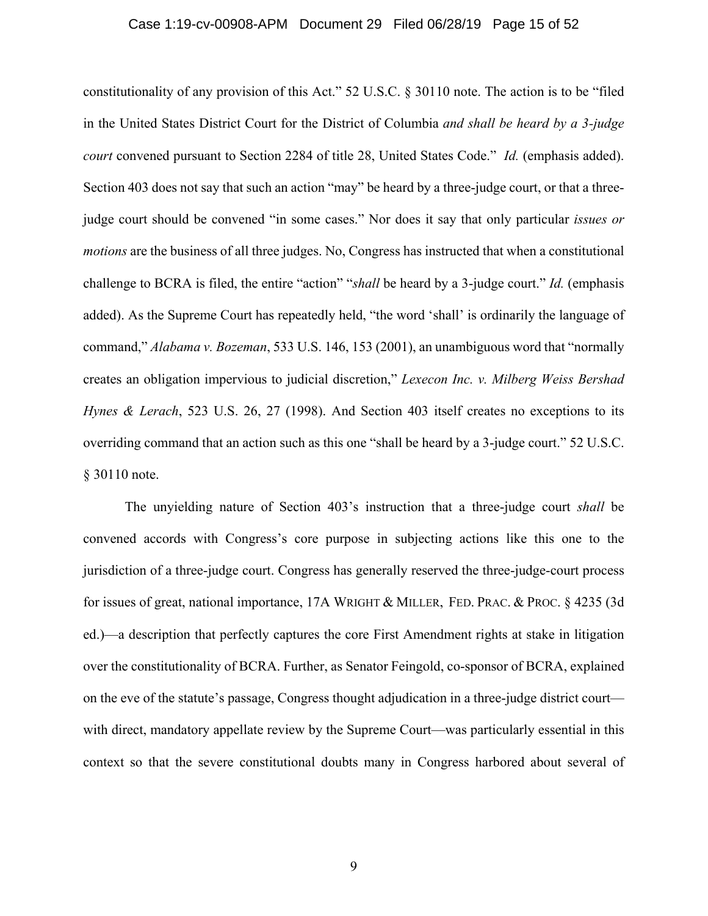constitutionality of any provision of this Act." 52 U.S.C. § 30110 note. The action is to be "filed in the United States District Court for the District of Columbia *and shall be heard by a 3-judge court* convened pursuant to Section 2284 of title 28, United States Code." *Id.* (emphasis added). Section 403 does not say that such an action "may" be heard by a three-judge court, or that a three-judge court should be convened "in some cases." Nor does it say that only particular *issues or motions* are the business of all three judges. No, Congress has instructed that when a constitutional challenge to BCRA is filed, the entire "action" "*shall* be heard by a 3-judge court." *Id.* (emphasis added). As the Supreme Court has repeatedly held, "the word 'shall' is ordinarily the language of command," *Alabama v. Bozeman*, 533 U.S. 146, 153 (2001), an unambiguous word that "normally creates an obligation impervious to judicial discretion," *Lexecon Inc. v. Milberg Weiss Bershad Hynes & Lerach*, 523 U.S. 26, 27 (1998). And Section 403 itself creates no exceptions to its overriding command that an action such as this one "shall be heard by a 3-judge court." 52 U.S.C. § 30110 note.

The unyielding nature of Section 403's instruction that a three-judge court *shall* be convened accords with Congress's core purpose in subjecting actions like this one to the jurisdiction of a three-judge court. Congress has generally reserved the three-judge-court process for issues of great, national importance, 17A WRIGHT & MILLER, FED. PRAC. & PROC. § 4235 (3d ed.)—a description that perfectly captures the core First Amendment rights at stake in litigation over the constitutionality of BCRA. Further, as Senator Feingold, co-sponsor of BCRA, explained on the eve of the statute's passage, Congress thought adjudication in a three-judge district court—with direct, mandatory appellate review by the Supreme Court—was particularly essential in this context so that the severe constitutional doubts many in Congress harbored about several of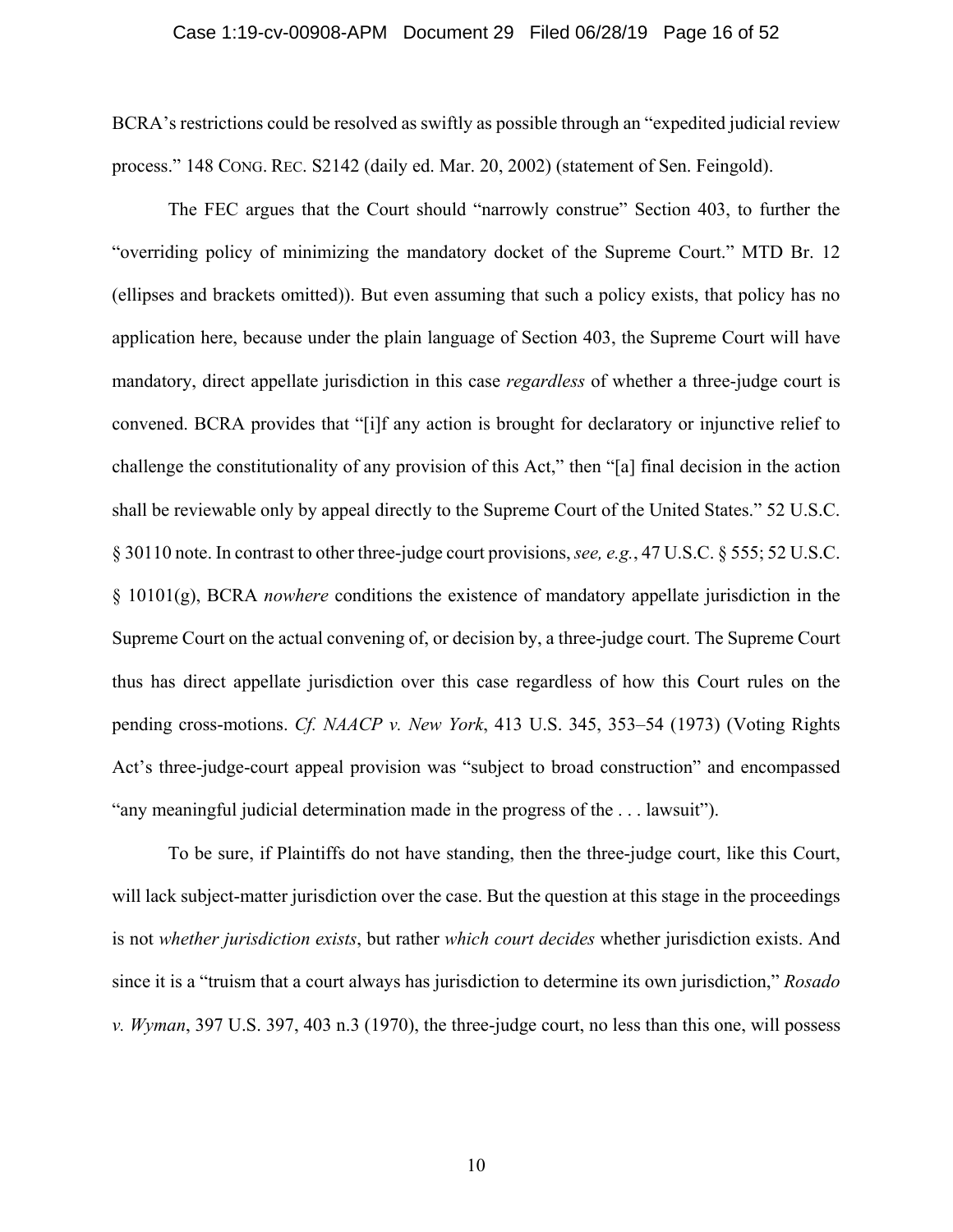BCRA's restrictions could be resolved as swiftly as possible through an "expedited judicial review process." 148 CONG. REC. S2142 (daily ed. Mar. 20, 2002) (statement of Sen. Feingold).

The FEC argues that the Court should "narrowly construe" Section 403, to further the "overriding policy of minimizing the mandatory docket of the Supreme Court." MTD Br. 12 (ellipses and brackets omitted)). But even assuming that such a policy exists, that policy has no application here, because under the plain language of Section 403, the Supreme Court will have mandatory, direct appellate jurisdiction in this case *regardless* of whether a three-judge court is convened. BCRA provides that "[i]f any action is brought for declaratory or injunctive relief to challenge the constitutionality of any provision of this Act," then "[a] final decision in the action shall be reviewable only by appeal directly to the Supreme Court of the United States." 52 U.S.C. § 30110 note. In contrast to other three-judge court provisions, *see, e.g.*, 47 U.S.C. § 555; 52 U.S.C. § 10101(g), BCRA *nowhere* conditions the existence of mandatory appellate jurisdiction in the Supreme Court on the actual convening of, or decision by, a three-judge court. The Supreme Court thus has direct appellate jurisdiction over this case regardless of how this Court rules on the pending cross-motions. *Cf. NAACP v. New York*, 413 U.S. 345, 353–54 (1973) (Voting Rights Act's three-judge-court appeal provision was "subject to broad construction" and encompassed "any meaningful judicial determination made in the progress of the . . . lawsuit").

To be sure, if Plaintiffs do not have standing, then the three-judge court, like this Court, will lack subject-matter jurisdiction over the case. But the question at this stage in the proceedings is not *whether jurisdiction exists*, but rather *which court decides* whether jurisdiction exists. And since it is a "truism that a court always has jurisdiction to determine its own jurisdiction," *Rosado v. Wyman*, 397 U.S. 397, 403 n.3 (1970), the three-judge court, no less than this one, will possess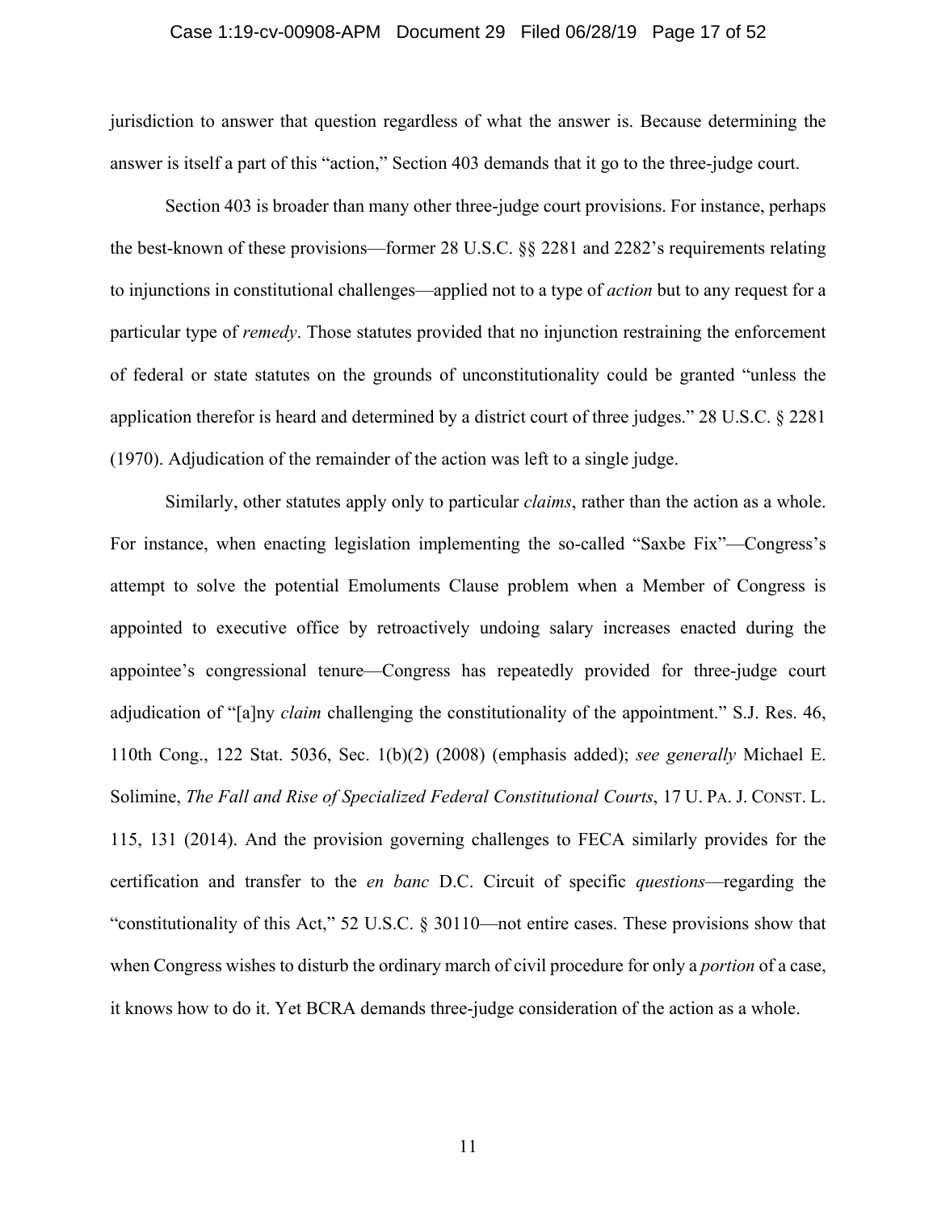jurisdiction to answer that question regardless of what the answer is. Because determining the answer is itself a part of this "action," Section 403 demands that it go to the three-judge court.

Section 403 is broader than many other three-judge court provisions. For instance, perhaps the best-known of these provisions—former 28 U.S.C. §§ 2281 and 2282's requirements relating to injunctions in constitutional challenges—applied not to a type of *action* but to any request for a particular type of *remedy*. Those statutes provided that no injunction restraining the enforcement of federal or state statutes on the grounds of unconstitutionality could be granted "unless the application therefor is heard and determined by a district court of three judges." 28 U.S.C. § 2281 (1970). Adjudication of the remainder of the action was left to a single judge.

Similarly, other statutes apply only to particular *claims*, rather than the action as a whole. For instance, when enacting legislation implementing the so-called "Saxbe Fix"—Congress's attempt to solve the potential Emoluments Clause problem when a Member of Congress is appointed to executive office by retroactively undoing salary increases enacted during the appointee's congressional tenure—Congress has repeatedly provided for three-judge court adjudication of "[a]ny *claim* challenging the constitutionality of the appointment." S.J. Res. 46, 110th Cong., 122 Stat. 5036, Sec. 1(b)(2) (2008) (emphasis added); *see generally* Michael E. Solimine, *The Fall and Rise of Specialized Federal Constitutional Courts*, 17 U. PA. J. CONST. L. 115, 131 (2014). And the provision governing challenges to FECA similarly provides for the certification and transfer to the *en banc* D.C. Circuit of specific *questions*—regarding the "constitutionality of this Act," 52 U.S.C. § 30110—not entire cases. These provisions show that when Congress wishes to disturb the ordinary march of civil procedure for only a *portion* of a case, it knows how to do it. Yet BCRA demands three-judge consideration of the action as a whole.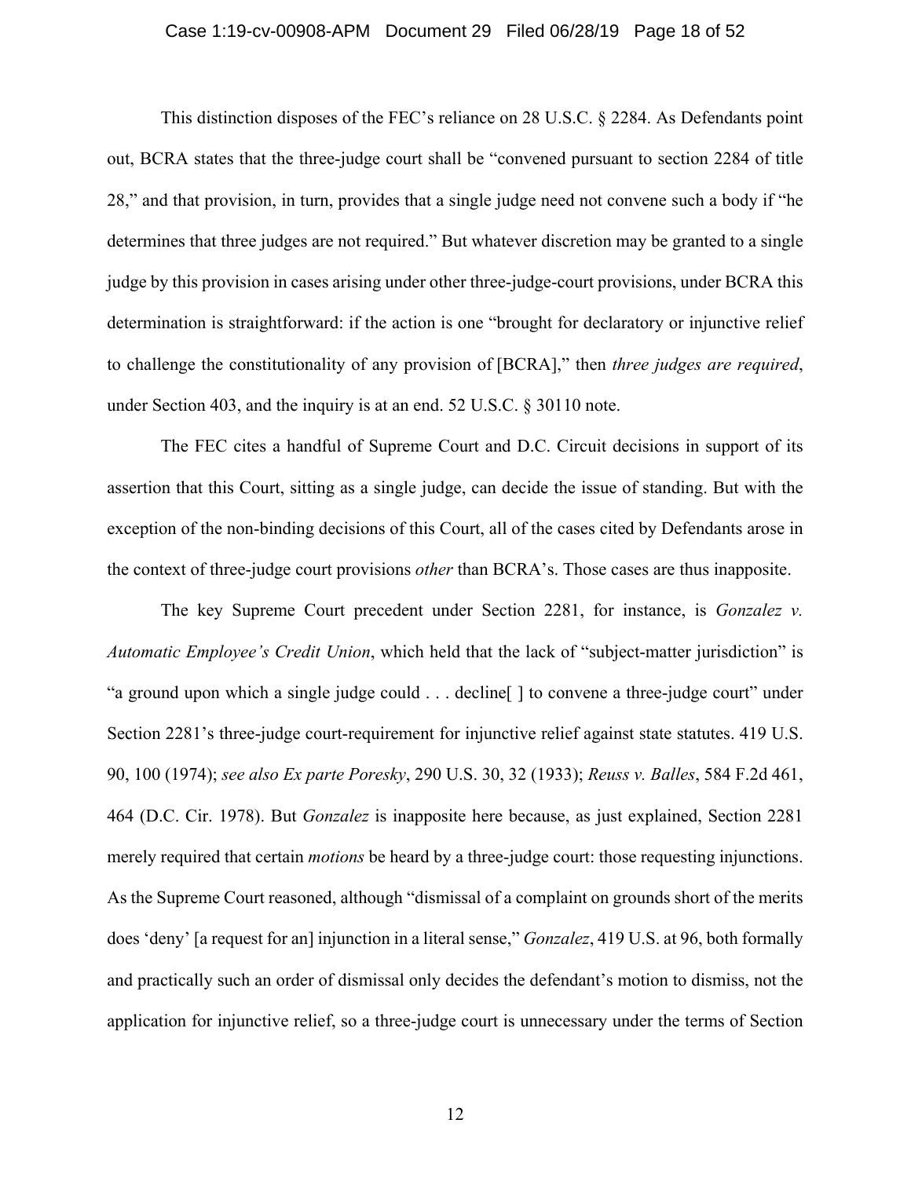This distinction disposes of the FEC's reliance on 28 U.S.C. § 2284. As Defendants point out, BCRA states that the three-judge court shall be "convened pursuant to section 2284 of title 28," and that provision, in turn, provides that a single judge need not convene such a body if "he determines that three judges are not required." But whatever discretion may be granted to a single judge by this provision in cases arising under other three-judge-court provisions, under BCRA this determination is straightforward: if the action is one "brought for declaratory or injunctive relief to challenge the constitutionality of any provision of [BCRA]," then *three judges are required*, under Section 403, and the inquiry is at an end. 52 U.S.C. § 30110 note.

The FEC cites a handful of Supreme Court and D.C. Circuit decisions in support of its assertion that this Court, sitting as a single judge, can decide the issue of standing. But with the exception of the non-binding decisions of this Court, all of the cases cited by Defendants arose in the context of three-judge court provisions *other* than BCRA's. Those cases are thus inapposite.

The key Supreme Court precedent under Section 2281, for instance, is *Gonzalez v. Automatic Employee's Credit Union*, which held that the lack of "subject-matter jurisdiction" is "a ground upon which a single judge could . . . decline[ ] to convene a three-judge court" under Section 2281's three-judge court-requirement for injunctive relief against state statutes. 419 U.S. 90, 100 (1974); *see also Ex parte Poresky*, 290 U.S. 30, 32 (1933); *Reuss v. Balles*, 584 F.2d 461, 464 (D.C. Cir. 1978). But *Gonzalez* is inapposite here because, as just explained, Section 2281 merely required that certain *motions* be heard by a three-judge court: those requesting injunctions. As the Supreme Court reasoned, although "dismissal of a complaint on grounds short of the merits does 'deny' [a request for an] injunction in a literal sense," *Gonzalez*, 419 U.S. at 96, both formally and practically such an order of dismissal only decides the defendant's motion to dismiss, not the application for injunctive relief, so a three-judge court is unnecessary under the terms of Section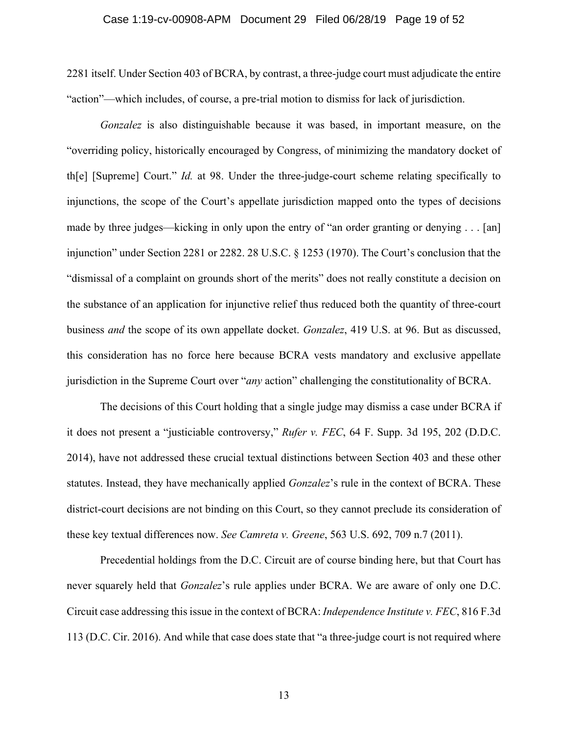2281 itself. Under Section 403 of BCRA, by contrast, a three-judge court must adjudicate the entire "action"—which includes, of course, a pre-trial motion to dismiss for lack of jurisdiction.

*Gonzalez* is also distinguishable because it was based, in important measure, on the "overriding policy, historically encouraged by Congress, of minimizing the mandatory docket of th[e] [Supreme] Court." *Id.* at 98. Under the three-judge-court scheme relating specifically to injunctions, the scope of the Court's appellate jurisdiction mapped onto the types of decisions made by three judges—kicking in only upon the entry of "an order granting or denying . . . [an] injunction" under Section 2281 or 2282. 28 U.S.C. § 1253 (1970). The Court's conclusion that the "dismissal of a complaint on grounds short of the merits" does not really constitute a decision on the substance of an application for injunctive relief thus reduced both the quantity of three-court business *and* the scope of its own appellate docket. *Gonzalez*, 419 U.S. at 96. But as discussed, this consideration has no force here because BCRA vests mandatory and exclusive appellate jurisdiction in the Supreme Court over "*any* action" challenging the constitutionality of BCRA.

The decisions of this Court holding that a single judge may dismiss a case under BCRA if it does not present a "justiciable controversy," *Rufer v. FEC*, 64 F. Supp. 3d 195, 202 (D.D.C. 2014), have not addressed these crucial textual distinctions between Section 403 and these other statutes. Instead, they have mechanically applied *Gonzalez*'s rule in the context of BCRA. These district-court decisions are not binding on this Court, so they cannot preclude its consideration of these key textual differences now. *See Camreta v. Greene*, 563 U.S. 692, 709 n.7 (2011).

Precedential holdings from the D.C. Circuit are of course binding here, but that Court has never squarely held that *Gonzalez*'s rule applies under BCRA. We are aware of only one D.C. Circuit case addressing this issue in the context of BCRA: *Independence Institute v. FEC*, 816 F.3d 113 (D.C. Cir. 2016). And while that case does state that "a three-judge court is not required where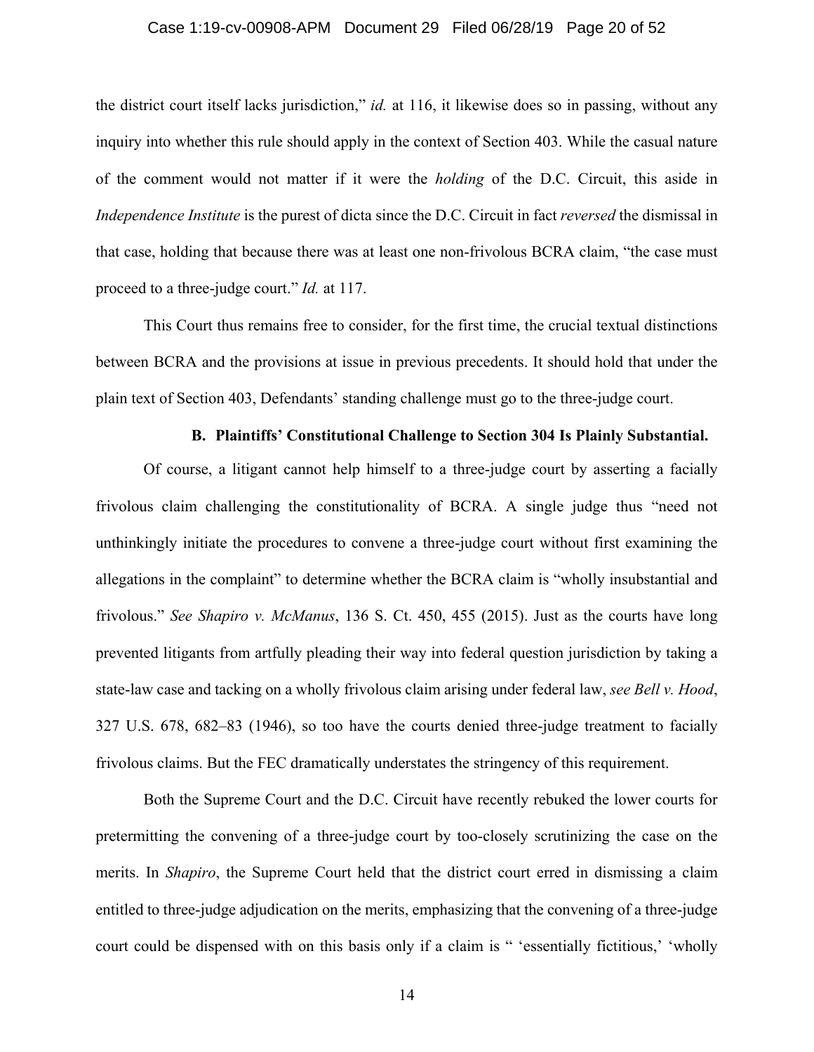the district court itself lacks jurisdiction," *id.* at 116, it likewise does so in passing, without any inquiry into whether this rule should apply in the context of Section 403. While the casual nature of the comment would not matter if it were the *holding* of the D.C. Circuit, this aside in *Independence Institute* is the purest of dicta since the D.C. Circuit in fact *reversed* the dismissal in that case, holding that because there was at least one non-frivolous BCRA claim, "the case must proceed to a three-judge court." *Id.* at 117.

This Court thus remains free to consider, for the first time, the crucial textual distinctions between BCRA and the provisions at issue in previous precedents. It should hold that under the plain text of Section 403, Defendants' standing challenge must go to the three-judge court.

### B. Plaintiffs' Constitutional Challenge to Section 304 Is Plainly Substantial.

Of course, a litigant cannot help himself to a three-judge court by asserting a facially frivolous claim challenging the constitutionality of BCRA. A single judge thus "need not unthinkingly initiate the procedures to convene a three-judge court without first examining the allegations in the complaint" to determine whether the BCRA claim is "wholly insubstantial and frivolous." *See Shapiro v. McManus*, 136 S. Ct. 450, 455 (2015). Just as the courts have long prevented litigants from artfully pleading their way into federal question jurisdiction by taking a state-law case and tacking on a wholly frivolous claim arising under federal law, *see Bell v. Hood*, 327 U.S. 678, 682–83 (1946), so too have the courts denied three-judge treatment to facially frivolous claims. But the FEC dramatically understates the stringency of this requirement.

Both the Supreme Court and the D.C. Circuit have recently rebuked the lower courts for pretermitting the convening of a three-judge court by too-closely scrutinizing the case on the merits. In *Shapiro*, the Supreme Court held that the district court erred in dismissing a claim entitled to three-judge adjudication on the merits, emphasizing that the convening of a three-judge court could be dispensed with on this basis only if a claim is " 'essentially fictitious,' 'wholly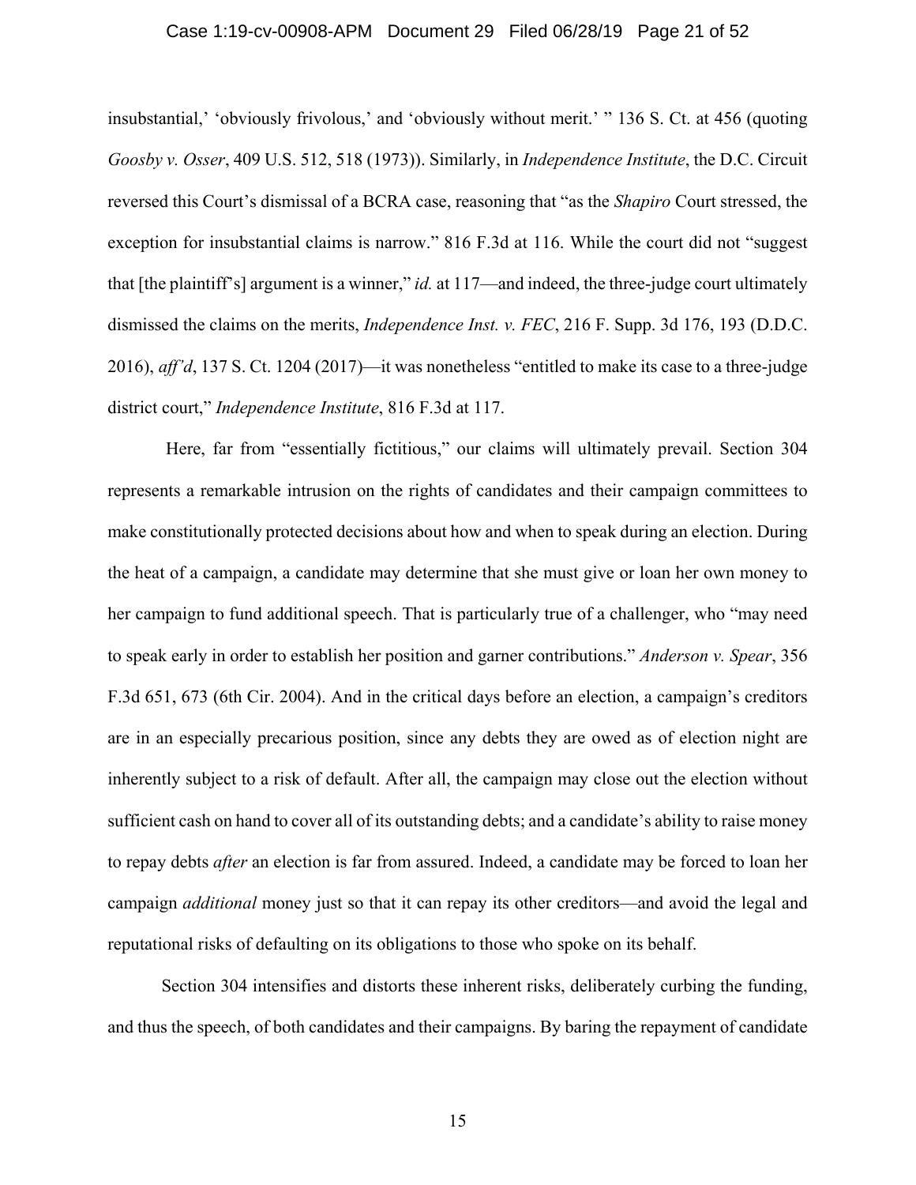insubstantial,' 'obviously frivolous,' and 'obviously without merit.' " 136 S. Ct. at 456 (quoting *Goosby v. Osser*, 409 U.S. 512, 518 (1973)). Similarly, in *Independence Institute*, the D.C. Circuit reversed this Court's dismissal of a BCRA case, reasoning that "as the *Shapiro* Court stressed, the exception for insubstantial claims is narrow." 816 F.3d at 116. While the court did not "suggest that [the plaintiff's] argument is a winner," *id.* at 117—and indeed, the three-judge court ultimately dismissed the claims on the merits, *Independence Inst. v. FEC*, 216 F. Supp. 3d 176, 193 (D.D.C. 2016), *aff'd*, 137 S. Ct. 1204 (2017)—it was nonetheless "entitled to make its case to a three-judge district court," *Independence Institute*, 816 F.3d at 117.

Here, far from "essentially fictitious," our claims will ultimately prevail. Section 304 represents a remarkable intrusion on the rights of candidates and their campaign committees to make constitutionally protected decisions about how and when to speak during an election. During the heat of a campaign, a candidate may determine that she must give or loan her own money to her campaign to fund additional speech. That is particularly true of a challenger, who "may need to speak early in order to establish her position and garner contributions." *Anderson v. Spear*, 356 F.3d 651, 673 (6th Cir. 2004). And in the critical days before an election, a campaign's creditors are in an especially precarious position, since any debts they are owed as of election night are inherently subject to a risk of default. After all, the campaign may close out the election without sufficient cash on hand to cover all of its outstanding debts; and a candidate's ability to raise money to repay debts *after* an election is far from assured. Indeed, a candidate may be forced to loan her campaign *additional* money just so that it can repay its other creditors—and avoid the legal and reputational risks of defaulting on its obligations to those who spoke on its behalf.

Section 304 intensifies and distorts these inherent risks, deliberately curbing the funding, and thus the speech, of both candidates and their campaigns. By baring the repayment of candidate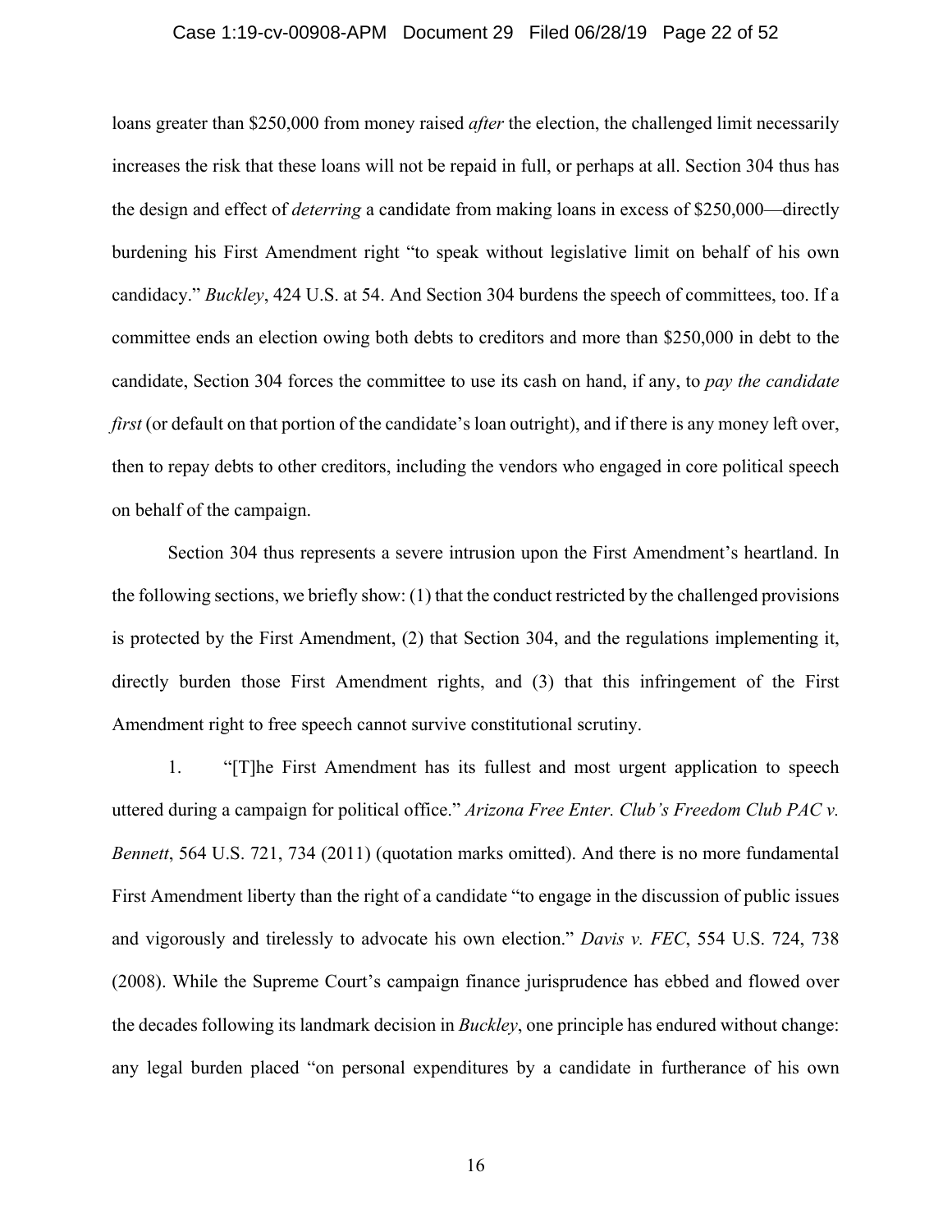loans greater than $250,000 from money raised *after* the election, the challenged limit necessarily increases the risk that these loans will not be repaid in full, or perhaps at all. Section 304 thus has the design and effect of *deterring* a candidate from making loans in excess of $250,000—directly burdening his First Amendment right "to speak without legislative limit on behalf of his own candidacy." *Buckley*, 424 U.S. at 54. And Section 304 burdens the speech of committees, too. If a committee ends an election owing both debts to creditors and more than $250,000 in debt to the candidate, Section 304 forces the committee to use its cash on hand, if any, to *pay the candidate first* (or default on that portion of the candidate's loan outright), and if there is any money left over, then to repay debts to other creditors, including the vendors who engaged in core political speech on behalf of the campaign.

Section 304 thus represents a severe intrusion upon the First Amendment's heartland. In the following sections, we briefly show: (1) that the conduct restricted by the challenged provisions is protected by the First Amendment, (2) that Section 304, and the regulations implementing it, directly burden those First Amendment rights, and (3) that this infringement of the First Amendment right to free speech cannot survive constitutional scrutiny.

1. "[T]he First Amendment has its fullest and most urgent application to speech uttered during a campaign for political office." *Arizona Free Enter. Club's Freedom Club PAC v. Bennett*, 564 U.S. 721, 734 (2011) (quotation marks omitted). And there is no more fundamental First Amendment liberty than the right of a candidate "to engage in the discussion of public issues and vigorously and tirelessly to advocate his own election." *Davis v. FEC*, 554 U.S. 724, 738 (2008). While the Supreme Court's campaign finance jurisprudence has ebbed and flowed over the decades following its landmark decision in *Buckley*, one principle has endured without change: any legal burden placed "on personal expenditures by a candidate in furtherance of his own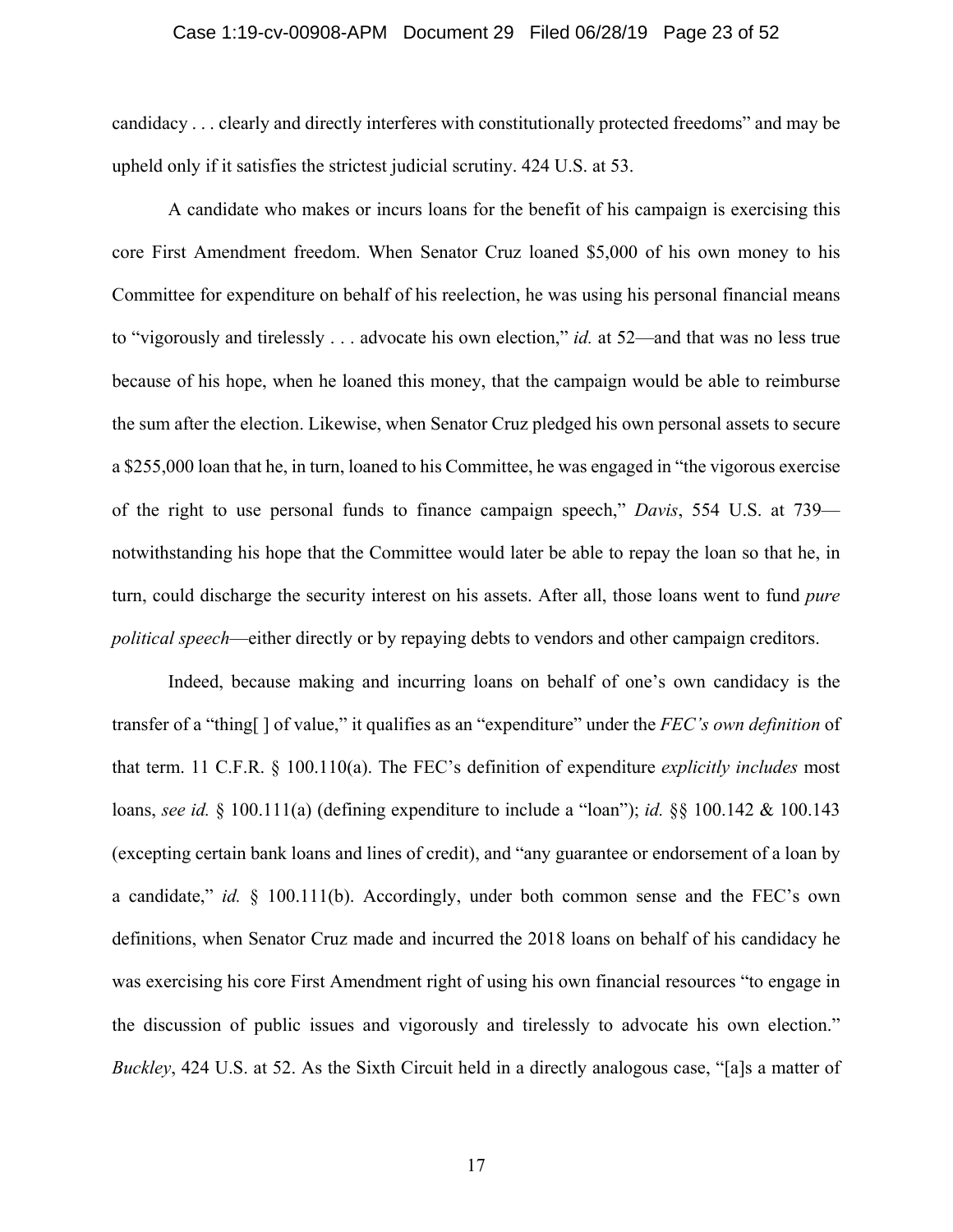candidacy . . . clearly and directly interferes with constitutionally protected freedoms" and may be upheld only if it satisfies the strictest judicial scrutiny. 424 U.S. at 53.

A candidate who makes or incurs loans for the benefit of his campaign is exercising this core First Amendment freedom. When Senator Cruz loaned $5,000 of his own money to his Committee for expenditure on behalf of his reelection, he was using his personal financial means to "vigorously and tirelessly . . . advocate his own election," *id.* at 52—and that was no less true because of his hope, when he loaned this money, that the campaign would be able to reimburse the sum after the election. Likewise, when Senator Cruz pledged his own personal assets to secure a $255,000 loan that he, in turn, loaned to his Committee, he was engaged in "the vigorous exercise of the right to use personal funds to finance campaign speech," *Davis*, 554 U.S. at 739—notwithstanding his hope that the Committee would later be able to repay the loan so that he, in turn, could discharge the security interest on his assets. After all, those loans went to fund *pure political speech*—either directly or by repaying debts to vendors and other campaign creditors.

Indeed, because making and incurring loans on behalf of one's own candidacy is the transfer of a "thing[ ] of value," it qualifies as an "expenditure" under the *FEC's own definition* of that term. 11 C.F.R. § 100.110(a). The FEC's definition of expenditure *explicitly includes* most loans, *see id.* § 100.111(a) (defining expenditure to include a "loan"); *id.* §§ 100.142 & 100.143 (excepting certain bank loans and lines of credit), and "any guarantee or endorsement of a loan by a candidate," *id.* § 100.111(b). Accordingly, under both common sense and the FEC's own definitions, when Senator Cruz made and incurred the 2018 loans on behalf of his candidacy he was exercising his core First Amendment right of using his own financial resources "to engage in the discussion of public issues and vigorously and tirelessly to advocate his own election." *Buckley*, 424 U.S. at 52. As the Sixth Circuit held in a directly analogous case, "[a]s a matter of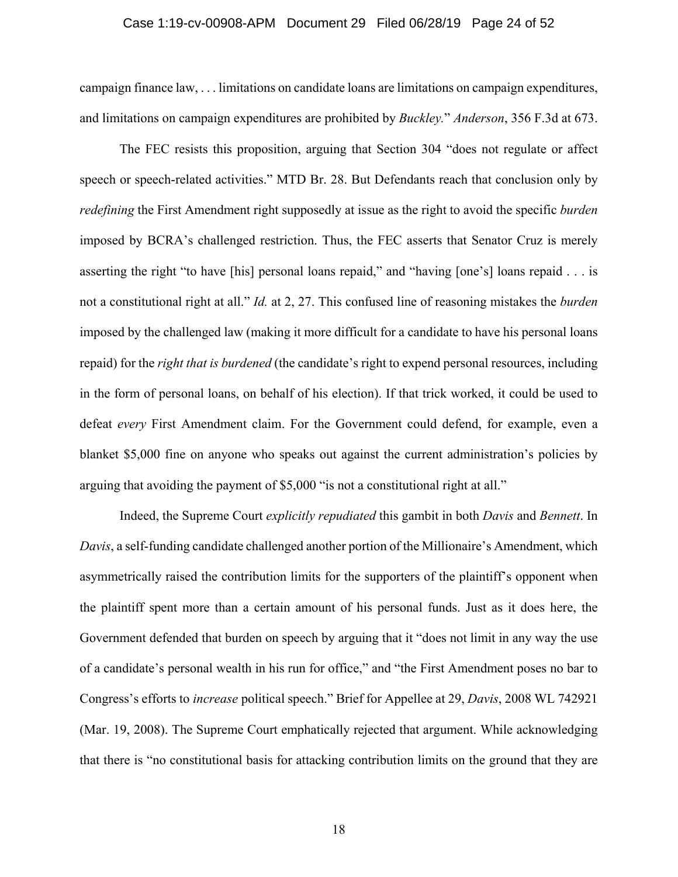campaign finance law, . . . limitations on candidate loans are limitations on campaign expenditures, and limitations on campaign expenditures are prohibited by *Buckley.*" *Anderson*, 356 F.3d at 673.

The FEC resists this proposition, arguing that Section 304 "does not regulate or affect speech or speech-related activities." MTD Br. 28. But Defendants reach that conclusion only by *redefining* the First Amendment right supposedly at issue as the right to avoid the specific *burden* imposed by BCRA's challenged restriction. Thus, the FEC asserts that Senator Cruz is merely asserting the right "to have [his] personal loans repaid," and "having [one's] loans repaid . . . is not a constitutional right at all." *Id.* at 2, 27. This confused line of reasoning mistakes the *burden* imposed by the challenged law (making it more difficult for a candidate to have his personal loans repaid) for the *right that is burdened* (the candidate's right to expend personal resources, including in the form of personal loans, on behalf of his election). If that trick worked, it could be used to defeat *every* First Amendment claim. For the Government could defend, for example, even a blanket $5,000 fine on anyone who speaks out against the current administration's policies by arguing that avoiding the payment of $5,000 "is not a constitutional right at all."

Indeed, the Supreme Court *explicitly repudiated* this gambit in both *Davis* and *Bennett*. In *Davis*, a self-funding candidate challenged another portion of the Millionaire's Amendment, which asymmetrically raised the contribution limits for the supporters of the plaintiff's opponent when the plaintiff spent more than a certain amount of his personal funds. Just as it does here, the Government defended that burden on speech by arguing that it "does not limit in any way the use of a candidate's personal wealth in his run for office," and "the First Amendment poses no bar to Congress's efforts to *increase* political speech." Brief for Appellee at 29, *Davis*, 2008 WL 742921 (Mar. 19, 2008). The Supreme Court emphatically rejected that argument. While acknowledging that there is "no constitutional basis for attacking contribution limits on the ground that they are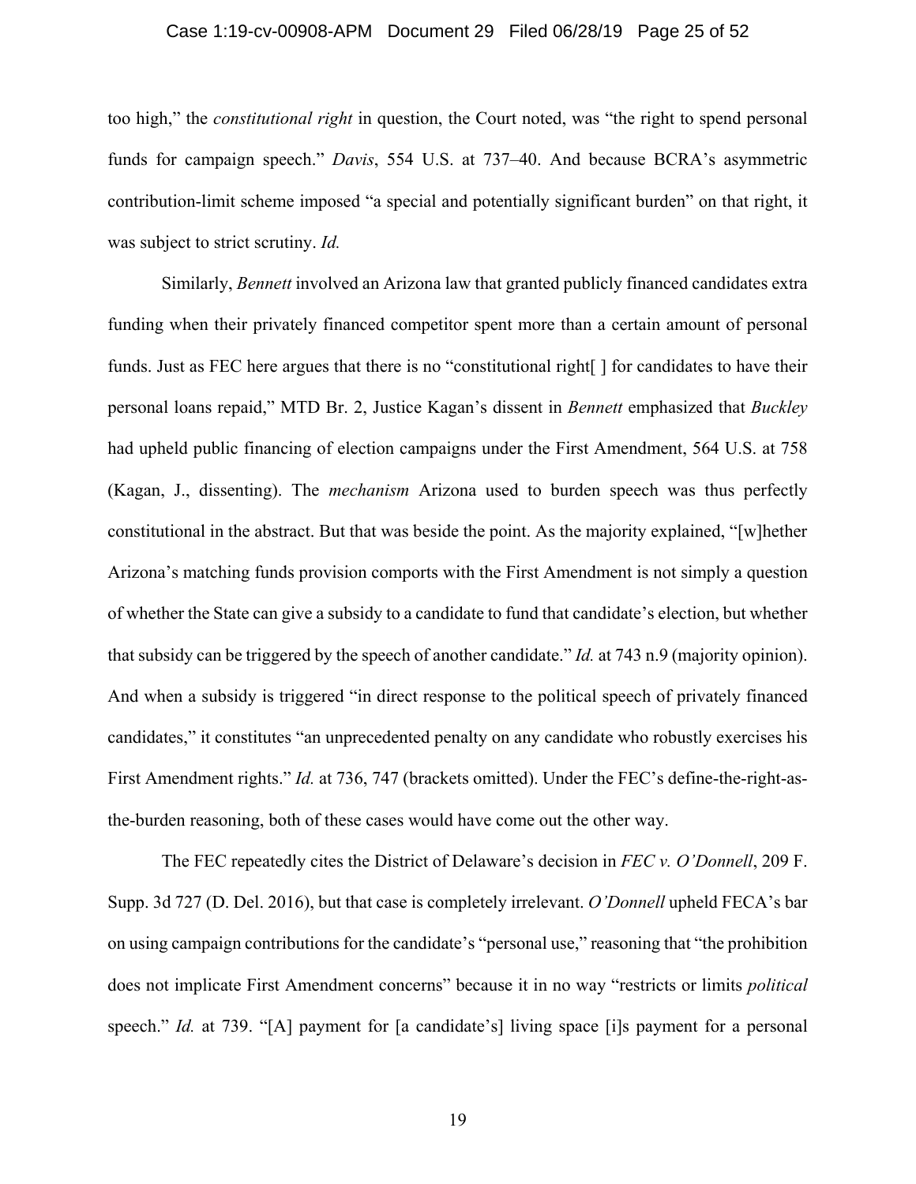too high," the *constitutional right* in question, the Court noted, was "the right to spend personal funds for campaign speech." *Davis*, 554 U.S. at 737–40. And because BCRA's asymmetric contribution-limit scheme imposed "a special and potentially significant burden" on that right, it was subject to strict scrutiny. *Id.*

Similarly, *Bennett* involved an Arizona law that granted publicly financed candidates extra funding when their privately financed competitor spent more than a certain amount of personal funds. Just as FEC here argues that there is no "constitutional right[ ] for candidates to have their personal loans repaid," MTD Br. 2, Justice Kagan's dissent in *Bennett* emphasized that *Buckley* had upheld public financing of election campaigns under the First Amendment, 564 U.S. at 758 (Kagan, J., dissenting). The *mechanism* Arizona used to burden speech was thus perfectly constitutional in the abstract. But that was beside the point. As the majority explained, "[w]hether Arizona's matching funds provision comports with the First Amendment is not simply a question of whether the State can give a subsidy to a candidate to fund that candidate's election, but whether that subsidy can be triggered by the speech of another candidate." *Id.* at 743 n.9 (majority opinion). And when a subsidy is triggered "in direct response to the political speech of privately financed candidates," it constitutes "an unprecedented penalty on any candidate who robustly exercises his First Amendment rights." *Id.* at 736, 747 (brackets omitted). Under the FEC's define-the-right-as-the-burden reasoning, both of these cases would have come out the other way.

The FEC repeatedly cites the District of Delaware's decision in *FEC v. O'Donnell*, 209 F. Supp. 3d 727 (D. Del. 2016), but that case is completely irrelevant. *O'Donnell* upheld FECA's bar on using campaign contributions for the candidate's "personal use," reasoning that "the prohibition does not implicate First Amendment concerns" because it in no way "restricts or limits *political* speech." *Id.* at 739. "[A] payment for [a candidate's] living space [i]s payment for a personal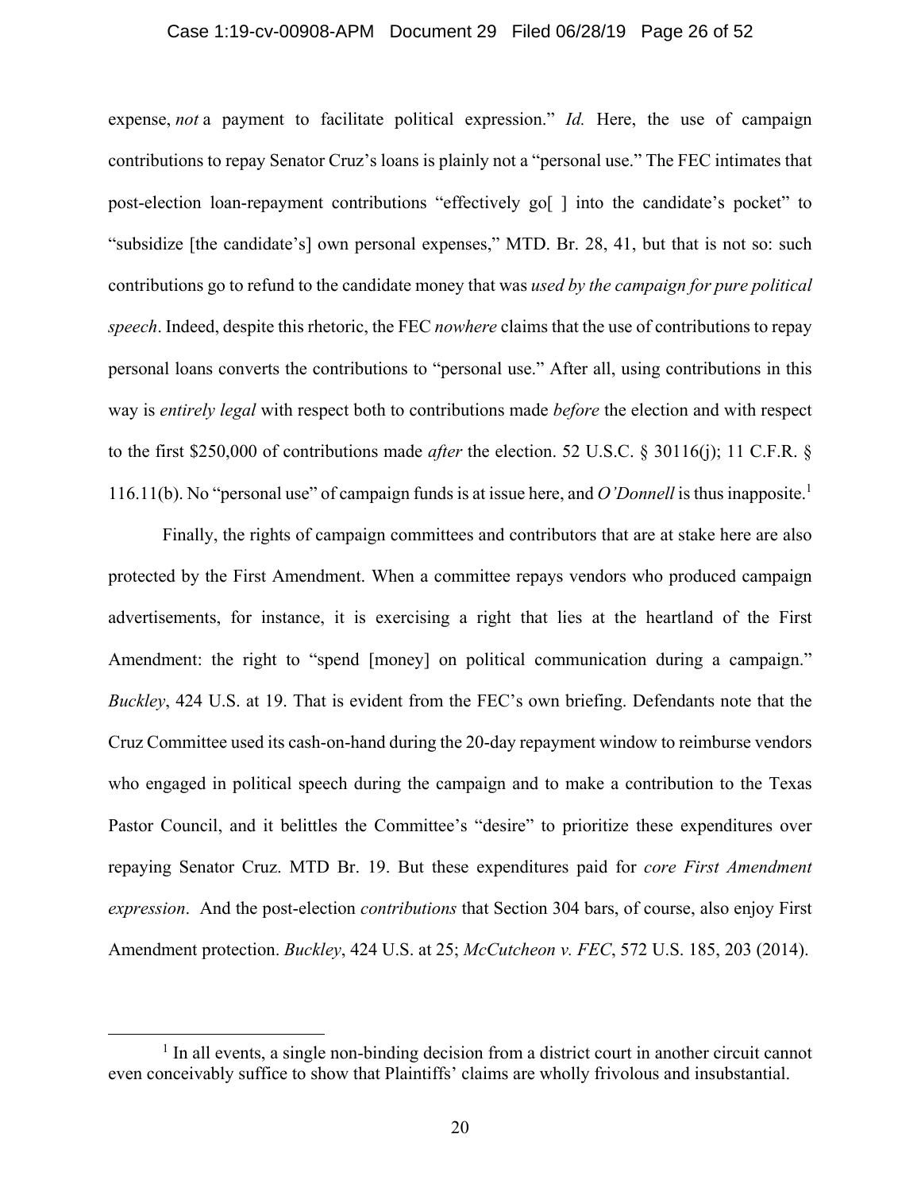expense, *not* a payment to facilitate political expression." *Id.* Here, the use of campaign contributions to repay Senator Cruz's loans is plainly not a "personal use." The FEC intimates that post-election loan-repayment contributions "effectively go[ ] into the candidate's pocket" to "subsidize [the candidate's] own personal expenses," MTD. Br. 28, 41, but that is not so: such contributions go to refund to the candidate money that was *used by the campaign for pure political speech*. Indeed, despite this rhetoric, the FEC *nowhere* claims that the use of contributions to repay personal loans converts the contributions to "personal use." After all, using contributions in this way is *entirely legal* with respect both to contributions made *before* the election and with respect to the first $250,000 of contributions made *after* the election. 52 U.S.C. § 30116(j); 11 C.F.R. § 116.11(b). No "personal use" of campaign funds is at issue here, and *O'Donnell* is thus inapposite.[1]

Finally, the rights of campaign committees and contributors that are at stake here are also protected by the First Amendment. When a committee repays vendors who produced campaign advertisements, for instance, it is exercising a right that lies at the heartland of the First Amendment: the right to "spend [money] on political communication during a campaign." *Buckley*, 424 U.S. at 19. That is evident from the FEC's own briefing. Defendants note that the Cruz Committee used its cash-on-hand during the 20-day repayment window to reimburse vendors who engaged in political speech during the campaign and to make a contribution to the Texas Pastor Council, and it belittles the Committee's "desire" to prioritize these expenditures over repaying Senator Cruz. MTD Br. 19. But these expenditures paid for *core First Amendment expression*. And the post-election *contributions* that Section 304 bars, of course, also enjoy First Amendment protection. *Buckley*, 424 U.S. at 25; *McCutcheon v. FEC*, 572 U.S. 185, 203 (2014).

[1] In all events, a single non-binding decision from a district court in another circuit cannot even conceivably suffice to show that Plaintiffs' claims are wholly frivolous and insubstantial.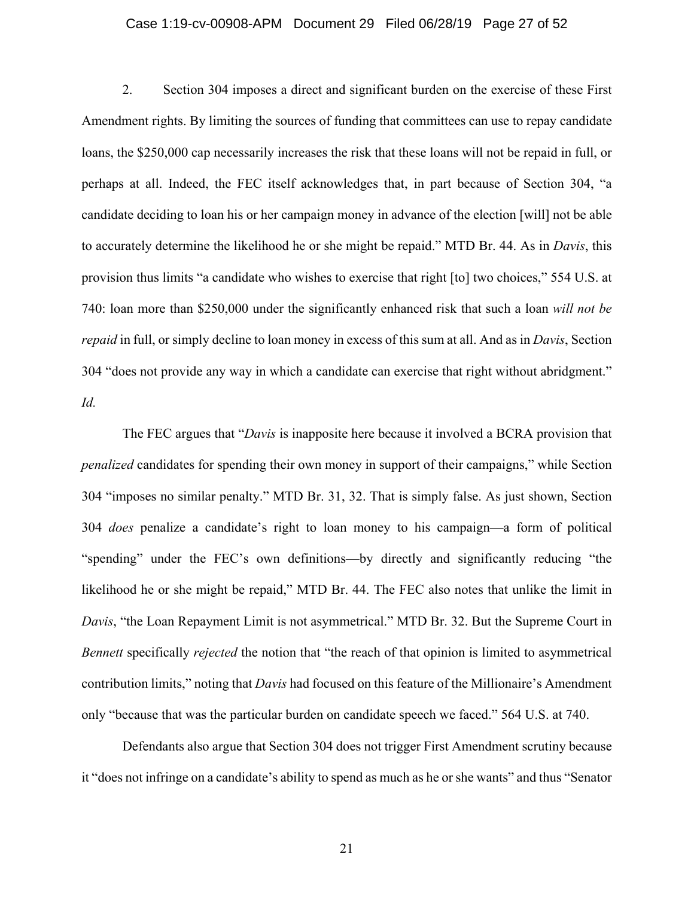2. Section 304 imposes a direct and significant burden on the exercise of these First Amendment rights. By limiting the sources of funding that committees can use to repay candidate loans, the $250,000 cap necessarily increases the risk that these loans will not be repaid in full, or perhaps at all. Indeed, the FEC itself acknowledges that, in part because of Section 304, "a candidate deciding to loan his or her campaign money in advance of the election [will] not be able to accurately determine the likelihood he or she might be repaid." MTD Br. 44. As in *Davis*, this provision thus limits "a candidate who wishes to exercise that right [to] two choices," 554 U.S. at 740: loan more than $250,000 under the significantly enhanced risk that such a loan *will not be repaid* in full, or simply decline to loan money in excess of this sum at all. And as in *Davis*, Section 304 "does not provide any way in which a candidate can exercise that right without abridgment." *Id.*

The FEC argues that "*Davis* is inapposite here because it involved a BCRA provision that *penalized* candidates for spending their own money in support of their campaigns," while Section 304 "imposes no similar penalty." MTD Br. 31, 32. That is simply false. As just shown, Section 304 *does* penalize a candidate's right to loan money to his campaign—a form of political "spending" under the FEC's own definitions—by directly and significantly reducing "the likelihood he or she might be repaid," MTD Br. 44. The FEC also notes that unlike the limit in *Davis*, "the Loan Repayment Limit is not asymmetrical." MTD Br. 32. But the Supreme Court in *Bennett* specifically *rejected* the notion that "the reach of that opinion is limited to asymmetrical contribution limits," noting that *Davis* had focused on this feature of the Millionaire's Amendment only "because that was the particular burden on candidate speech we faced." 564 U.S. at 740.

Defendants also argue that Section 304 does not trigger First Amendment scrutiny because it "does not infringe on a candidate's ability to spend as much as he or she wants" and thus "Senator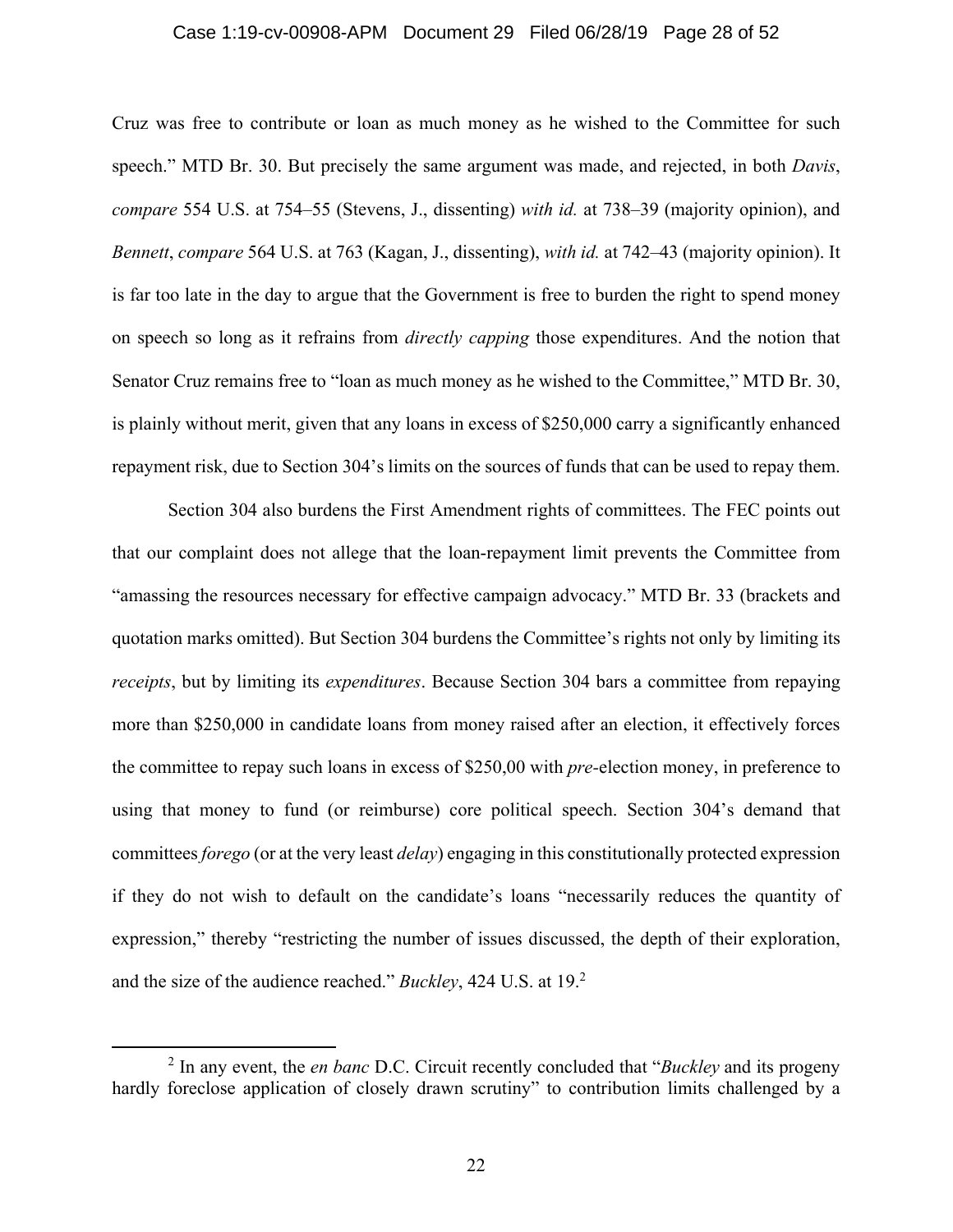Cruz was free to contribute or loan as much money as he wished to the Committee for such speech." MTD Br. 30. But precisely the same argument was made, and rejected, in both *Davis*, *compare* 554 U.S. at 754–55 (Stevens, J., dissenting) *with id.* at 738–39 (majority opinion), and *Bennett*, *compare* 564 U.S. at 763 (Kagan, J., dissenting), *with id.* at 742–43 (majority opinion). It is far too late in the day to argue that the Government is free to burden the right to spend money on speech so long as it refrains from *directly capping* those expenditures. And the notion that Senator Cruz remains free to "loan as much money as he wished to the Committee," MTD Br. 30, is plainly without merit, given that any loans in excess of $250,000 carry a significantly enhanced repayment risk, due to Section 304's limits on the sources of funds that can be used to repay them.

Section 304 also burdens the First Amendment rights of committees. The FEC points out that our complaint does not allege that the loan-repayment limit prevents the Committee from "amassing the resources necessary for effective campaign advocacy." MTD Br. 33 (brackets and quotation marks omitted). But Section 304 burdens the Committee's rights not only by limiting its *receipts*, but by limiting its *expenditures*. Because Section 304 bars a committee from repaying more than $250,000 in candidate loans from money raised after an election, it effectively forces the committee to repay such loans in excess of $250,00 with *pre*-election money, in preference to using that money to fund (or reimburse) core political speech. Section 304's demand that committees *forego* (or at the very least *delay*) engaging in this constitutionally protected expression if they do not wish to default on the candidate's loans "necessarily reduces the quantity of expression," thereby "restricting the number of issues discussed, the depth of their exploration, and the size of the audience reached." *Buckley*, 424 U.S. at 19.[2]

---

[2] In any event, the *en banc* D.C. Circuit recently concluded that "*Buckley* and its progeny hardly foreclose application of closely drawn scrutiny" to contribution limits challenged by a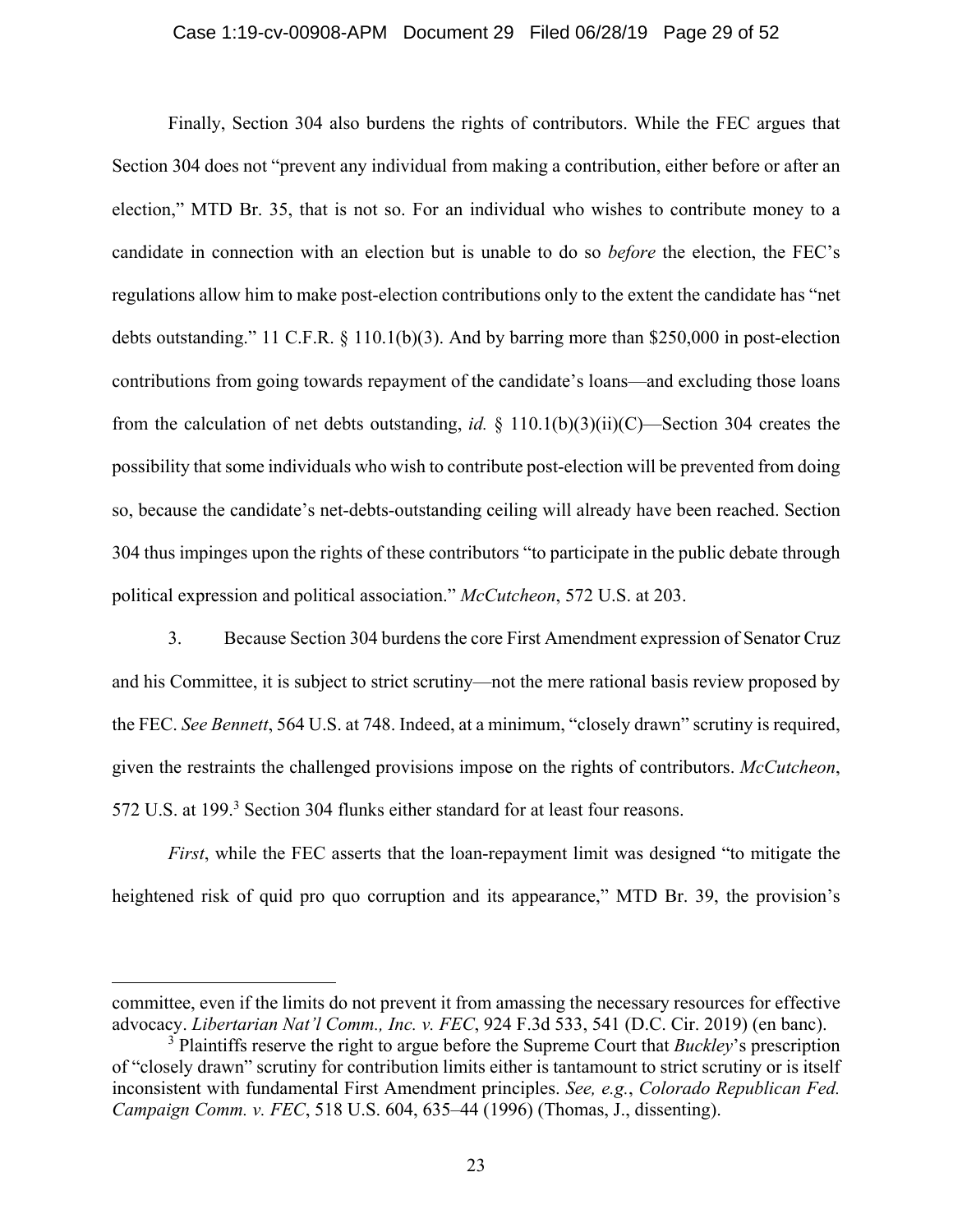Finally, Section 304 also burdens the rights of contributors. While the FEC argues that Section 304 does not "prevent any individual from making a contribution, either before or after an election," MTD Br. 35, that is not so. For an individual who wishes to contribute money to a candidate in connection with an election but is unable to do so *before* the election, the FEC's regulations allow him to make post-election contributions only to the extent the candidate has "net debts outstanding." 11 C.F.R. § 110.1(b)(3). And by barring more than $250,000 in post-election contributions from going towards repayment of the candidate's loans—and excluding those loans from the calculation of net debts outstanding, *id.* § 110.1(b)(3)(ii)(C)—Section 304 creates the possibility that some individuals who wish to contribute post-election will be prevented from doing so, because the candidate's net-debts-outstanding ceiling will already have been reached. Section 304 thus impinges upon the rights of these contributors "to participate in the public debate through political expression and political association." *McCutcheon*, 572 U.S. at 203.

3. Because Section 304 burdens the core First Amendment expression of Senator Cruz and his Committee, it is subject to strict scrutiny—not the mere rational basis review proposed by the FEC. *See Bennett*, 564 U.S. at 748. Indeed, at a minimum, "closely drawn" scrutiny is required, given the restraints the challenged provisions impose on the rights of contributors. *McCutcheon*, 572 U.S. at 199.[3] Section 304 flunks either standard for at least four reasons.

*First*, while the FEC asserts that the loan-repayment limit was designed "to mitigate the heightened risk of quid pro quo corruption and its appearance," MTD Br. 39, the provision's

---

committee, even if the limits do not prevent it from amassing the necessary resources for effective advocacy. *Libertarian Nat'l Comm., Inc. v. FEC*, 924 F.3d 533, 541 (D.C. Cir. 2019) (en banc).

[3] Plaintiffs reserve the right to argue before the Supreme Court that *Buckley*'s prescription of "closely drawn" scrutiny for contribution limits either is tantamount to strict scrutiny or is itself inconsistent with fundamental First Amendment principles. *See, e.g.*, *Colorado Republican Fed. Campaign Comm. v. FEC*, 518 U.S. 604, 635–44 (1996) (Thomas, J., dissenting).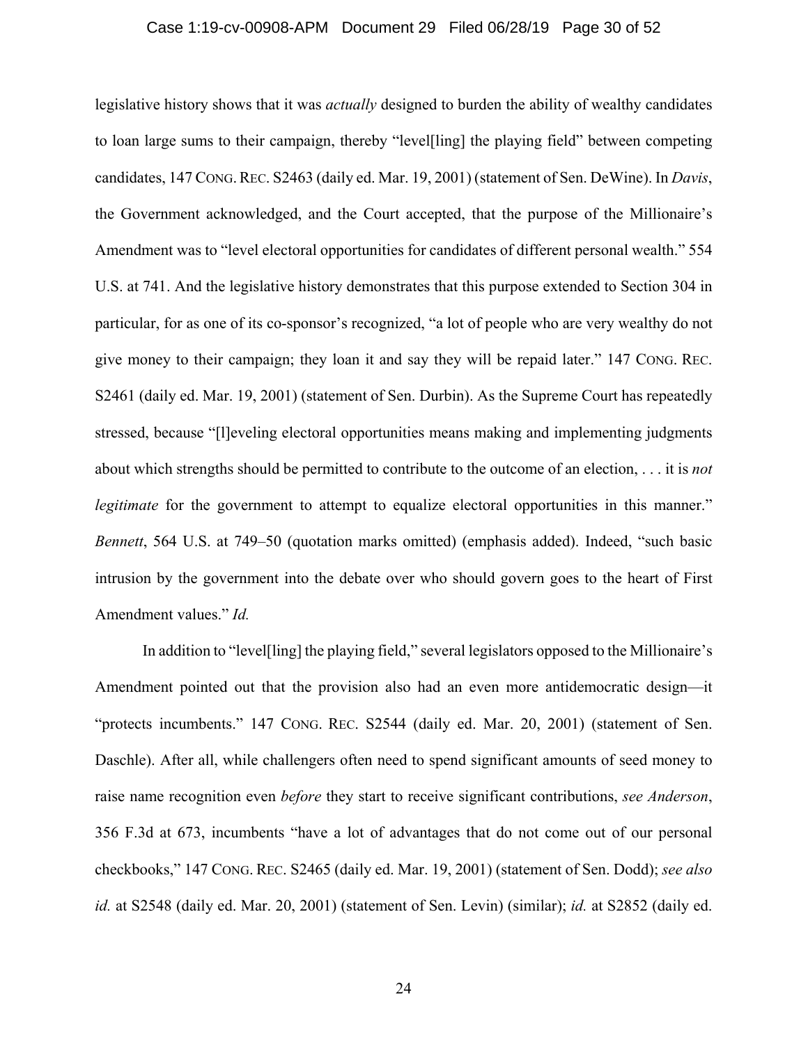legislative history shows that it was *actually* designed to burden the ability of wealthy candidates to loan large sums to their campaign, thereby "level[ling] the playing field" between competing candidates, 147 CONG. REC. S2463 (daily ed. Mar. 19, 2001) (statement of Sen. DeWine). In *Davis*, the Government acknowledged, and the Court accepted, that the purpose of the Millionaire's Amendment was to "level electoral opportunities for candidates of different personal wealth." 554 U.S. at 741. And the legislative history demonstrates that this purpose extended to Section 304 in particular, for as one of its co-sponsor's recognized, "a lot of people who are very wealthy do not give money to their campaign; they loan it and say they will be repaid later." 147 CONG. REC. S2461 (daily ed. Mar. 19, 2001) (statement of Sen. Durbin). As the Supreme Court has repeatedly stressed, because "[l]eveling electoral opportunities means making and implementing judgments about which strengths should be permitted to contribute to the outcome of an election, . . . it is *not legitimate* for the government to attempt to equalize electoral opportunities in this manner." *Bennett*, 564 U.S. at 749–50 (quotation marks omitted) (emphasis added). Indeed, "such basic intrusion by the government into the debate over who should govern goes to the heart of First Amendment values." *Id.*

In addition to "level[ling] the playing field," several legislators opposed to the Millionaire's Amendment pointed out that the provision also had an even more antidemocratic design—it "protects incumbents." 147 CONG. REC. S2544 (daily ed. Mar. 20, 2001) (statement of Sen. Daschle). After all, while challengers often need to spend significant amounts of seed money to raise name recognition even *before* they start to receive significant contributions, *see Anderson*, 356 F.3d at 673, incumbents "have a lot of advantages that do not come out of our personal checkbooks," 147 CONG. REC. S2465 (daily ed. Mar. 19, 2001) (statement of Sen. Dodd); *see also id.* at S2548 (daily ed. Mar. 20, 2001) (statement of Sen. Levin) (similar); *id.* at S2852 (daily ed.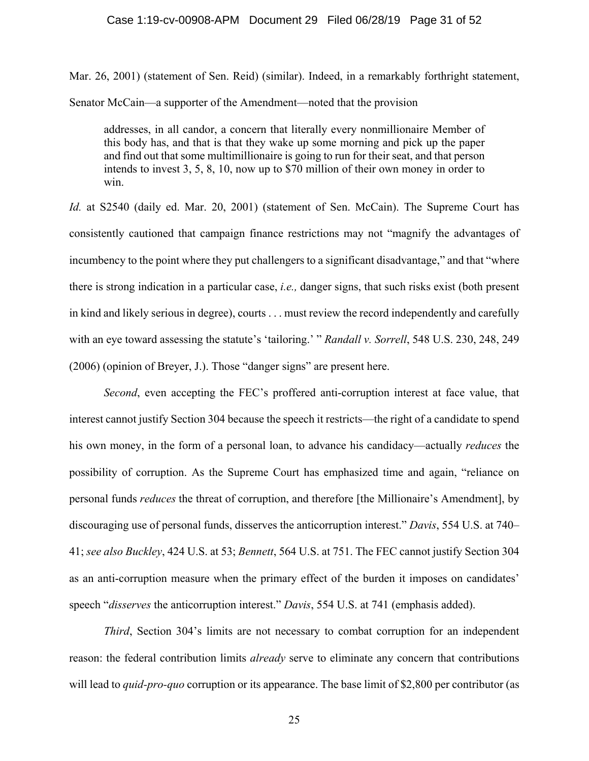Mar. 26, 2001) (statement of Sen. Reid) (similar). Indeed, in a remarkably forthright statement, Senator McCain—a supporter of the Amendment—noted that the provision

> addresses, in all candor, a concern that literally every nonmillionaire Member of this body has, and that is that they wake up some morning and pick up the paper and find out that some multimillionaire is going to run for their seat, and that person intends to invest 3, 5, 8, 10, now up to $70 million of their own money in order to win.

*Id.* at S2540 (daily ed. Mar. 20, 2001) (statement of Sen. McCain). The Supreme Court has consistently cautioned that campaign finance restrictions may not "magnify the advantages of incumbency to the point where they put challengers to a significant disadvantage," and that "where there is strong indication in a particular case, *i.e.,* danger signs, that such risks exist (both present in kind and likely serious in degree), courts . . . must review the record independently and carefully with an eye toward assessing the statute's 'tailoring.' " *Randall v. Sorrell*, 548 U.S. 230, 248, 249 (2006) (opinion of Breyer, J.). Those "danger signs" are present here.

*Second*, even accepting the FEC's proffered anti-corruption interest at face value, that interest cannot justify Section 304 because the speech it restricts—the right of a candidate to spend his own money, in the form of a personal loan, to advance his candidacy—actually *reduces* the possibility of corruption. As the Supreme Court has emphasized time and again, "reliance on personal funds *reduces* the threat of corruption, and therefore [the Millionaire's Amendment], by discouraging use of personal funds, disserves the anticorruption interest." *Davis*, 554 U.S. at 740–41; *see also Buckley*, 424 U.S. at 53; *Bennett*, 564 U.S. at 751. The FEC cannot justify Section 304 as an anti-corruption measure when the primary effect of the burden it imposes on candidates' speech "*disserves* the anticorruption interest." *Davis*, 554 U.S. at 741 (emphasis added).

*Third*, Section 304's limits are not necessary to combat corruption for an independent reason: the federal contribution limits *already* serve to eliminate any concern that contributions will lead to *quid-pro-quo* corruption or its appearance. The base limit of $2,800 per contributor (as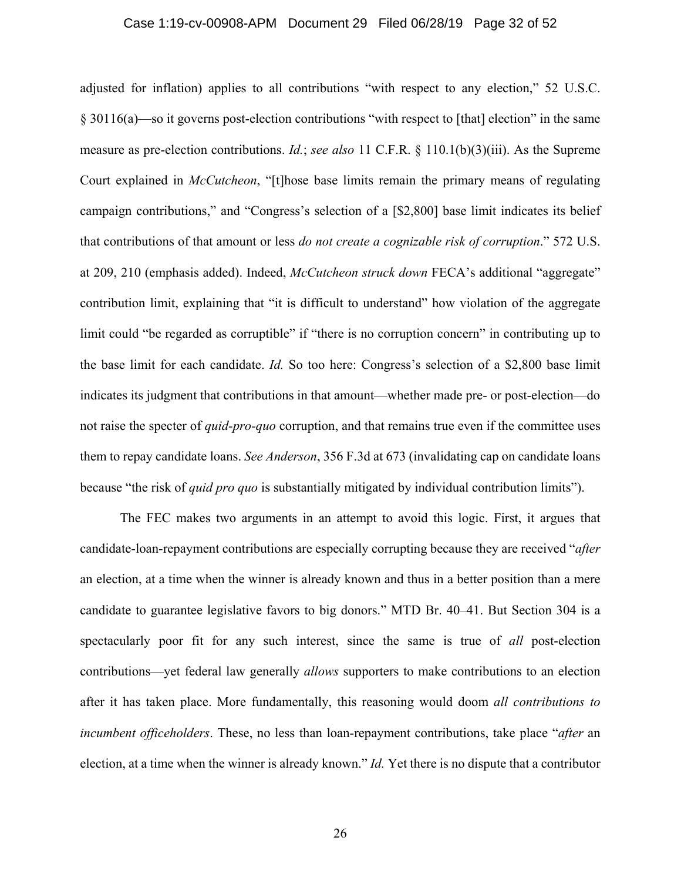adjusted for inflation) applies to all contributions "with respect to any election," 52 U.S.C. § 30116(a)—so it governs post-election contributions "with respect to [that] election" in the same measure as pre-election contributions. *Id.*; *see also* 11 C.F.R. § 110.1(b)(3)(iii). As the Supreme Court explained in *McCutcheon*, "[t]hose base limits remain the primary means of regulating campaign contributions," and "Congress's selection of a [$2,800] base limit indicates its belief that contributions of that amount or less *do not create a cognizable risk of corruption*." 572 U.S. at 209, 210 (emphasis added). Indeed, *McCutcheon struck down* FECA's additional "aggregate" contribution limit, explaining that "it is difficult to understand" how violation of the aggregate limit could "be regarded as corruptible" if "there is no corruption concern" in contributing up to the base limit for each candidate. *Id.* So too here: Congress's selection of a $2,800 base limit indicates its judgment that contributions in that amount—whether made pre- or post-election—do not raise the specter of *quid-pro-quo* corruption, and that remains true even if the committee uses them to repay candidate loans. *See Anderson*, 356 F.3d at 673 (invalidating cap on candidate loans because "the risk of *quid pro quo* is substantially mitigated by individual contribution limits").

The FEC makes two arguments in an attempt to avoid this logic. First, it argues that candidate-loan-repayment contributions are especially corrupting because they are received "*after* an election, at a time when the winner is already known and thus in a better position than a mere candidate to guarantee legislative favors to big donors." MTD Br. 40–41. But Section 304 is a spectacularly poor fit for any such interest, since the same is true of *all* post-election contributions—yet federal law generally *allows* supporters to make contributions to an election after it has taken place. More fundamentally, this reasoning would doom *all contributions to incumbent officeholders*. These, no less than loan-repayment contributions, take place "*after* an election, at a time when the winner is already known." *Id.* Yet there is no dispute that a contributor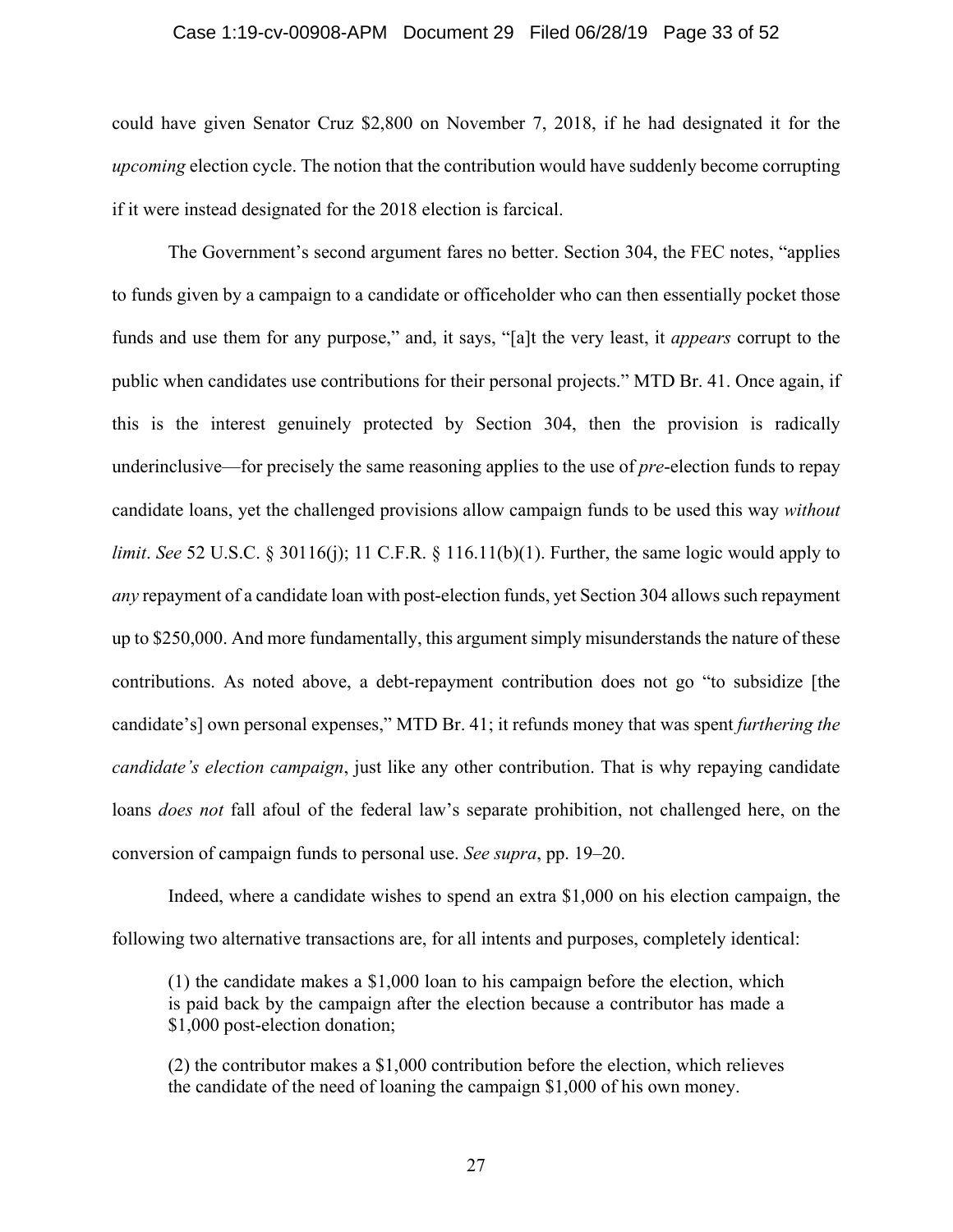could have given Senator Cruz $2,800 on November 7, 2018, if he had designated it for the *upcoming* election cycle. The notion that the contribution would have suddenly become corrupting if it were instead designated for the 2018 election is farcical.

The Government's second argument fares no better. Section 304, the FEC notes, "applies to funds given by a campaign to a candidate or officeholder who can then essentially pocket those funds and use them for any purpose," and, it says, "[a]t the very least, it *appears* corrupt to the public when candidates use contributions for their personal projects." MTD Br. 41. Once again, if this is the interest genuinely protected by Section 304, then the provision is radically underinclusive—for precisely the same reasoning applies to the use of *pre*-election funds to repay candidate loans, yet the challenged provisions allow campaign funds to be used this way *without limit*. *See* 52 U.S.C. § 30116(j); 11 C.F.R. § 116.11(b)(1). Further, the same logic would apply to *any* repayment of a candidate loan with post-election funds, yet Section 304 allows such repayment up to $250,000. And more fundamentally, this argument simply misunderstands the nature of these contributions. As noted above, a debt-repayment contribution does not go "to subsidize [the candidate's] own personal expenses," MTD Br. 41; it refunds money that was spent *furthering the candidate's election campaign*, just like any other contribution. That is why repaying candidate loans *does not* fall afoul of the federal law's separate prohibition, not challenged here, on the conversion of campaign funds to personal use. *See supra*, pp. 19–20.

Indeed, where a candidate wishes to spend an extra $1,000 on his election campaign, the following two alternative transactions are, for all intents and purposes, completely identical:

> (1) the candidate makes a $1,000 loan to his campaign before the election, which is paid back by the campaign after the election because a contributor has made a $1,000 post-election donation;
>
> (2) the contributor makes a $1,000 contribution before the election, which relieves the candidate of the need of loaning the campaign $1,000 of his own money.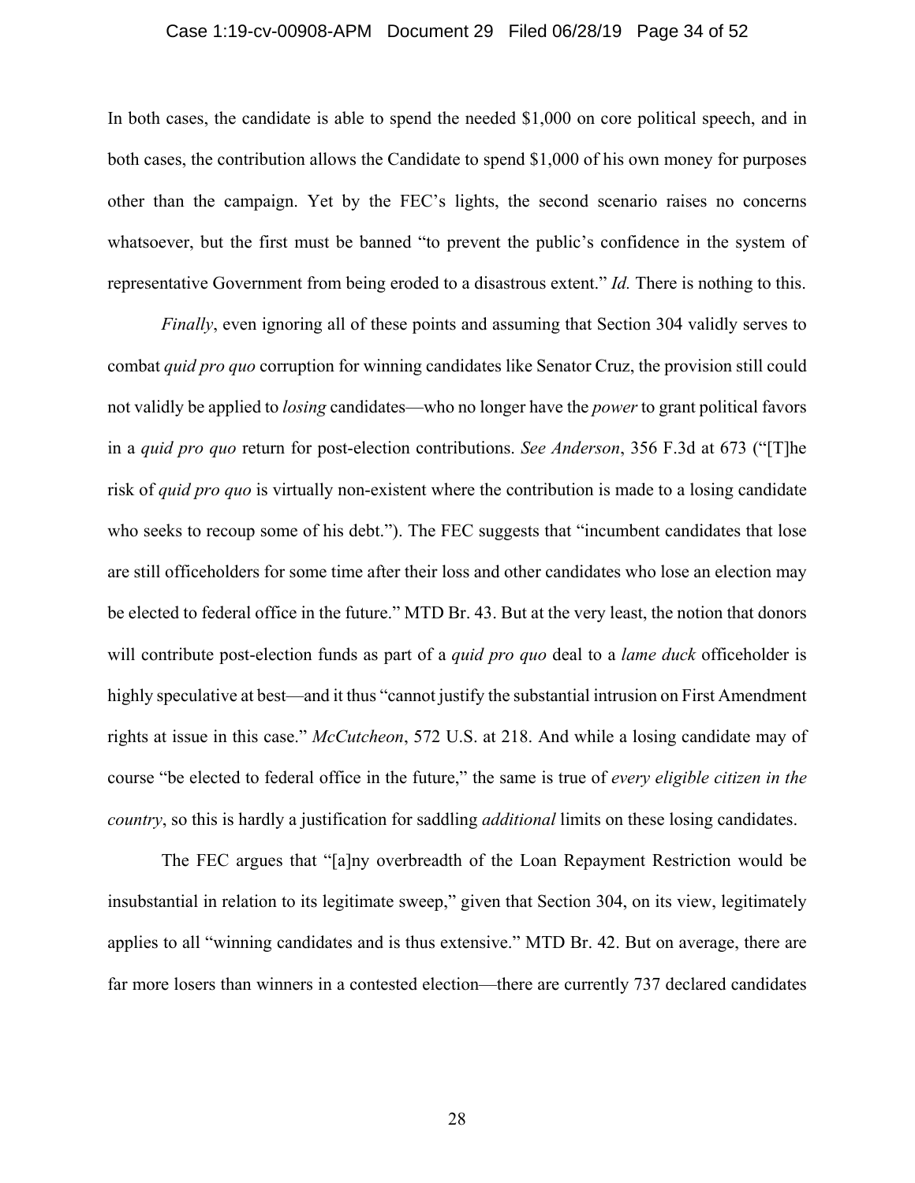In both cases, the candidate is able to spend the needed $1,000 on core political speech, and in both cases, the contribution allows the Candidate to spend $1,000 of his own money for purposes other than the campaign. Yet by the FEC's lights, the second scenario raises no concerns whatsoever, but the first must be banned "to prevent the public's confidence in the system of representative Government from being eroded to a disastrous extent." *Id.* There is nothing to this.

*Finally*, even ignoring all of these points and assuming that Section 304 validly serves to combat *quid pro quo* corruption for winning candidates like Senator Cruz, the provision still could not validly be applied to *losing* candidates—who no longer have the *power* to grant political favors in a *quid pro quo* return for post-election contributions. *See Anderson*, 356 F.3d at 673 ("[T]he risk of *quid pro quo* is virtually non-existent where the contribution is made to a losing candidate who seeks to recoup some of his debt."). The FEC suggests that "incumbent candidates that lose are still officeholders for some time after their loss and other candidates who lose an election may be elected to federal office in the future." MTD Br. 43. But at the very least, the notion that donors will contribute post-election funds as part of a *quid pro quo* deal to a *lame duck* officeholder is highly speculative at best—and it thus "cannot justify the substantial intrusion on First Amendment rights at issue in this case." *McCutcheon*, 572 U.S. at 218. And while a losing candidate may of course "be elected to federal office in the future," the same is true of *every eligible citizen in the country*, so this is hardly a justification for saddling *additional* limits on these losing candidates.

The FEC argues that "[a]ny overbreadth of the Loan Repayment Restriction would be insubstantial in relation to its legitimate sweep," given that Section 304, on its view, legitimately applies to all "winning candidates and is thus extensive." MTD Br. 42. But on average, there are far more losers than winners in a contested election—there are currently 737 declared candidates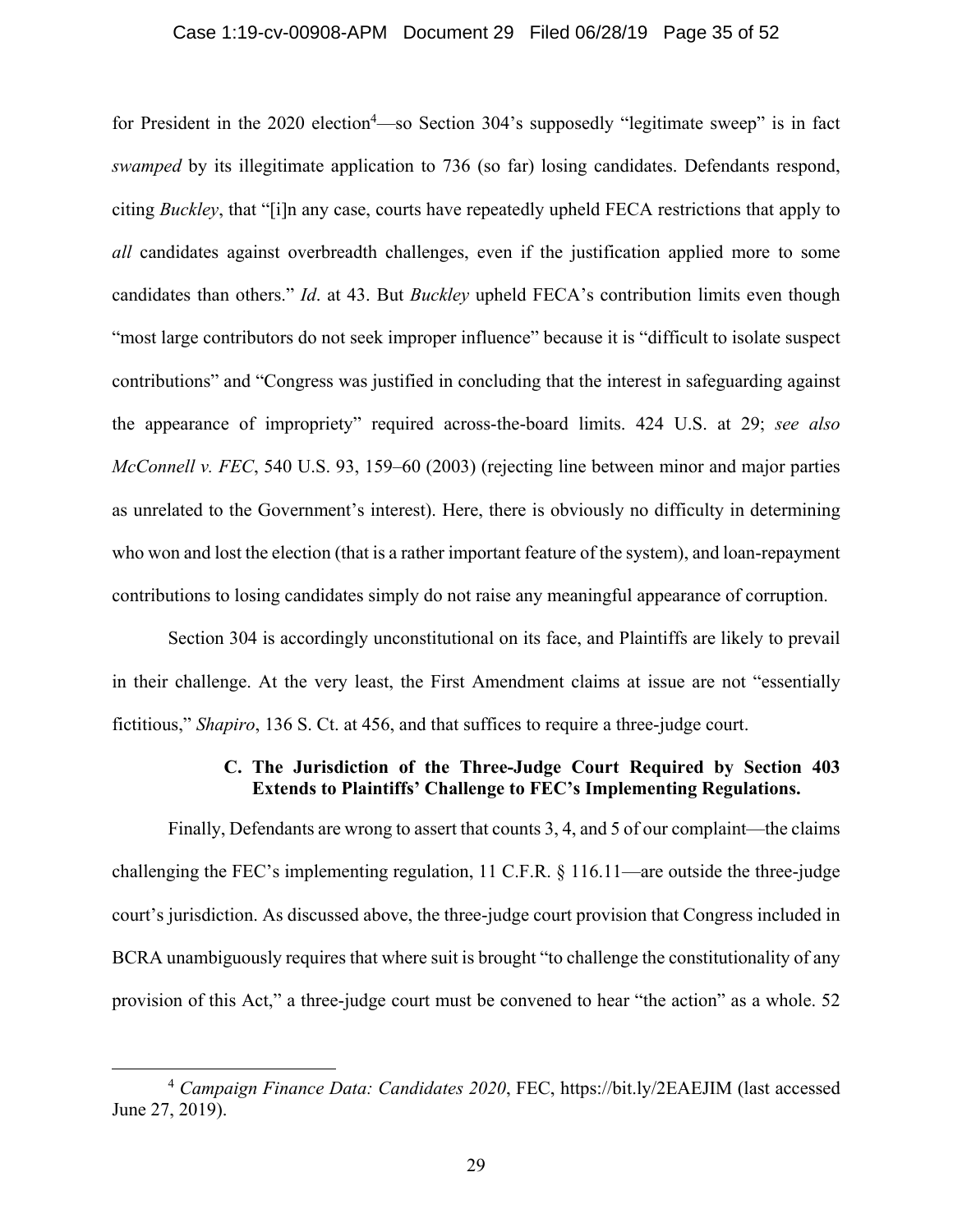for President in the 2020 election[4]—so Section 304's supposedly "legitimate sweep" is in fact *swamped* by its illegitimate application to 736 (so far) losing candidates. Defendants respond, citing *Buckley*, that "[i]n any case, courts have repeatedly upheld FECA restrictions that apply to *all* candidates against overbreadth challenges, even if the justification applied more to some candidates than others." *Id*. at 43. But *Buckley* upheld FECA's contribution limits even though "most large contributors do not seek improper influence" because it is "difficult to isolate suspect contributions" and "Congress was justified in concluding that the interest in safeguarding against the appearance of impropriety" required across-the-board limits. 424 U.S. at 29; *see also McConnell v. FEC*, 540 U.S. 93, 159–60 (2003) (rejecting line between minor and major parties as unrelated to the Government's interest). Here, there is obviously no difficulty in determining who won and lost the election (that is a rather important feature of the system), and loan-repayment contributions to losing candidates simply do not raise any meaningful appearance of corruption.

Section 304 is accordingly unconstitutional on its face, and Plaintiffs are likely to prevail in their challenge. At the very least, the First Amendment claims at issue are not "essentially fictitious," *Shapiro*, 136 S. Ct. at 456, and that suffices to require a three-judge court.

### C. The Jurisdiction of the Three-Judge Court Required by Section 403 Extends to Plaintiffs' Challenge to FEC's Implementing Regulations.

Finally, Defendants are wrong to assert that counts 3, 4, and 5 of our complaint—the claims challenging the FEC's implementing regulation, 11 C.F.R. § 116.11—are outside the three-judge court's jurisdiction. As discussed above, the three-judge court provision that Congress included in BCRA unambiguously requires that where suit is brought "to challenge the constitutionality of any provision of this Act," a three-judge court must be convened to hear "the action" as a whole. 52

[4] *Campaign Finance Data: Candidates 2020*, FEC, https://bit.ly/2EAEJIM (last accessed June 27, 2019).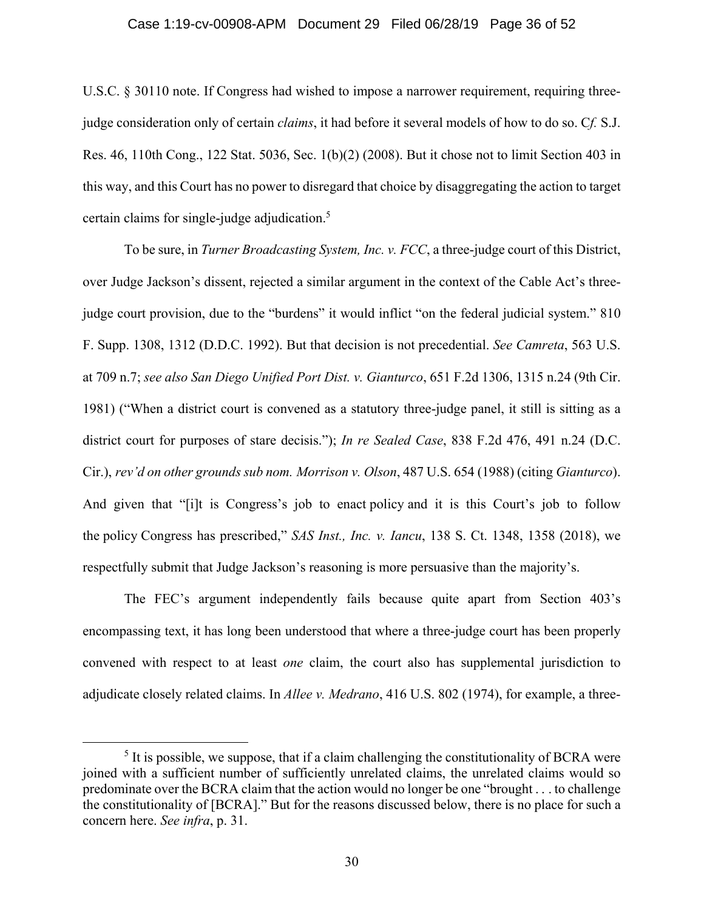U.S.C. § 30110 note. If Congress had wished to impose a narrower requirement, requiring three-judge consideration only of certain *claims*, it had before it several models of how to do so. C*f.* S.J. Res. 46, 110th Cong., 122 Stat. 5036, Sec. 1(b)(2) (2008). But it chose not to limit Section 403 in this way, and this Court has no power to disregard that choice by disaggregating the action to target certain claims for single-judge adjudication.[5]

To be sure, in *Turner Broadcasting System, Inc. v. FCC*, a three-judge court of this District, over Judge Jackson's dissent, rejected a similar argument in the context of the Cable Act's three-judge court provision, due to the "burdens" it would inflict "on the federal judicial system." 810 F. Supp. 1308, 1312 (D.D.C. 1992). But that decision is not precedential. *See Camreta*, 563 U.S. at 709 n.7; *see also San Diego Unified Port Dist. v. Gianturco*, 651 F.2d 1306, 1315 n.24 (9th Cir. 1981) ("When a district court is convened as a statutory three-judge panel, it still is sitting as a district court for purposes of stare decisis."); *In re Sealed Case*, 838 F.2d 476, 491 n.24 (D.C. Cir.), *rev'd on other grounds sub nom. Morrison v. Olson*, 487 U.S. 654 (1988) (citing *Gianturco*). And given that "[i]t is Congress's job to enact policy and it is this Court's job to follow the policy Congress has prescribed," *SAS Inst., Inc. v. Iancu*, 138 S. Ct. 1348, 1358 (2018), we respectfully submit that Judge Jackson's reasoning is more persuasive than the majority's.

The FEC's argument independently fails because quite apart from Section 403's encompassing text, it has long been understood that where a three-judge court has been properly convened with respect to at least *one* claim, the court also has supplemental jurisdiction to adjudicate closely related claims. In *Allee v. Medrano*, 416 U.S. 802 (1974), for example, a three-

---

[5] It is possible, we suppose, that if a claim challenging the constitutionality of BCRA were joined with a sufficient number of sufficiently unrelated claims, the unrelated claims would so predominate over the BCRA claim that the action would no longer be one "brought . . . to challenge the constitutionality of [BCRA]." But for the reasons discussed below, there is no place for such a concern here. *See infra*, p. 31.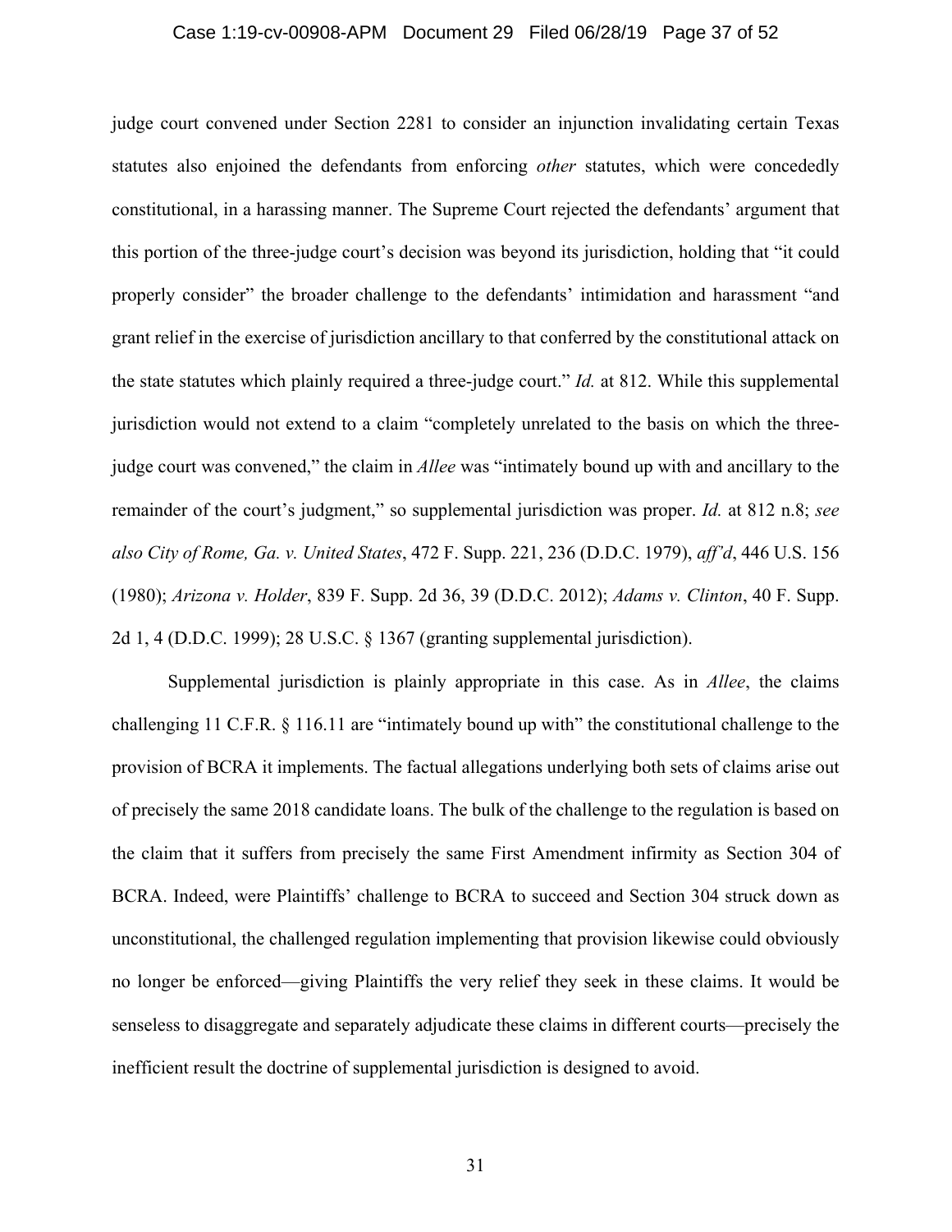judge court convened under Section 2281 to consider an injunction invalidating certain Texas statutes also enjoined the defendants from enforcing *other* statutes, which were concededly constitutional, in a harassing manner. The Supreme Court rejected the defendants' argument that this portion of the three-judge court's decision was beyond its jurisdiction, holding that "it could properly consider" the broader challenge to the defendants' intimidation and harassment "and grant relief in the exercise of jurisdiction ancillary to that conferred by the constitutional attack on the state statutes which plainly required a three-judge court." *Id.* at 812. While this supplemental jurisdiction would not extend to a claim "completely unrelated to the basis on which the three-judge court was convened," the claim in *Allee* was "intimately bound up with and ancillary to the remainder of the court's judgment," so supplemental jurisdiction was proper. *Id.* at 812 n.8; *see also City of Rome, Ga. v. United States*, 472 F. Supp. 221, 236 (D.D.C. 1979), *aff'd*, 446 U.S. 156 (1980); *Arizona v. Holder*, 839 F. Supp. 2d 36, 39 (D.D.C. 2012); *Adams v. Clinton*, 40 F. Supp. 2d 1, 4 (D.D.C. 1999); 28 U.S.C. § 1367 (granting supplemental jurisdiction).

Supplemental jurisdiction is plainly appropriate in this case. As in *Allee*, the claims challenging 11 C.F.R. § 116.11 are "intimately bound up with" the constitutional challenge to the provision of BCRA it implements. The factual allegations underlying both sets of claims arise out of precisely the same 2018 candidate loans. The bulk of the challenge to the regulation is based on the claim that it suffers from precisely the same First Amendment infirmity as Section 304 of BCRA. Indeed, were Plaintiffs' challenge to BCRA to succeed and Section 304 struck down as unconstitutional, the challenged regulation implementing that provision likewise could obviously no longer be enforced—giving Plaintiffs the very relief they seek in these claims. It would be senseless to disaggregate and separately adjudicate these claims in different courts—precisely the inefficient result the doctrine of supplemental jurisdiction is designed to avoid.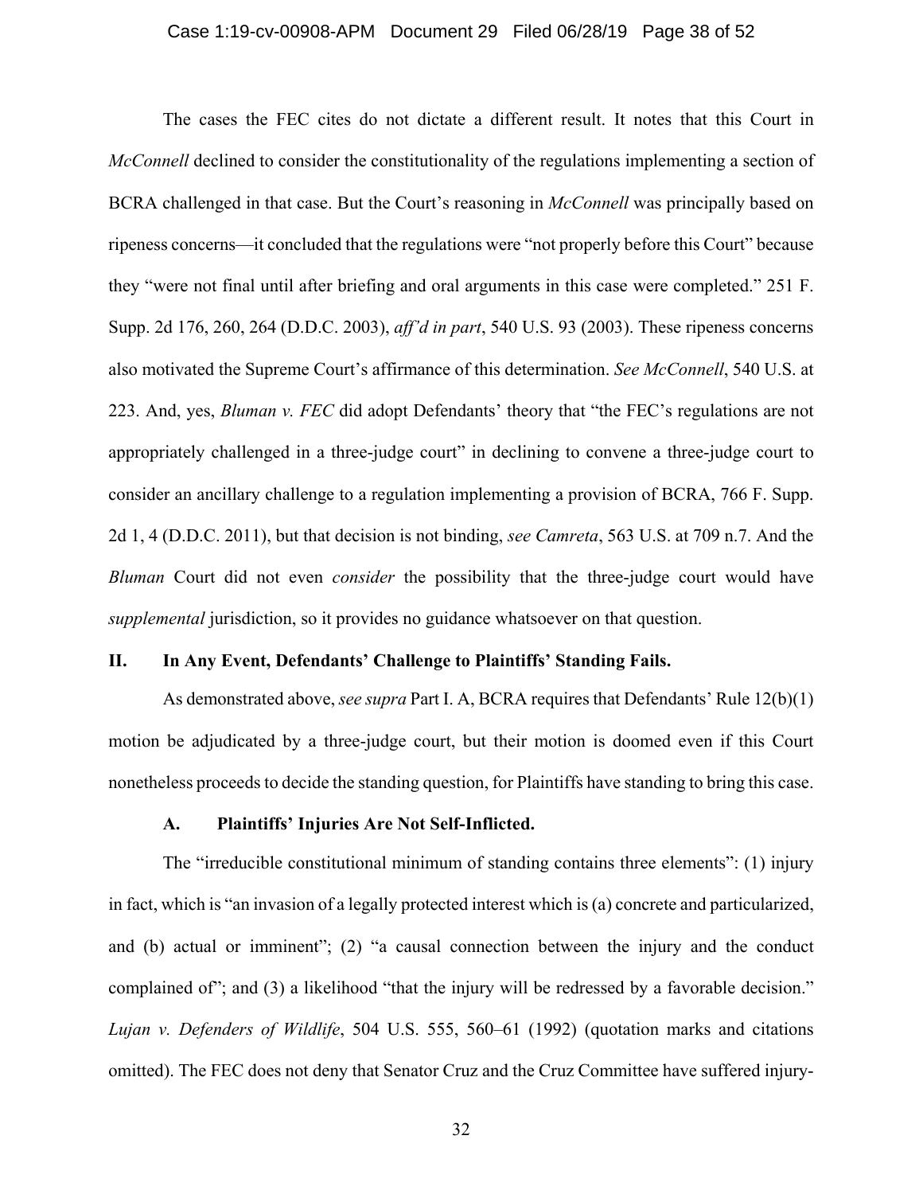The cases the FEC cites do not dictate a different result. It notes that this Court in *McConnell* declined to consider the constitutionality of the regulations implementing a section of BCRA challenged in that case. But the Court's reasoning in *McConnell* was principally based on ripeness concerns—it concluded that the regulations were "not properly before this Court" because they "were not final until after briefing and oral arguments in this case were completed." 251 F. Supp. 2d 176, 260, 264 (D.D.C. 2003), *aff'd in part*, 540 U.S. 93 (2003). These ripeness concerns also motivated the Supreme Court's affirmance of this determination. *See McConnell*, 540 U.S. at 223. And, yes, *Bluman v. FEC* did adopt Defendants' theory that "the FEC's regulations are not appropriately challenged in a three-judge court" in declining to convene a three-judge court to consider an ancillary challenge to a regulation implementing a provision of BCRA, 766 F. Supp. 2d 1, 4 (D.D.C. 2011), but that decision is not binding, *see Camreta*, 563 U.S. at 709 n.7. And the *Bluman* Court did not even *consider* the possibility that the three-judge court would have *supplemental* jurisdiction, so it provides no guidance whatsoever on that question.

## II. In Any Event, Defendants' Challenge to Plaintiffs' Standing Fails.

As demonstrated above, *see supra* Part I. A, BCRA requires that Defendants' Rule 12(b)(1) motion be adjudicated by a three-judge court, but their motion is doomed even if this Court nonetheless proceeds to decide the standing question, for Plaintiffs have standing to bring this case.

### A. Plaintiffs' Injuries Are Not Self-Inflicted.

The "irreducible constitutional minimum of standing contains three elements": (1) injury in fact, which is "an invasion of a legally protected interest which is (a) concrete and particularized, and (b) actual or imminent"; (2) "a causal connection between the injury and the conduct complained of"; and (3) a likelihood "that the injury will be redressed by a favorable decision." *Lujan v. Defenders of Wildlife*, 504 U.S. 555, 560–61 (1992) (quotation marks and citations omitted). The FEC does not deny that Senator Cruz and the Cruz Committee have suffered injury-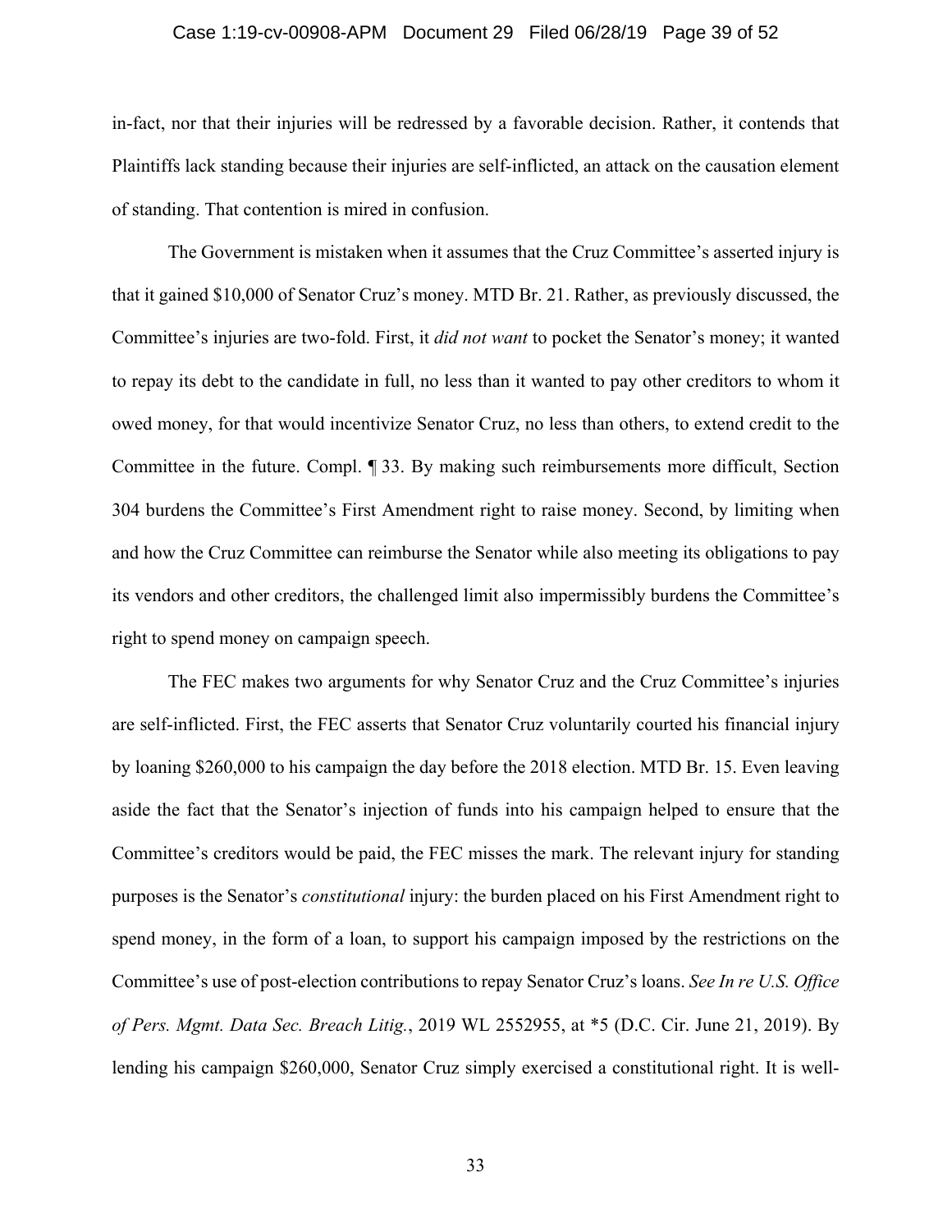in-fact, nor that their injuries will be redressed by a favorable decision. Rather, it contends that Plaintiffs lack standing because their injuries are self-inflicted, an attack on the causation element of standing. That contention is mired in confusion.

The Government is mistaken when it assumes that the Cruz Committee's asserted injury is that it gained $10,000 of Senator Cruz's money. MTD Br. 21. Rather, as previously discussed, the Committee's injuries are two-fold. First, it *did not want* to pocket the Senator's money; it wanted to repay its debt to the candidate in full, no less than it wanted to pay other creditors to whom it owed money, for that would incentivize Senator Cruz, no less than others, to extend credit to the Committee in the future. Compl. ¶ 33. By making such reimbursements more difficult, Section 304 burdens the Committee's First Amendment right to raise money. Second, by limiting when and how the Cruz Committee can reimburse the Senator while also meeting its obligations to pay its vendors and other creditors, the challenged limit also impermissibly burdens the Committee's right to spend money on campaign speech.

The FEC makes two arguments for why Senator Cruz and the Cruz Committee's injuries are self-inflicted. First, the FEC asserts that Senator Cruz voluntarily courted his financial injury by loaning $260,000 to his campaign the day before the 2018 election. MTD Br. 15. Even leaving aside the fact that the Senator's injection of funds into his campaign helped to ensure that the Committee's creditors would be paid, the FEC misses the mark. The relevant injury for standing purposes is the Senator's *constitutional* injury: the burden placed on his First Amendment right to spend money, in the form of a loan, to support his campaign imposed by the restrictions on the Committee's use of post-election contributions to repay Senator Cruz's loans. *See In re U.S. Office of Pers. Mgmt. Data Sec. Breach Litig.*, 2019 WL 2552955, at *5 (D.C. Cir. June 21, 2019). By lending his campaign $260,000, Senator Cruz simply exercised a constitutional right. It is well-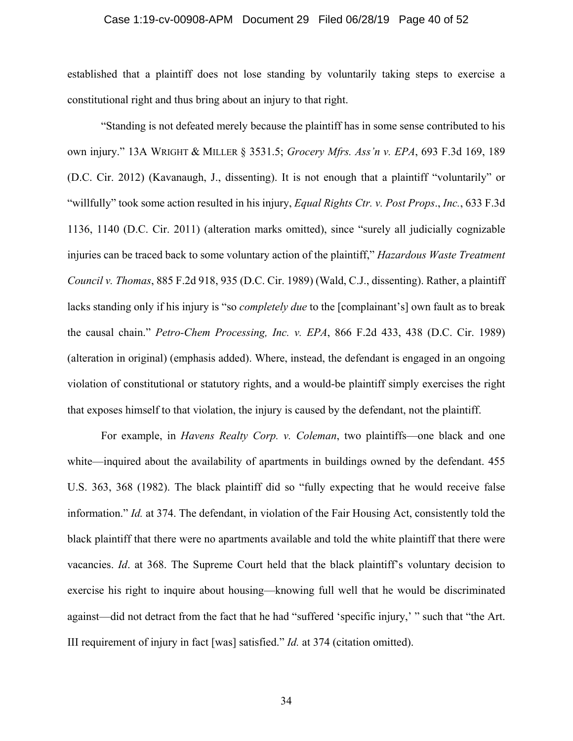established that a plaintiff does not lose standing by voluntarily taking steps to exercise a constitutional right and thus bring about an injury to that right.

"Standing is not defeated merely because the plaintiff has in some sense contributed to his own injury." 13A WRIGHT & MILLER § 3531.5; *Grocery Mfrs. Ass'n v. EPA*, 693 F.3d 169, 189 (D.C. Cir. 2012) (Kavanaugh, J., dissenting). It is not enough that a plaintiff "voluntarily" or "willfully" took some action resulted in his injury, *Equal Rights Ctr. v. Post Props*., *Inc.*, 633 F.3d 1136, 1140 (D.C. Cir. 2011) (alteration marks omitted), since "surely all judicially cognizable injuries can be traced back to some voluntary action of the plaintiff," *Hazardous Waste Treatment Council v. Thomas*, 885 F.2d 918, 935 (D.C. Cir. 1989) (Wald, C.J., dissenting). Rather, a plaintiff lacks standing only if his injury is "so *completely due* to the [complainant's] own fault as to break the causal chain." *Petro-Chem Processing, Inc. v. EPA*, 866 F.2d 433, 438 (D.C. Cir. 1989) (alteration in original) (emphasis added). Where, instead, the defendant is engaged in an ongoing violation of constitutional or statutory rights, and a would-be plaintiff simply exercises the right that exposes himself to that violation, the injury is caused by the defendant, not the plaintiff.

For example, in *Havens Realty Corp. v. Coleman*, two plaintiffs—one black and one white—inquired about the availability of apartments in buildings owned by the defendant. 455 U.S. 363, 368 (1982). The black plaintiff did so "fully expecting that he would receive false information." *Id.* at 374. The defendant, in violation of the Fair Housing Act, consistently told the black plaintiff that there were no apartments available and told the white plaintiff that there were vacancies. *Id*. at 368. The Supreme Court held that the black plaintiff's voluntary decision to exercise his right to inquire about housing—knowing full well that he would be discriminated against—did not detract from the fact that he had "suffered 'specific injury,' " such that "the Art. III requirement of injury in fact [was] satisfied." *Id.* at 374 (citation omitted).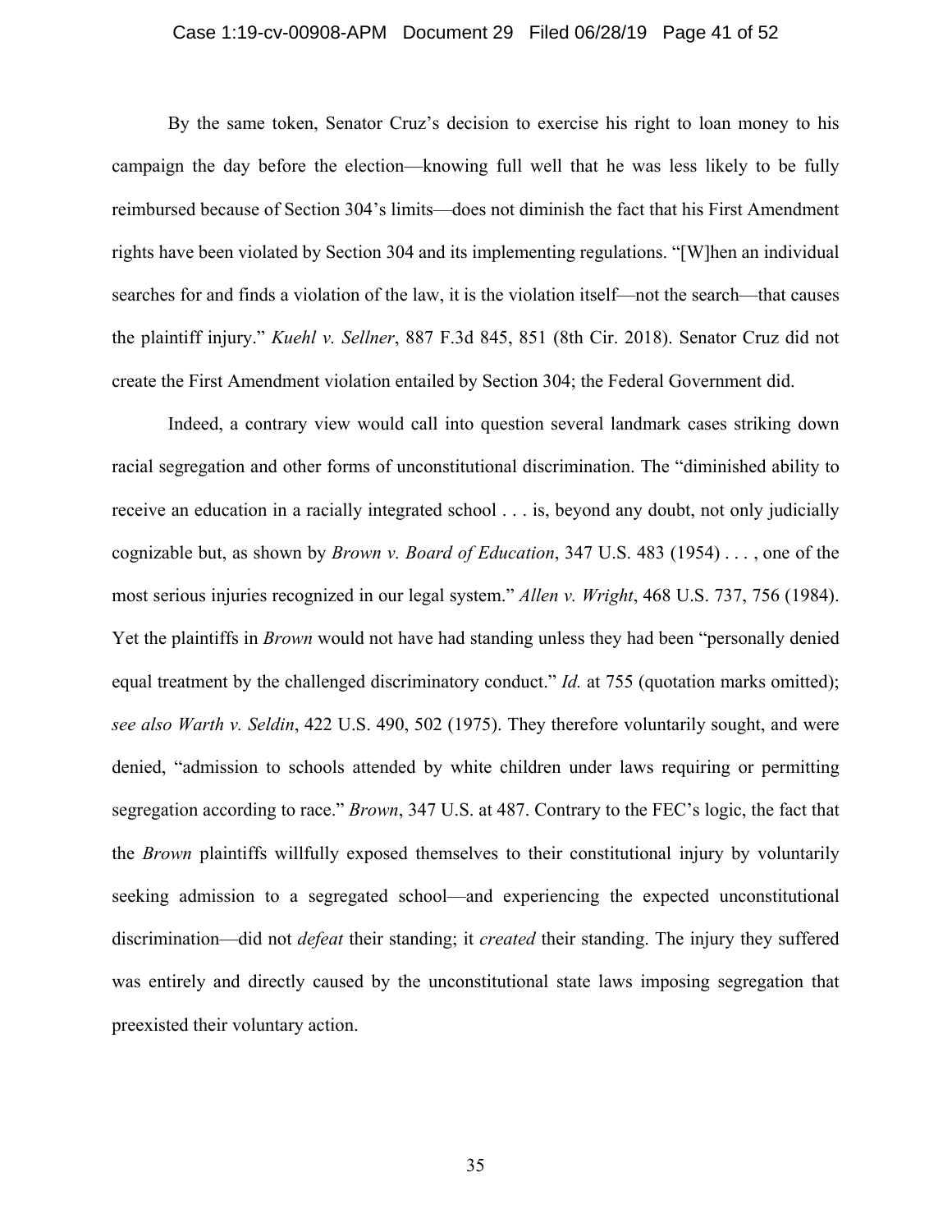By the same token, Senator Cruz's decision to exercise his right to loan money to his campaign the day before the election—knowing full well that he was less likely to be fully reimbursed because of Section 304's limits—does not diminish the fact that his First Amendment rights have been violated by Section 304 and its implementing regulations. "[W]hen an individual searches for and finds a violation of the law, it is the violation itself—not the search—that causes the plaintiff injury." *Kuehl v. Sellner*, 887 F.3d 845, 851 (8th Cir. 2018). Senator Cruz did not create the First Amendment violation entailed by Section 304; the Federal Government did.

Indeed, a contrary view would call into question several landmark cases striking down racial segregation and other forms of unconstitutional discrimination. The "diminished ability to receive an education in a racially integrated school . . . is, beyond any doubt, not only judicially cognizable but, as shown by *Brown v. Board of Education*, 347 U.S. 483 (1954) . . . , one of the most serious injuries recognized in our legal system." *Allen v. Wright*, 468 U.S. 737, 756 (1984). Yet the plaintiffs in *Brown* would not have had standing unless they had been "personally denied equal treatment by the challenged discriminatory conduct." *Id.* at 755 (quotation marks omitted); *see also Warth v. Seldin*, 422 U.S. 490, 502 (1975). They therefore voluntarily sought, and were denied, "admission to schools attended by white children under laws requiring or permitting segregation according to race." *Brown*, 347 U.S. at 487. Contrary to the FEC's logic, the fact that the *Brown* plaintiffs willfully exposed themselves to their constitutional injury by voluntarily seeking admission to a segregated school—and experiencing the expected unconstitutional discrimination—did not *defeat* their standing; it *created* their standing. The injury they suffered was entirely and directly caused by the unconstitutional state laws imposing segregation that preexisted their voluntary action.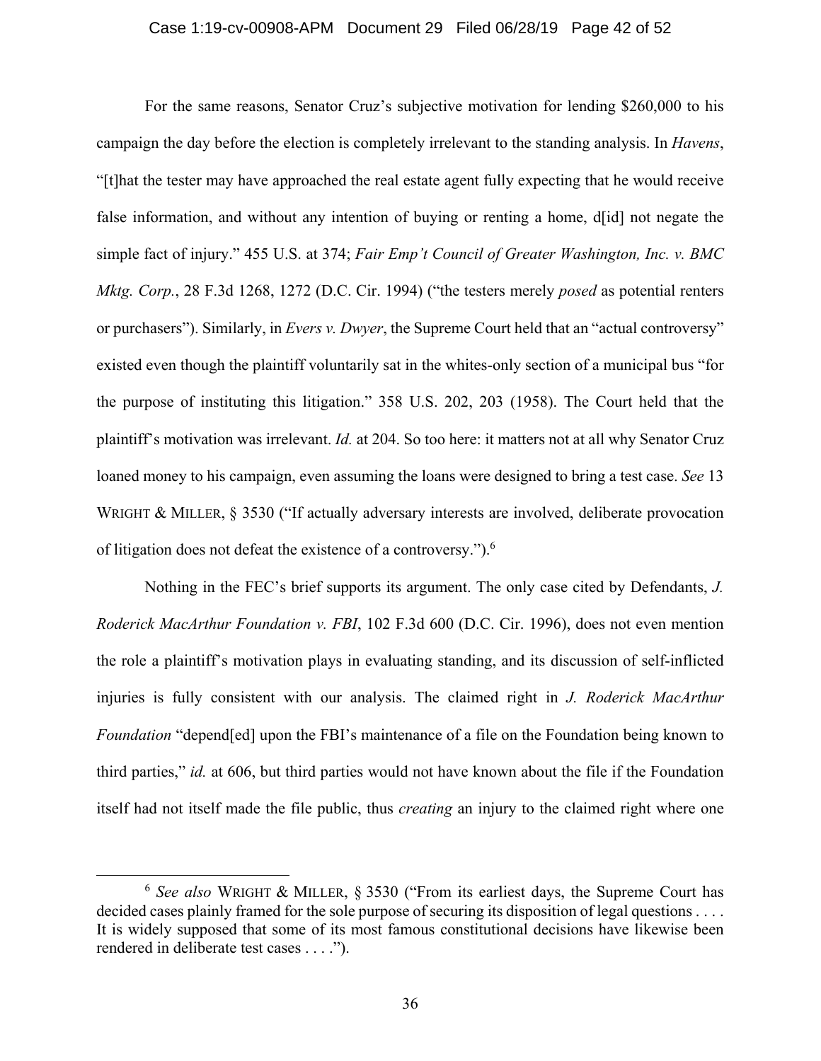For the same reasons, Senator Cruz's subjective motivation for lending $260,000 to his campaign the day before the election is completely irrelevant to the standing analysis. In *Havens*, "[t]hat the tester may have approached the real estate agent fully expecting that he would receive false information, and without any intention of buying or renting a home, d[id] not negate the simple fact of injury." 455 U.S. at 374; *Fair Emp't Council of Greater Washington, Inc. v. BMC Mktg. Corp.*, 28 F.3d 1268, 1272 (D.C. Cir. 1994) ("the testers merely *posed* as potential renters or purchasers"). Similarly, in *Evers v. Dwyer*, the Supreme Court held that an "actual controversy" existed even though the plaintiff voluntarily sat in the whites-only section of a municipal bus "for the purpose of instituting this litigation." 358 U.S. 202, 203 (1958). The Court held that the plaintiff's motivation was irrelevant. *Id.* at 204. So too here: it matters not at all why Senator Cruz loaned money to his campaign, even assuming the loans were designed to bring a test case. *See* 13 WRIGHT & MILLER, § 3530 ("If actually adversary interests are involved, deliberate provocation of litigation does not defeat the existence of a controversy.").[6]

Nothing in the FEC's brief supports its argument. The only case cited by Defendants, *J. Roderick MacArthur Foundation v. FBI*, 102 F.3d 600 (D.C. Cir. 1996), does not even mention the role a plaintiff's motivation plays in evaluating standing, and its discussion of self-inflicted injuries is fully consistent with our analysis. The claimed right in *J. Roderick MacArthur Foundation* "depend[ed] upon the FBI's maintenance of a file on the Foundation being known to third parties," *id.* at 606, but third parties would not have known about the file if the Foundation itself had not itself made the file public, thus *creating* an injury to the claimed right where one

[6] *See also* WRIGHT & MILLER, § 3530 ("From its earliest days, the Supreme Court has decided cases plainly framed for the sole purpose of securing its disposition of legal questions . . . . It is widely supposed that some of its most famous constitutional decisions have likewise been rendered in deliberate test cases . . . .").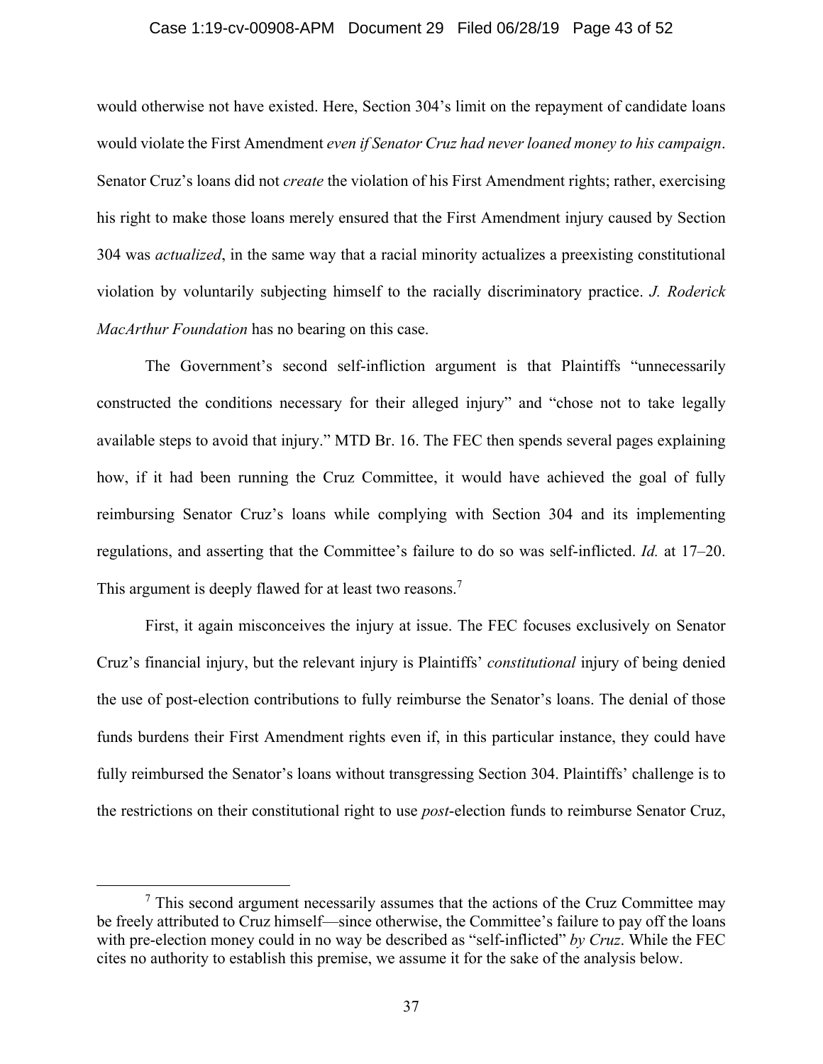would otherwise not have existed. Here, Section 304's limit on the repayment of candidate loans would violate the First Amendment *even if Senator Cruz had never loaned money to his campaign*. Senator Cruz's loans did not *create* the violation of his First Amendment rights; rather, exercising his right to make those loans merely ensured that the First Amendment injury caused by Section 304 was *actualized*, in the same way that a racial minority actualizes a preexisting constitutional violation by voluntarily subjecting himself to the racially discriminatory practice. *J. Roderick MacArthur Foundation* has no bearing on this case.

The Government's second self-infliction argument is that Plaintiffs "unnecessarily constructed the conditions necessary for their alleged injury" and "chose not to take legally available steps to avoid that injury." MTD Br. 16. The FEC then spends several pages explaining how, if it had been running the Cruz Committee, it would have achieved the goal of fully reimbursing Senator Cruz's loans while complying with Section 304 and its implementing regulations, and asserting that the Committee's failure to do so was self-inflicted. *Id.* at 17–20. This argument is deeply flawed for at least two reasons.[7]

First, it again misconceives the injury at issue. The FEC focuses exclusively on Senator Cruz's financial injury, but the relevant injury is Plaintiffs' *constitutional* injury of being denied the use of post-election contributions to fully reimburse the Senator's loans. The denial of those funds burdens their First Amendment rights even if, in this particular instance, they could have fully reimbursed the Senator's loans without transgressing Section 304. Plaintiffs' challenge is to the restrictions on their constitutional right to use *post*-election funds to reimburse Senator Cruz,

---

[7] This second argument necessarily assumes that the actions of the Cruz Committee may be freely attributed to Cruz himself—since otherwise, the Committee's failure to pay off the loans with pre-election money could in no way be described as "self-inflicted" *by Cruz*. While the FEC cites no authority to establish this premise, we assume it for the sake of the analysis below.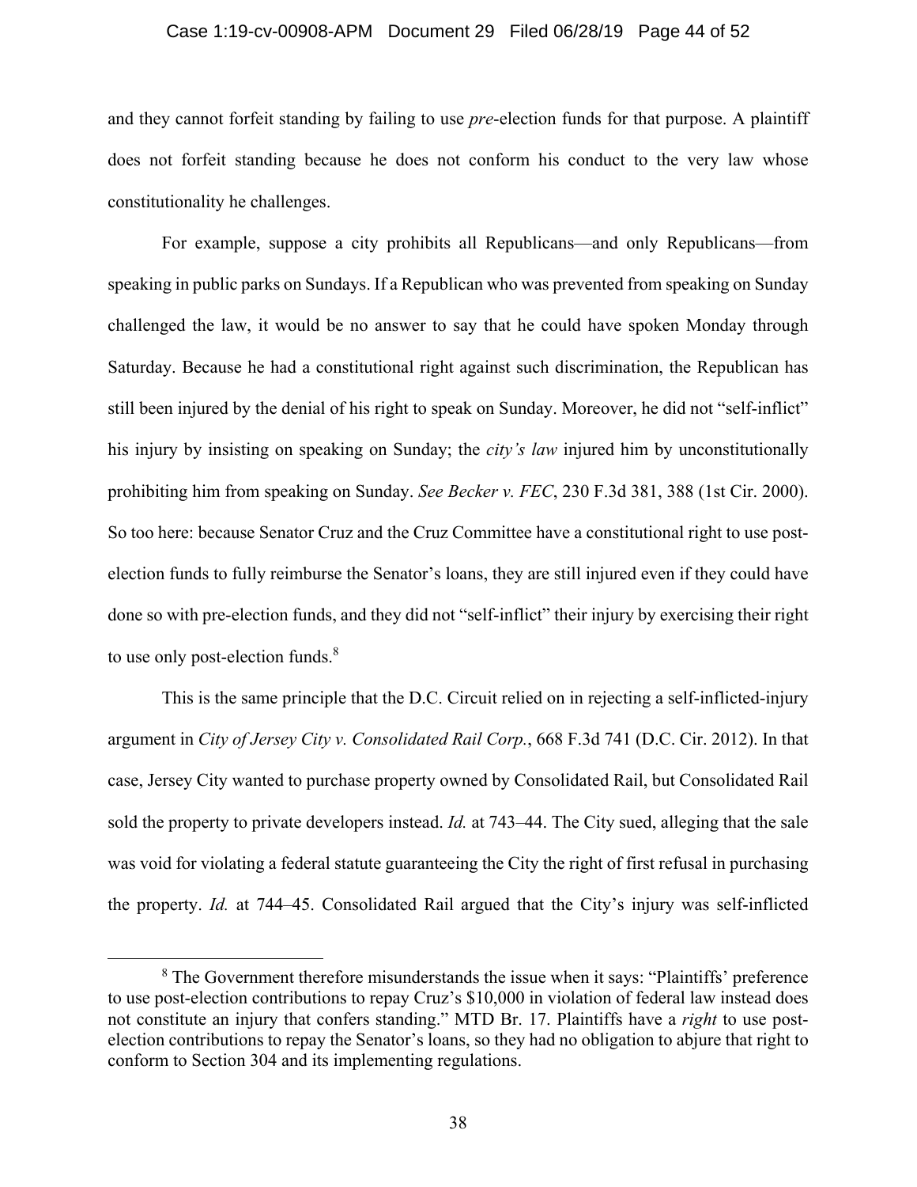and they cannot forfeit standing by failing to use *pre*-election funds for that purpose. A plaintiff does not forfeit standing because he does not conform his conduct to the very law whose constitutionality he challenges.

For example, suppose a city prohibits all Republicans—and only Republicans—from speaking in public parks on Sundays. If a Republican who was prevented from speaking on Sunday challenged the law, it would be no answer to say that he could have spoken Monday through Saturday. Because he had a constitutional right against such discrimination, the Republican has still been injured by the denial of his right to speak on Sunday. Moreover, he did not "self-inflict" his injury by insisting on speaking on Sunday; the *city's law* injured him by unconstitutionally prohibiting him from speaking on Sunday. *See Becker v. FEC*, 230 F.3d 381, 388 (1st Cir. 2000). So too here: because Senator Cruz and the Cruz Committee have a constitutional right to use post-election funds to fully reimburse the Senator's loans, they are still injured even if they could have done so with pre-election funds, and they did not "self-inflict" their injury by exercising their right to use only post-election funds.[8]

This is the same principle that the D.C. Circuit relied on in rejecting a self-inflicted-injury argument in *City of Jersey City v. Consolidated Rail Corp.*, 668 F.3d 741 (D.C. Cir. 2012). In that case, Jersey City wanted to purchase property owned by Consolidated Rail, but Consolidated Rail sold the property to private developers instead. *Id.* at 743–44. The City sued, alleging that the sale was void for violating a federal statute guaranteeing the City the right of first refusal in purchasing the property. *Id.* at 744–45. Consolidated Rail argued that the City's injury was self-inflicted

---

[8] The Government therefore misunderstands the issue when it says: "Plaintiffs' preference to use post-election contributions to repay Cruz's $10,000 in violation of federal law instead does not constitute an injury that confers standing." MTD Br. 17. Plaintiffs have a *right* to use post-election contributions to repay the Senator's loans, so they had no obligation to abjure that right to conform to Section 304 and its implementing regulations.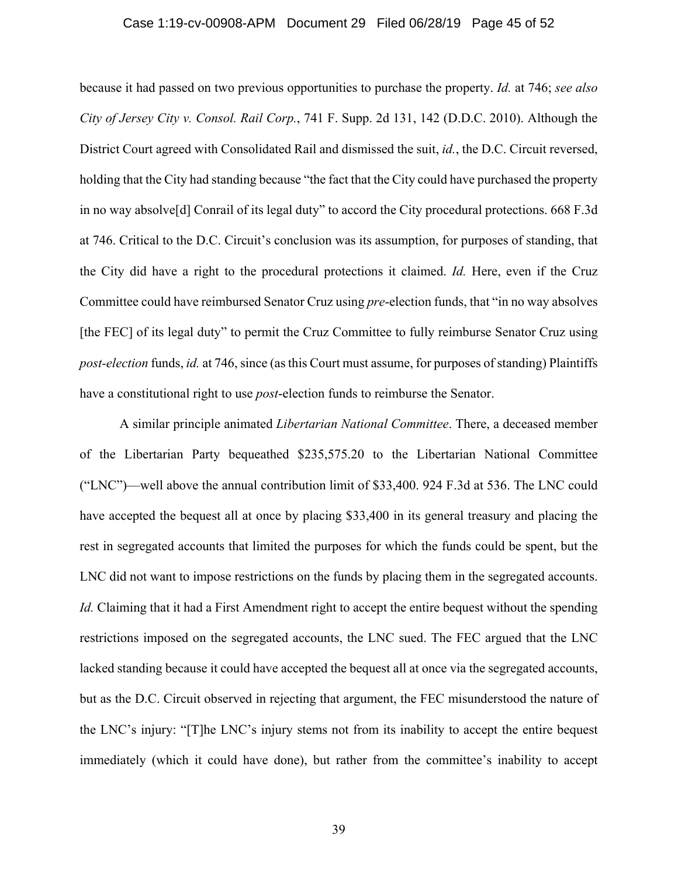because it had passed on two previous opportunities to purchase the property. *Id.* at 746; *see also City of Jersey City v. Consol. Rail Corp.*, 741 F. Supp. 2d 131, 142 (D.D.C. 2010). Although the District Court agreed with Consolidated Rail and dismissed the suit, *id.*, the D.C. Circuit reversed, holding that the City had standing because "the fact that the City could have purchased the property in no way absolve[d] Conrail of its legal duty" to accord the City procedural protections. 668 F.3d at 746. Critical to the D.C. Circuit's conclusion was its assumption, for purposes of standing, that the City did have a right to the procedural protections it claimed. *Id.* Here, even if the Cruz Committee could have reimbursed Senator Cruz using *pre*-election funds, that "in no way absolves [the FEC] of its legal duty" to permit the Cruz Committee to fully reimburse Senator Cruz using *post-election* funds, *id.* at 746, since (as this Court must assume, for purposes of standing) Plaintiffs have a constitutional right to use *post*-election funds to reimburse the Senator.

A similar principle animated *Libertarian National Committee*. There, a deceased member of the Libertarian Party bequeathed $235,575.20 to the Libertarian National Committee ("LNC")—well above the annual contribution limit of $33,400. 924 F.3d at 536. The LNC could have accepted the bequest all at once by placing $33,400 in its general treasury and placing the rest in segregated accounts that limited the purposes for which the funds could be spent, but the LNC did not want to impose restrictions on the funds by placing them in the segregated accounts. *Id.* Claiming that it had a First Amendment right to accept the entire bequest without the spending restrictions imposed on the segregated accounts, the LNC sued. The FEC argued that the LNC lacked standing because it could have accepted the bequest all at once via the segregated accounts, but as the D.C. Circuit observed in rejecting that argument, the FEC misunderstood the nature of the LNC's injury: "[T]he LNC's injury stems not from its inability to accept the entire bequest immediately (which it could have done), but rather from the committee's inability to accept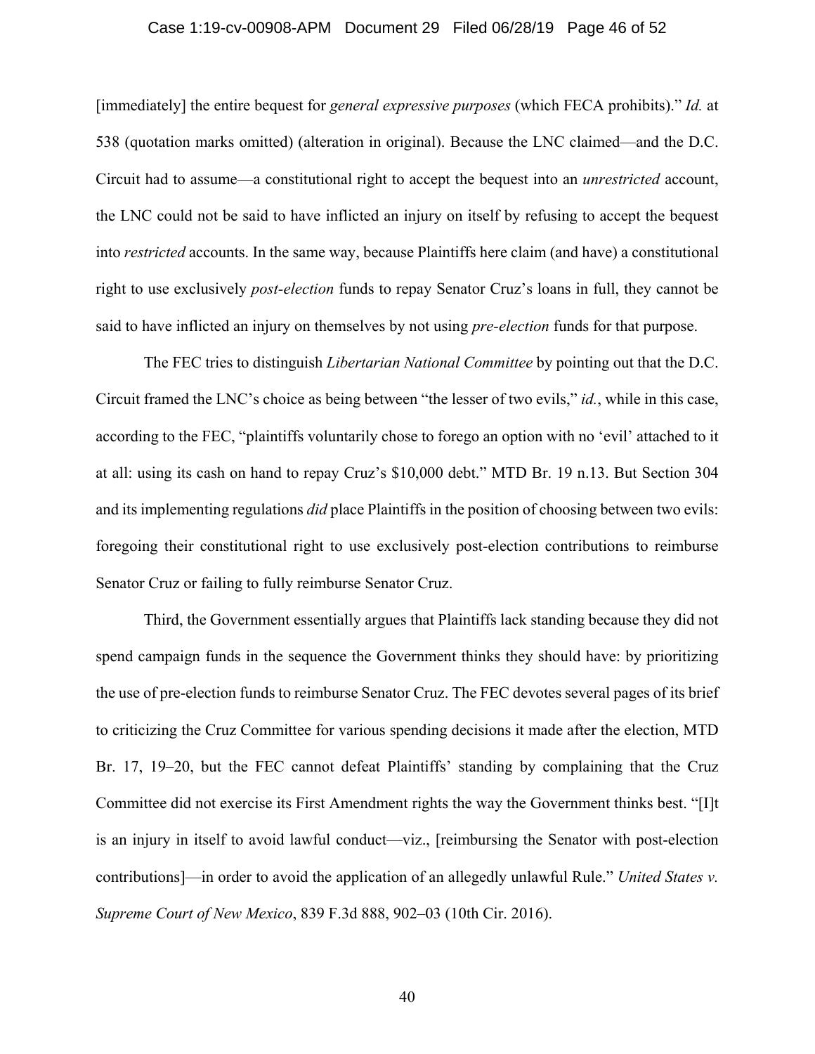[immediately] the entire bequest for *general expressive purposes* (which FECA prohibits)." *Id.* at 538 (quotation marks omitted) (alteration in original). Because the LNC claimed—and the D.C. Circuit had to assume—a constitutional right to accept the bequest into an *unrestricted* account, the LNC could not be said to have inflicted an injury on itself by refusing to accept the bequest into *restricted* accounts. In the same way, because Plaintiffs here claim (and have) a constitutional right to use exclusively *post-election* funds to repay Senator Cruz's loans in full, they cannot be said to have inflicted an injury on themselves by not using *pre-election* funds for that purpose.

The FEC tries to distinguish *Libertarian National Committee* by pointing out that the D.C. Circuit framed the LNC's choice as being between "the lesser of two evils," *id.*, while in this case, according to the FEC, "plaintiffs voluntarily chose to forego an option with no 'evil' attached to it at all: using its cash on hand to repay Cruz's $10,000 debt." MTD Br. 19 n.13. But Section 304 and its implementing regulations *did* place Plaintiffs in the position of choosing between two evils: foregoing their constitutional right to use exclusively post-election contributions to reimburse Senator Cruz or failing to fully reimburse Senator Cruz.

Third, the Government essentially argues that Plaintiffs lack standing because they did not spend campaign funds in the sequence the Government thinks they should have: by prioritizing the use of pre-election funds to reimburse Senator Cruz. The FEC devotes several pages of its brief to criticizing the Cruz Committee for various spending decisions it made after the election, MTD Br. 17, 19–20, but the FEC cannot defeat Plaintiffs' standing by complaining that the Cruz Committee did not exercise its First Amendment rights the way the Government thinks best. "[I]t is an injury in itself to avoid lawful conduct—viz., [reimbursing the Senator with post-election contributions]—in order to avoid the application of an allegedly unlawful Rule." *United States v. Supreme Court of New Mexico*, 839 F.3d 888, 902–03 (10th Cir. 2016).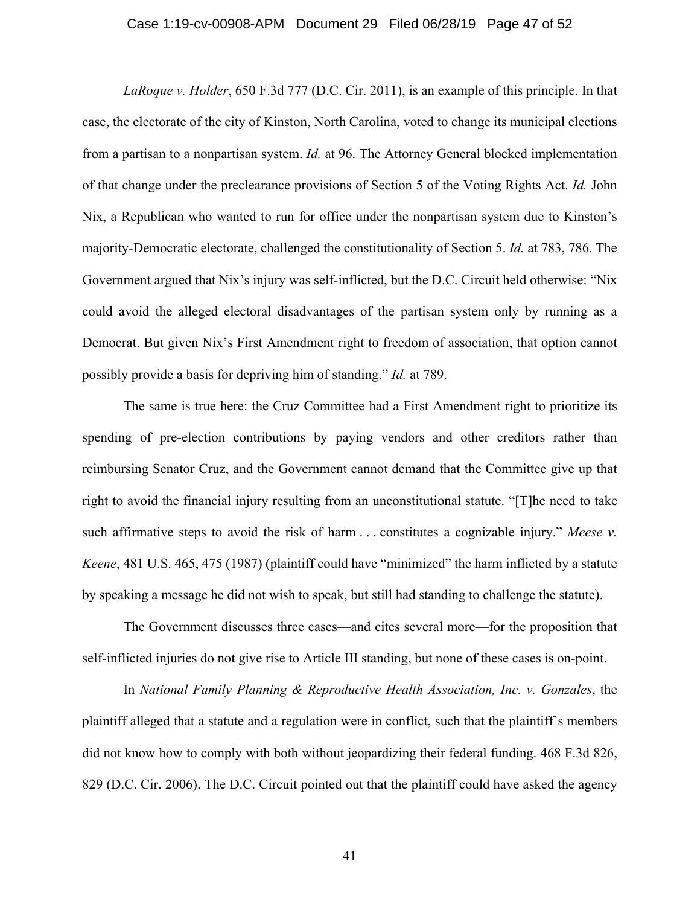*LaRoque v. Holder*, 650 F.3d 777 (D.C. Cir. 2011), is an example of this principle. In that case, the electorate of the city of Kinston, North Carolina, voted to change its municipal elections from a partisan to a nonpartisan system. *Id.* at 96. The Attorney General blocked implementation of that change under the preclearance provisions of Section 5 of the Voting Rights Act. *Id.* John Nix, a Republican who wanted to run for office under the nonpartisan system due to Kinston's majority-Democratic electorate, challenged the constitutionality of Section 5. *Id.* at 783, 786. The Government argued that Nix's injury was self-inflicted, but the D.C. Circuit held otherwise: "Nix could avoid the alleged electoral disadvantages of the partisan system only by running as a Democrat. But given Nix's First Amendment right to freedom of association, that option cannot possibly provide a basis for depriving him of standing." *Id.* at 789.

The same is true here: the Cruz Committee had a First Amendment right to prioritize its spending of pre-election contributions by paying vendors and other creditors rather than reimbursing Senator Cruz, and the Government cannot demand that the Committee give up that right to avoid the financial injury resulting from an unconstitutional statute. "[T]he need to take such affirmative steps to avoid the risk of harm . . . constitutes a cognizable injury." *Meese v. Keene*, 481 U.S. 465, 475 (1987) (plaintiff could have "minimized" the harm inflicted by a statute by speaking a message he did not wish to speak, but still had standing to challenge the statute).

The Government discusses three cases—and cites several more—for the proposition that self-inflicted injuries do not give rise to Article III standing, but none of these cases is on-point.

In *National Family Planning & Reproductive Health Association, Inc. v. Gonzales*, the plaintiff alleged that a statute and a regulation were in conflict, such that the plaintiff's members did not know how to comply with both without jeopardizing their federal funding. 468 F.3d 826, 829 (D.C. Cir. 2006). The D.C. Circuit pointed out that the plaintiff could have asked the agency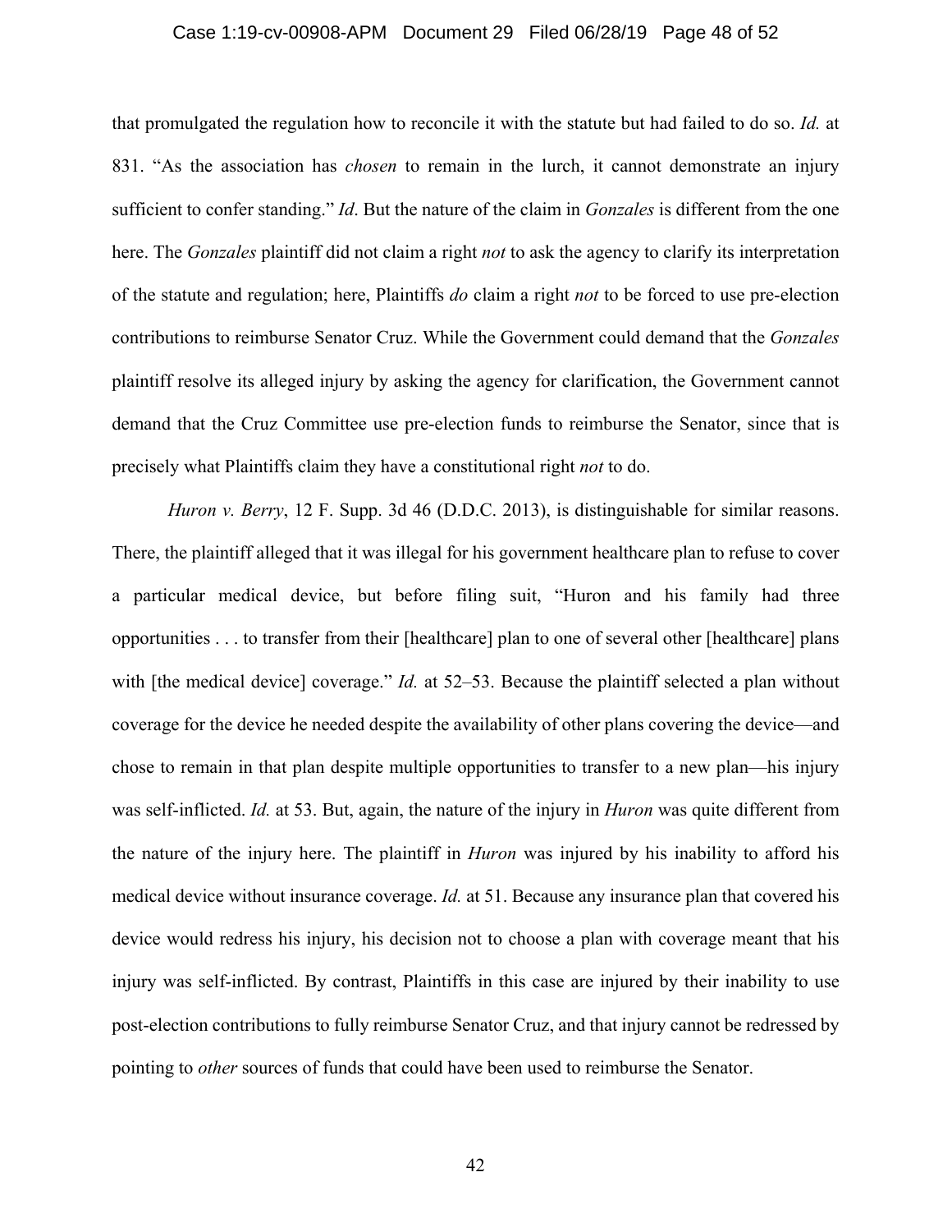that promulgated the regulation how to reconcile it with the statute but had failed to do so. *Id.* at 831. "As the association has *chosen* to remain in the lurch, it cannot demonstrate an injury sufficient to confer standing." *Id*. But the nature of the claim in *Gonzales* is different from the one here. The *Gonzales* plaintiff did not claim a right *not* to ask the agency to clarify its interpretation of the statute and regulation; here, Plaintiffs *do* claim a right *not* to be forced to use pre-election contributions to reimburse Senator Cruz. While the Government could demand that the *Gonzales* plaintiff resolve its alleged injury by asking the agency for clarification, the Government cannot demand that the Cruz Committee use pre-election funds to reimburse the Senator, since that is precisely what Plaintiffs claim they have a constitutional right *not* to do.

*Huron v. Berry*, 12 F. Supp. 3d 46 (D.D.C. 2013), is distinguishable for similar reasons. There, the plaintiff alleged that it was illegal for his government healthcare plan to refuse to cover a particular medical device, but before filing suit, "Huron and his family had three opportunities . . . to transfer from their [healthcare] plan to one of several other [healthcare] plans with [the medical device] coverage." *Id.* at 52–53. Because the plaintiff selected a plan without coverage for the device he needed despite the availability of other plans covering the device—and chose to remain in that plan despite multiple opportunities to transfer to a new plan—his injury was self-inflicted. *Id.* at 53. But, again, the nature of the injury in *Huron* was quite different from the nature of the injury here. The plaintiff in *Huron* was injured by his inability to afford his medical device without insurance coverage. *Id.* at 51. Because any insurance plan that covered his device would redress his injury, his decision not to choose a plan with coverage meant that his injury was self-inflicted. By contrast, Plaintiffs in this case are injured by their inability to use post-election contributions to fully reimburse Senator Cruz, and that injury cannot be redressed by pointing to *other* sources of funds that could have been used to reimburse the Senator.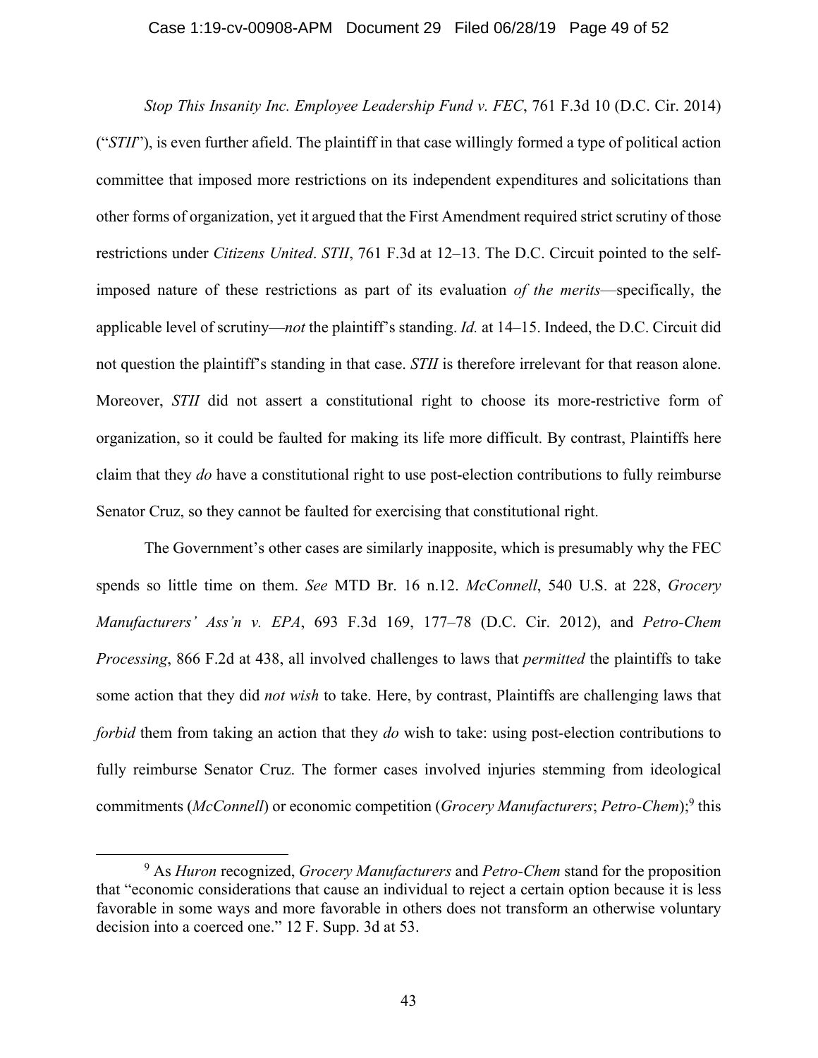*Stop This Insanity Inc. Employee Leadership Fund v. FEC*, 761 F.3d 10 (D.C. Cir. 2014) ("*STII*"), is even further afield. The plaintiff in that case willingly formed a type of political action committee that imposed more restrictions on its independent expenditures and solicitations than other forms of organization, yet it argued that the First Amendment required strict scrutiny of those restrictions under *Citizens United*. *STII*, 761 F.3d at 12–13. The D.C. Circuit pointed to the self-imposed nature of these restrictions as part of its evaluation *of the merits*—specifically, the applicable level of scrutiny—*not* the plaintiff's standing. *Id.* at 14–15. Indeed, the D.C. Circuit did not question the plaintiff's standing in that case. *STII* is therefore irrelevant for that reason alone. Moreover, *STII* did not assert a constitutional right to choose its more-restrictive form of organization, so it could be faulted for making its life more difficult. By contrast, Plaintiffs here claim that they *do* have a constitutional right to use post-election contributions to fully reimburse Senator Cruz, so they cannot be faulted for exercising that constitutional right.

The Government's other cases are similarly inapposite, which is presumably why the FEC spends so little time on them. *See* MTD Br. 16 n.12. *McConnell*, 540 U.S. at 228, *Grocery Manufacturers' Ass'n v. EPA*, 693 F.3d 169, 177–78 (D.C. Cir. 2012), and *Petro-Chem Processing*, 866 F.2d at 438, all involved challenges to laws that *permitted* the plaintiffs to take some action that they did *not wish* to take. Here, by contrast, Plaintiffs are challenging laws that *forbid* them from taking an action that they *do* wish to take: using post-election contributions to fully reimburse Senator Cruz. The former cases involved injuries stemming from ideological commitments (*McConnell*) or economic competition (*Grocery Manufacturers*; *Petro-Chem*);[9] this

[9] As *Huron* recognized, *Grocery Manufacturers* and *Petro-Chem* stand for the proposition that "economic considerations that cause an individual to reject a certain option because it is less favorable in some ways and more favorable in others does not transform an otherwise voluntary decision into a coerced one." 12 F. Supp. 3d at 53.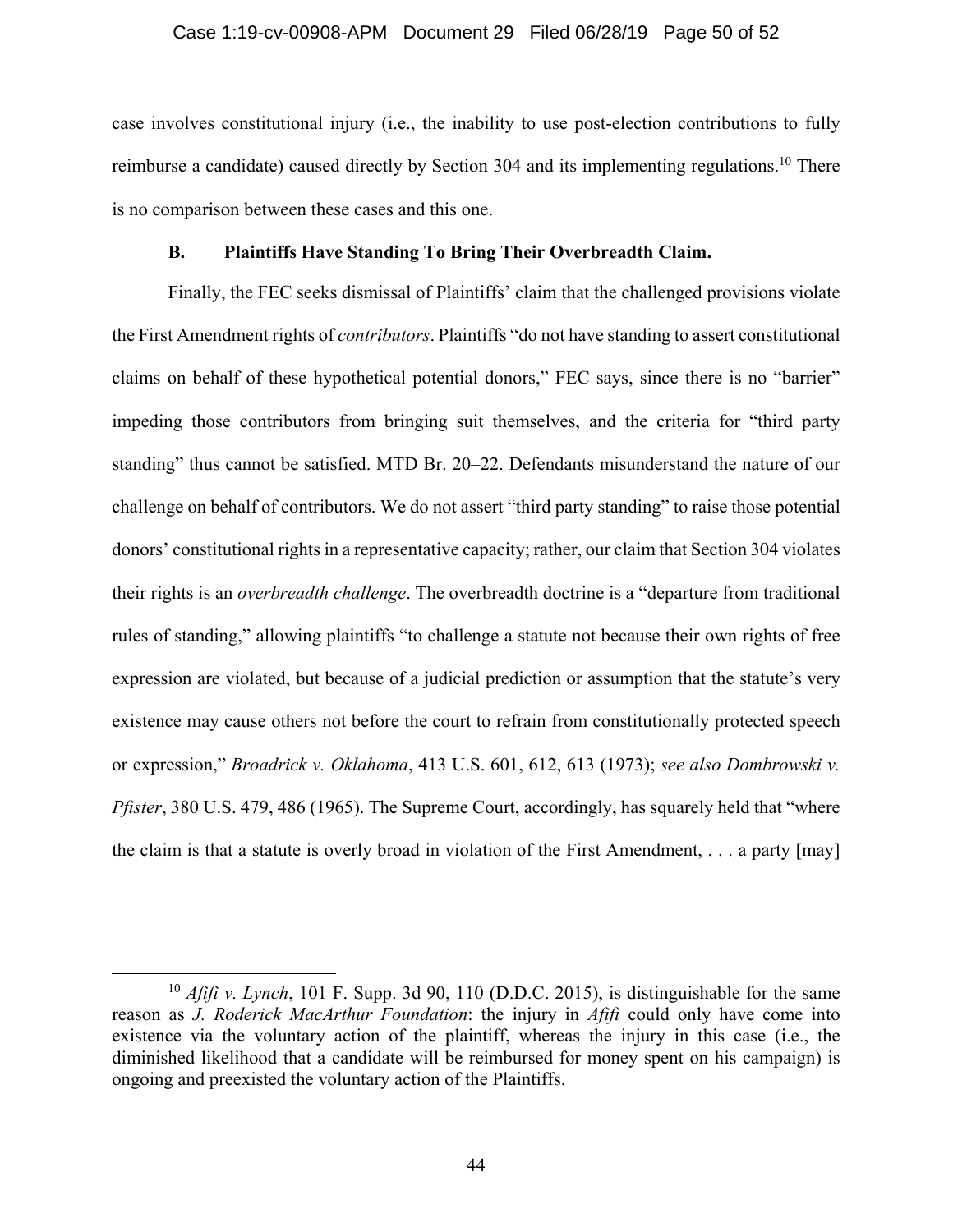case involves constitutional injury (i.e., the inability to use post-election contributions to fully reimburse a candidate) caused directly by Section 304 and its implementing regulations.[10] There is no comparison between these cases and this one.

### B. Plaintiffs Have Standing To Bring Their Overbreadth Claim.

Finally, the FEC seeks dismissal of Plaintiffs' claim that the challenged provisions violate the First Amendment rights of *contributors*. Plaintiffs "do not have standing to assert constitutional claims on behalf of these hypothetical potential donors," FEC says, since there is no "barrier" impeding those contributors from bringing suit themselves, and the criteria for "third party standing" thus cannot be satisfied. MTD Br. 20–22. Defendants misunderstand the nature of our challenge on behalf of contributors. We do not assert "third party standing" to raise those potential donors' constitutional rights in a representative capacity; rather, our claim that Section 304 violates their rights is an *overbreadth challenge*. The overbreadth doctrine is a "departure from traditional rules of standing," allowing plaintiffs "to challenge a statute not because their own rights of free expression are violated, but because of a judicial prediction or assumption that the statute's very existence may cause others not before the court to refrain from constitutionally protected speech or expression," *Broadrick v. Oklahoma*, 413 U.S. 601, 612, 613 (1973); *see also Dombrowski v. Pfister*, 380 U.S. 479, 486 (1965). The Supreme Court, accordingly, has squarely held that "where the claim is that a statute is overly broad in violation of the First Amendment, . . . a party [may]

---

[10] *Afifi v. Lynch*, 101 F. Supp. 3d 90, 110 (D.D.C. 2015), is distinguishable for the same reason as *J. Roderick MacArthur Foundation*: the injury in *Afifi* could only have come into existence via the voluntary action of the plaintiff, whereas the injury in this case (i.e., the diminished likelihood that a candidate will be reimbursed for money spent on his campaign) is ongoing and preexisted the voluntary action of the Plaintiffs.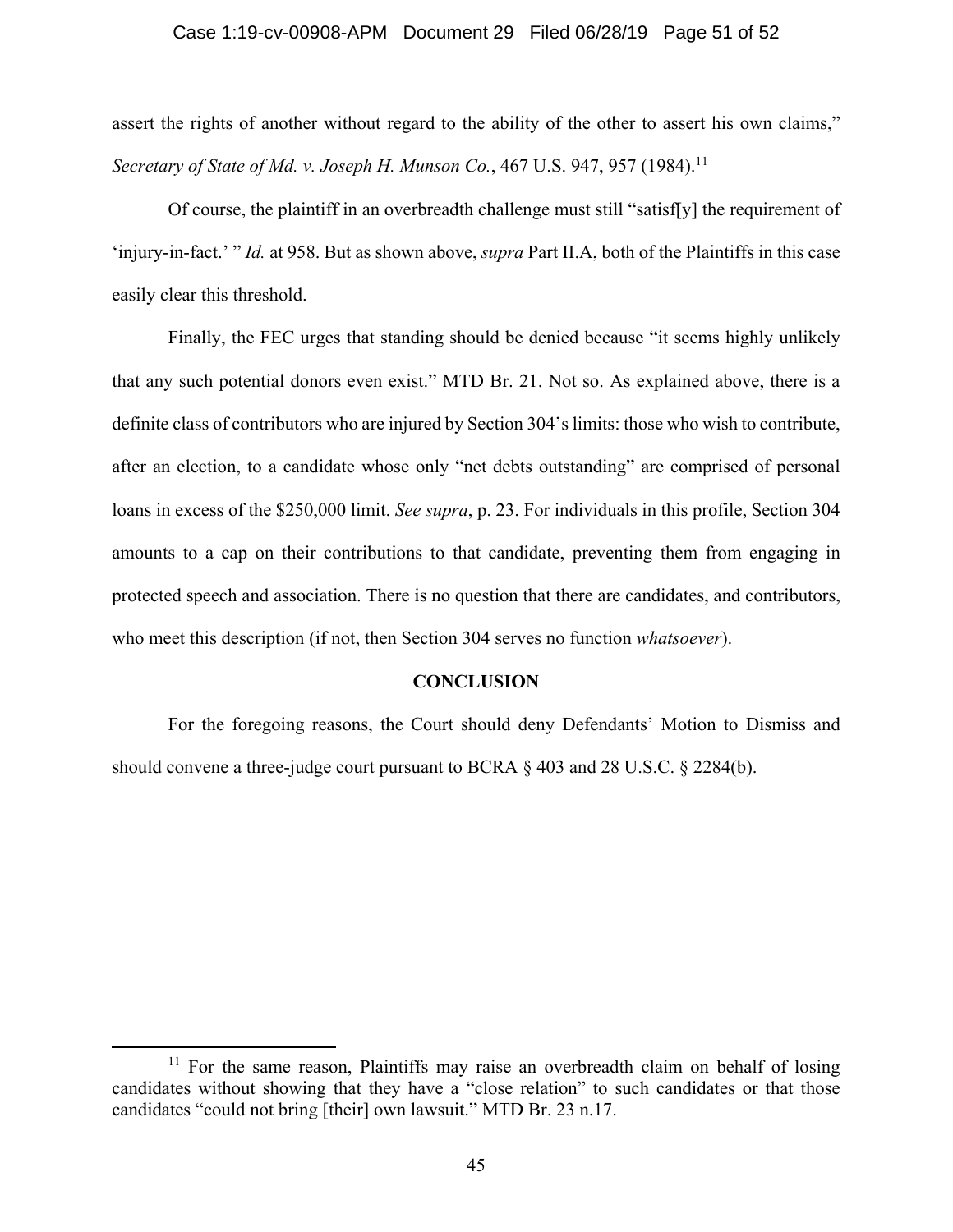assert the rights of another without regard to the ability of the other to assert his own claims," *Secretary of State of Md. v. Joseph H. Munson Co.*, 467 U.S. 947, 957 (1984).[11]

Of course, the plaintiff in an overbreadth challenge must still "satisf[y] the requirement of 'injury-in-fact.' " *Id.* at 958. But as shown above, *supra* Part II.A, both of the Plaintiffs in this case easily clear this threshold.

Finally, the FEC urges that standing should be denied because "it seems highly unlikely that any such potential donors even exist." MTD Br. 21. Not so. As explained above, there is a definite class of contributors who are injured by Section 304's limits: those who wish to contribute, after an election, to a candidate whose only "net debts outstanding" are comprised of personal loans in excess of the $250,000 limit. *See supra*, p. 23. For individuals in this profile, Section 304 amounts to a cap on their contributions to that candidate, preventing them from engaging in protected speech and association. There is no question that there are candidates, and contributors, who meet this description (if not, then Section 304 serves no function *whatsoever*).

## CONCLUSION

For the foregoing reasons, the Court should deny Defendants' Motion to Dismiss and should convene a three-judge court pursuant to BCRA § 403 and 28 U.S.C. § 2284(b).

---

[11] For the same reason, Plaintiffs may raise an overbreadth claim on behalf of losing candidates without showing that they have a "close relation" to such candidates or that those candidates "could not bring [their] own lawsuit." MTD Br. 23 n.17.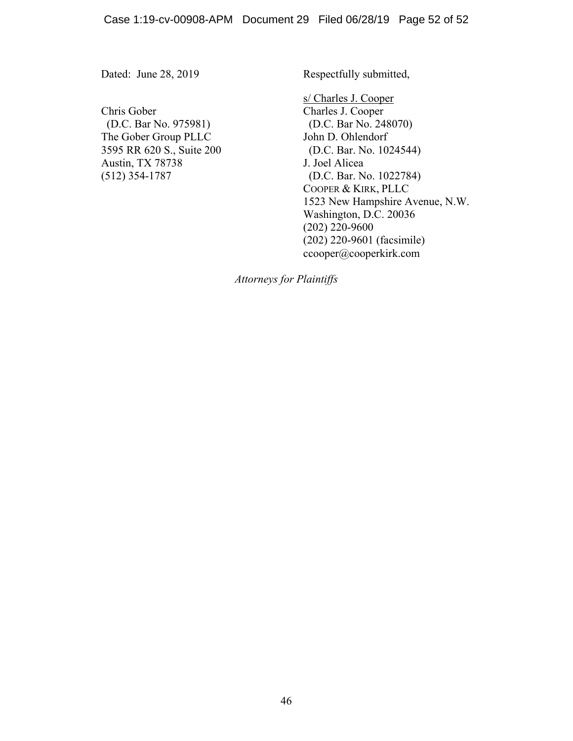Dated: June 28, 2019

Respectfully submitted,

s/ Charles J. Cooper
Charles J. Cooper
(D.C. Bar No. 248070)
John D. Ohlendorf
(D.C. Bar. No. 1024544)
J. Joel Alicea
(D.C. Bar. No. 1022784)
COOPER & KIRK, PLLC
1523 New Hampshire Avenue, N.W.
Washington, D.C. 20036
(202) 220-9600
(202) 220-9601 (facsimile)
ccooper@cooperkirk.com

Chris Gober
(D.C. Bar No. 975981)
The Gober Group PLLC
3595 RR 620 S., Suite 200
Austin, TX 78738
(512) 354-1787

*Attorneys for Plaintiffs*